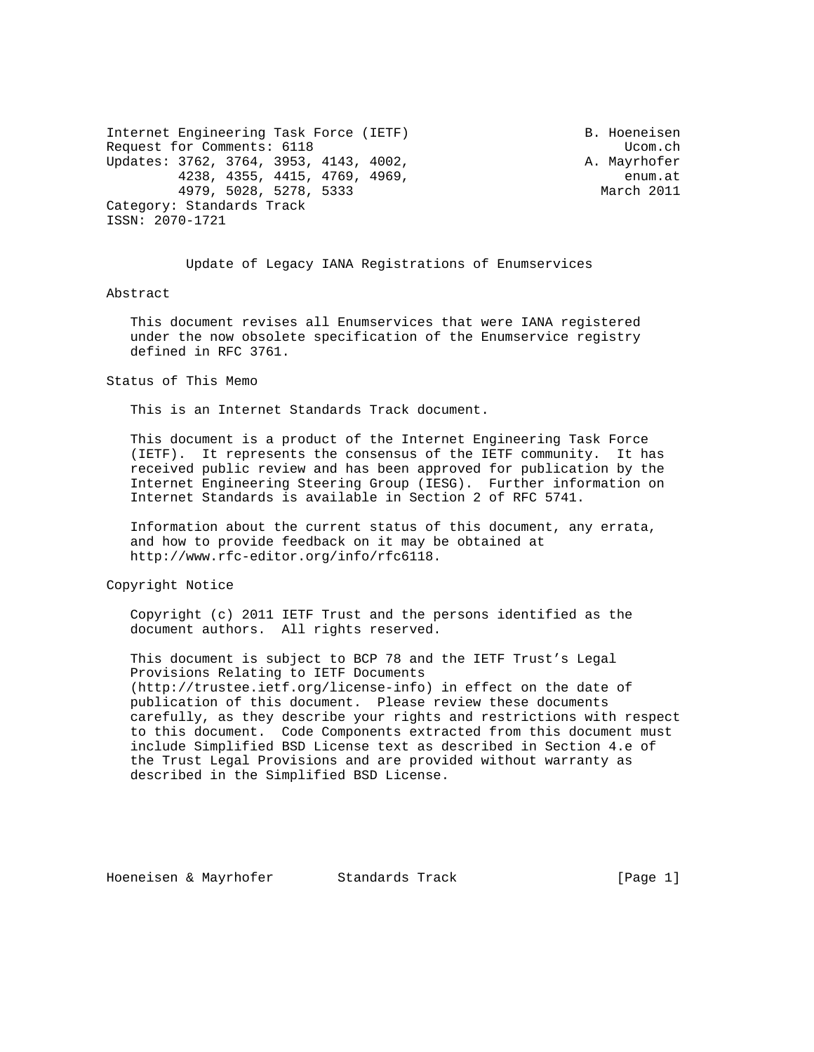Internet Engineering Task Force (IETF) B. Hoeneisen
Request for Comments: 6118 Ucom.ch
Updates: 3762, 3764, 3953, 4143, 4002, A. Mayrhofer
4238, 4355, 4415, 4769, 4969, enum.at
4979, 5028, 5278, 5333 March 2011
Category: Standards Track
ISSN: 2070-1721

# Update of Legacy IANA Registrations of Enumservices

## Abstract

This document revises all Enumservices that were IANA registered under the now obsolete specification of the Enumservice registry defined in RFC 3761.

## Status of This Memo

This is an Internet Standards Track document.

This document is a product of the Internet Engineering Task Force (IETF). It represents the consensus of the IETF community. It has received public review and has been approved for publication by the Internet Engineering Steering Group (IESG). Further information on Internet Standards is available in Section 2 of RFC 5741.

Information about the current status of this document, any errata, and how to provide feedback on it may be obtained at http://www.rfc-editor.org/info/rfc6118.

## Copyright Notice

Copyright (c) 2011 IETF Trust and the persons identified as the document authors. All rights reserved.

This document is subject to BCP 78 and the IETF Trust's Legal Provisions Relating to IETF Documents (http://trustee.ietf.org/license-info) in effect on the date of publication of this document. Please review these documents carefully, as they describe your rights and restrictions with respect to this document. Code Components extracted from this document must include Simplified BSD License text as described in Section 4.e of the Trust Legal Provisions and are provided without warranty as described in the Simplified BSD License.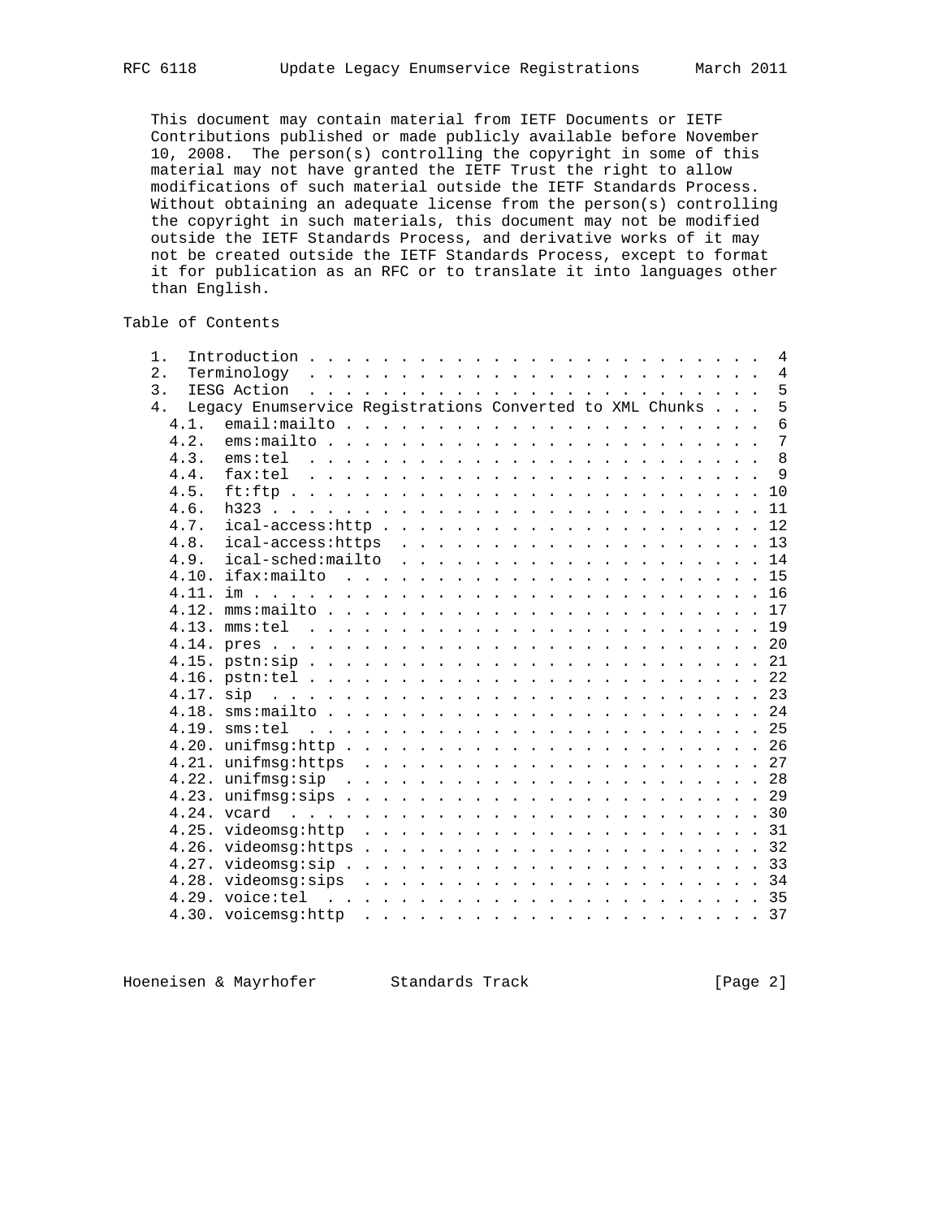This document may contain material from IETF Documents or IETF Contributions published or made publicly available before November 10, 2008. The person(s) controlling the copyright in some of this material may not have granted the IETF Trust the right to allow modifications of such material outside the IETF Standards Process. Without obtaining an adequate license from the person(s) controlling the copyright in such materials, this document may not be modified outside the IETF Standards Process, and derivative works of it may not be created outside the IETF Standards Process, except to format it for publication as an RFC or to translate it into languages other than English.

## Table of Contents

```
   1.  Introduction . . . . . . . . . . . . . . . . . . . . . . . . .  4
   2.  Terminology  . . . . . . . . . . . . . . . . . . . . . . . . .  4
   3.  IESG Action  . . . . . . . . . . . . . . . . . . . . . . . . .  5
   4.  Legacy Enumservice Registrations Converted to XML Chunks . . .  5
     4.1.  email:mailto . . . . . . . . . . . . . . . . . . . . . . .  6
     4.2.  ems:mailto . . . . . . . . . . . . . . . . . . . . . . . .  7
     4.3.  ems:tel  . . . . . . . . . . . . . . . . . . . . . . . . .  8
     4.4.  fax:tel  . . . . . . . . . . . . . . . . . . . . . . . . .  9
     4.5.  ft:ftp . . . . . . . . . . . . . . . . . . . . . . . . . . 10
     4.6.  h323 . . . . . . . . . . . . . . . . . . . . . . . . . . . 11
     4.7.  ical-access:http . . . . . . . . . . . . . . . . . . . . . 12
     4.8.  ical-access:https  . . . . . . . . . . . . . . . . . . . . 13
     4.9.  ical-sched:mailto  . . . . . . . . . . . . . . . . . . . . 14
     4.10. ifax:mailto  . . . . . . . . . . . . . . . . . . . . . . . 15
     4.11. im . . . . . . . . . . . . . . . . . . . . . . . . . . . . 16
     4.12. mms:mailto . . . . . . . . . . . . . . . . . . . . . . . . 17
     4.13. mms:tel  . . . . . . . . . . . . . . . . . . . . . . . . . 19
     4.14. pres . . . . . . . . . . . . . . . . . . . . . . . . . . . 20
     4.15. pstn:sip . . . . . . . . . . . . . . . . . . . . . . . . . 21
     4.16. pstn:tel . . . . . . . . . . . . . . . . . . . . . . . . . 22
     4.17. sip  . . . . . . . . . . . . . . . . . . . . . . . . . . . 23
     4.18. sms:mailto . . . . . . . . . . . . . . . . . . . . . . . . 24
     4.19. sms:tel  . . . . . . . . . . . . . . . . . . . . . . . . . 25
     4.20. unifmsg:http . . . . . . . . . . . . . . . . . . . . . . . 26
     4.21. unifmsg:https  . . . . . . . . . . . . . . . . . . . . . . 27
     4.22. unifmsg:sip  . . . . . . . . . . . . . . . . . . . . . . . 28
     4.23. unifmsg:sips . . . . . . . . . . . . . . . . . . . . . . . 29
     4.24. vcard  . . . . . . . . . . . . . . . . . . . . . . . . . . 30
     4.25. videomsg:http  . . . . . . . . . . . . . . . . . . . . . . 31
     4.26. videomsg:https . . . . . . . . . . . . . . . . . . . . . . 32
     4.27. videomsg:sip . . . . . . . . . . . . . . . . . . . . . . . 33
     4.28. videomsg:sips  . . . . . . . . . . . . . . . . . . . . . . 34
     4.29. voice:tel  . . . . . . . . . . . . . . . . . . . . . . . . 35
     4.30. voicemsg:http  . . . . . . . . . . . . . . . . . . . . . . 37
```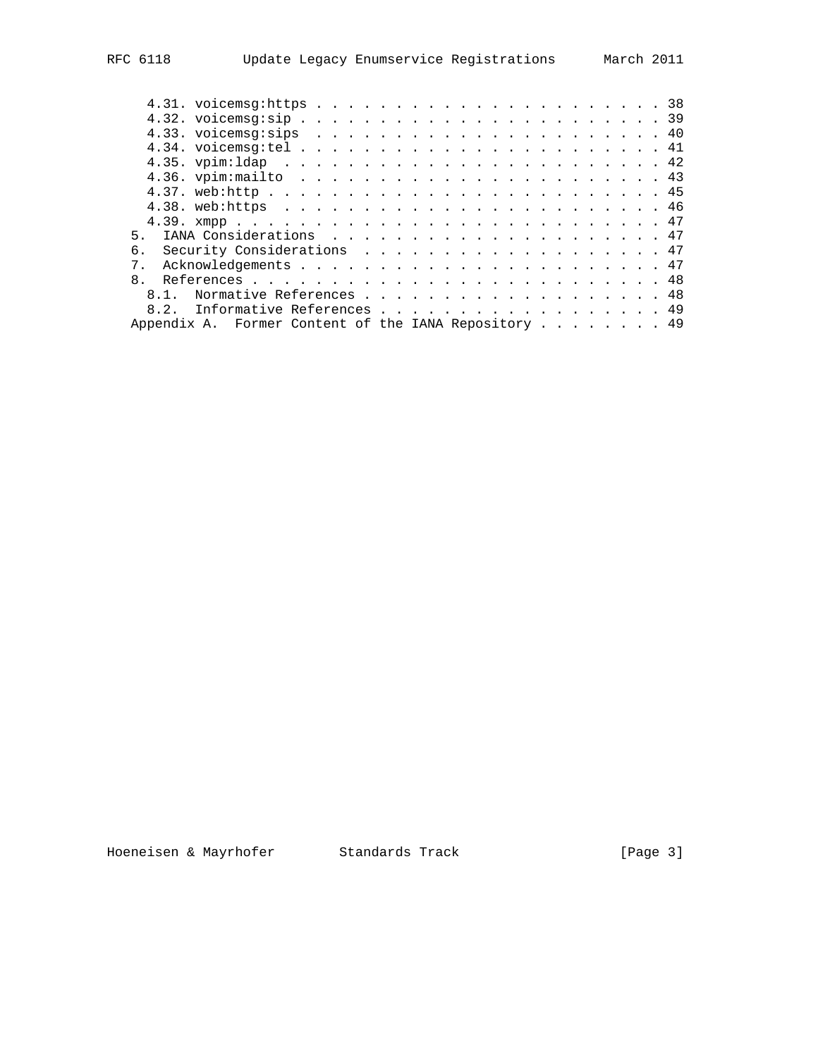- 4.31. voicemsg:https . . . . . . . . . . . . . . . . . . . . . . . 38
- 4.32. voicemsg:sip . . . . . . . . . . . . . . . . . . . . . . . . 39
- 4.33. voicemsg:sips . . . . . . . . . . . . . . . . . . . . . . . 40
- 4.34. voicemsg:tel . . . . . . . . . . . . . . . . . . . . . . . . 41
- 4.35. vpim:ldap . . . . . . . . . . . . . . . . . . . . . . . . . 42
- 4.36. vpim:mailto . . . . . . . . . . . . . . . . . . . . . . . . 43
- 4.37. web:http . . . . . . . . . . . . . . . . . . . . . . . . . . 45
- 4.38. web:https . . . . . . . . . . . . . . . . . . . . . . . . . 46
- 4.39. xmpp . . . . . . . . . . . . . . . . . . . . . . . . . . . . 47

5. IANA Considerations . . . . . . . . . . . . . . . . . . . . . . 47
6. Security Considerations . . . . . . . . . . . . . . . . . . . . 47
7. Acknowledgements . . . . . . . . . . . . . . . . . . . . . . . . 47
8. References . . . . . . . . . . . . . . . . . . . . . . . . . . . 48
   - 8.1. Normative References . . . . . . . . . . . . . . . . . . . 48
   - 8.2. Informative References . . . . . . . . . . . . . . . . . . 49

Appendix A. Former Content of the IANA Repository . . . . . . . . 49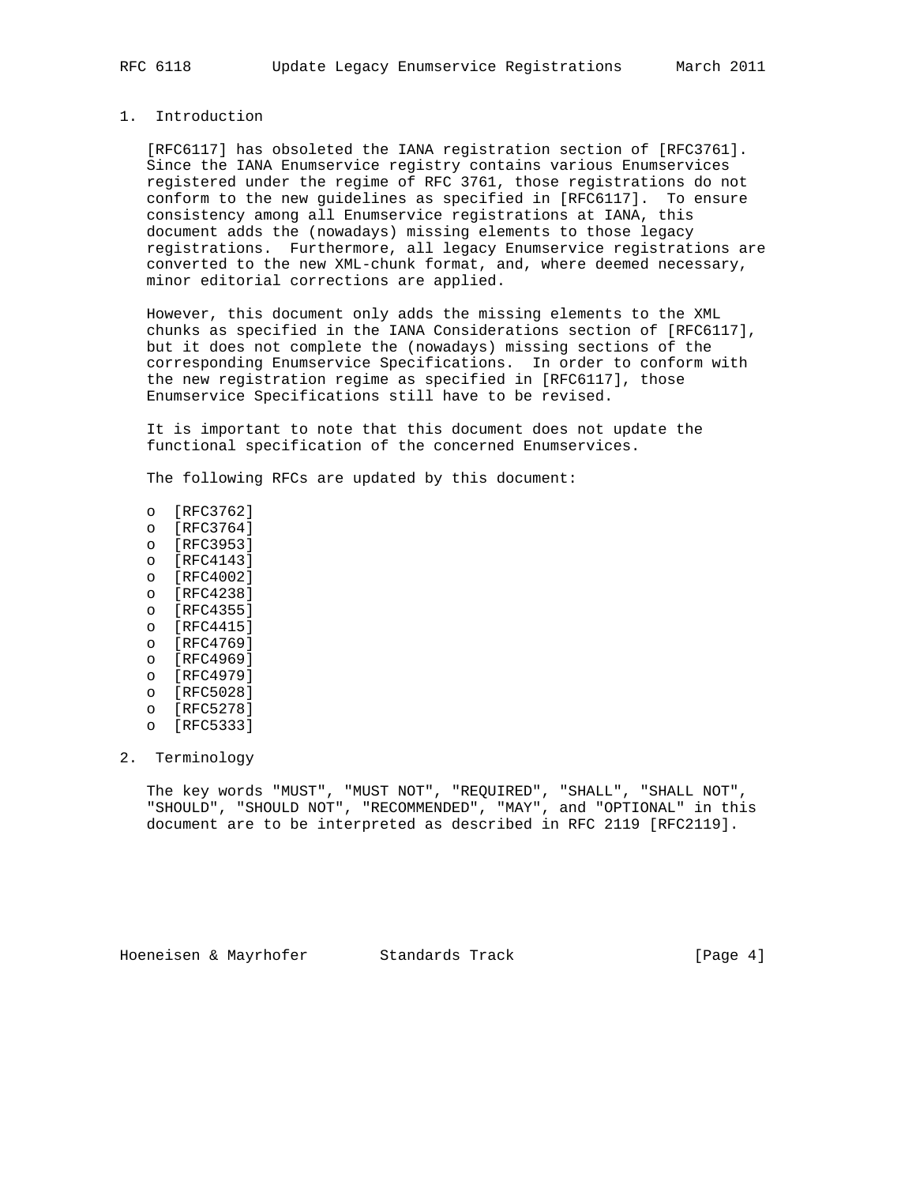## 1. Introduction

[RFC6117] has obsoleted the IANA registration section of [RFC3761]. Since the IANA Enumservice registry contains various Enumservices registered under the regime of RFC 3761, those registrations do not conform to the new guidelines as specified in [RFC6117]. To ensure consistency among all Enumservice registrations at IANA, this document adds the (nowadays) missing elements to those legacy registrations. Furthermore, all legacy Enumservice registrations are converted to the new XML-chunk format, and, where deemed necessary, minor editorial corrections are applied.

However, this document only adds the missing elements to the XML chunks as specified in the IANA Considerations section of [RFC6117], but it does not complete the (nowadays) missing sections of the corresponding Enumservice Specifications. In order to conform with the new registration regime as specified in [RFC6117], those Enumservice Specifications still have to be revised.

It is important to note that this document does not update the functional specification of the concerned Enumservices.

The following RFCs are updated by this document:

- [RFC3762]
- [RFC3764]
- [RFC3953]
- [RFC4143]
- [RFC4002]
- [RFC4238]
- [RFC4355]
- [RFC4415]
- [RFC4769]
- [RFC4969]
- [RFC4979]
- [RFC5028]
- [RFC5278]
- [RFC5333]

## 2. Terminology

The key words "MUST", "MUST NOT", "REQUIRED", "SHALL", "SHALL NOT", "SHOULD", "SHOULD NOT", "RECOMMENDED", "MAY", and "OPTIONAL" in this document are to be interpreted as described in RFC 2119 [RFC2119].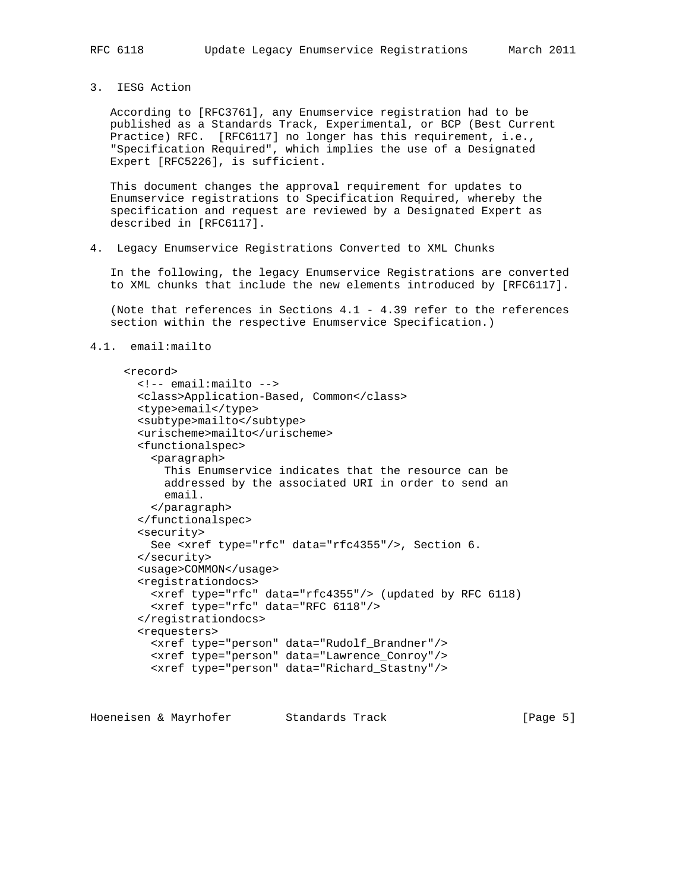## 3. IESG Action

According to [RFC3761], any Enumservice registration had to be published as a Standards Track, Experimental, or BCP (Best Current Practice) RFC. [RFC6117] no longer has this requirement, i.e., "Specification Required", which implies the use of a Designated Expert [RFC5226], is sufficient.

This document changes the approval requirement for updates to Enumservice registrations to Specification Required, whereby the specification and request are reviewed by a Designated Expert as described in [RFC6117].

## 4. Legacy Enumservice Registrations Converted to XML Chunks

In the following, the legacy Enumservice Registrations are converted to XML chunks that include the new elements introduced by [RFC6117].

(Note that references in Sections 4.1 - 4.39 refer to the references section within the respective Enumservice Specification.)

### 4.1. email:mailto

```
<record>
  <!-- email:mailto -->
  <class>Application-Based, Common</class>
  <type>email</type>
  <subtype>mailto</subtype>
  <urischeme>mailto</urischeme>
  <functionalspec>
    <paragraph>
      This Enumservice indicates that the resource can be
      addressed by the associated URI in order to send an
      email.
    </paragraph>
  </functionalspec>
  <security>
    See <xref type="rfc" data="rfc4355"/>, Section 6.
  </security>
  <usage>COMMON</usage>
  <registrationdocs>
    <xref type="rfc" data="rfc4355"/> (updated by RFC 6118)
    <xref type="rfc" data="RFC 6118"/>
  </registrationdocs>
  <requesters>
    <xref type="person" data="Rudolf_Brandner"/>
    <xref type="person" data="Lawrence_Conroy"/>
    <xref type="person" data="Richard_Stastny"/>
```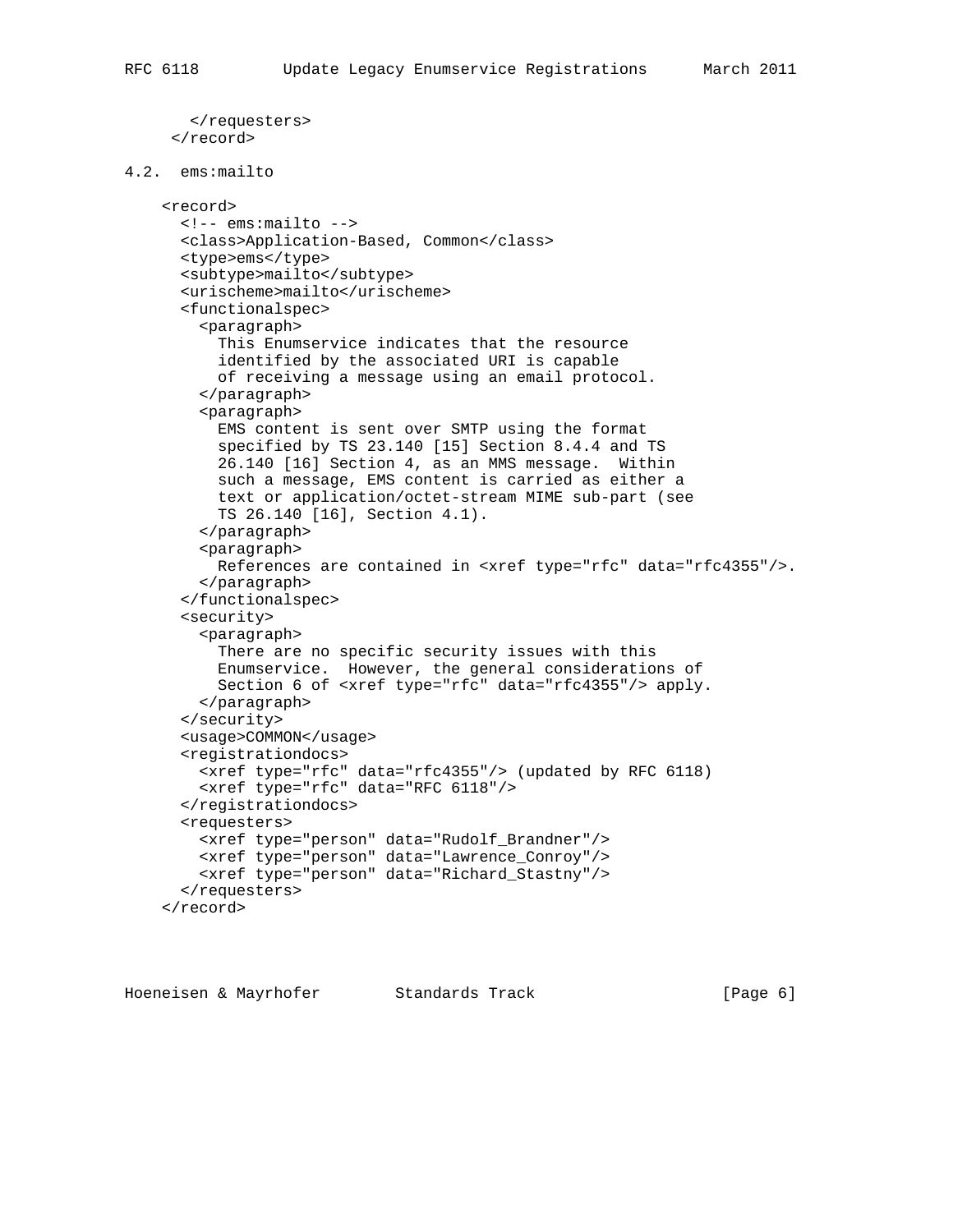```
      </requesters>
    </record>
```

## 4.2. ems:mailto

```
   <record>
     <!-- ems:mailto -->
     <class>Application-Based, Common</class>
     <type>ems</type>
     <subtype>mailto</subtype>
     <urischeme>mailto</urischeme>
     <functionalspec>
       <paragraph>
         This Enumservice indicates that the resource
         identified by the associated URI is capable
         of receiving a message using an email protocol.
       </paragraph>
       <paragraph>
         EMS content is sent over SMTP using the format
         specified by TS 23.140 [15] Section 8.4.4 and TS
         26.140 [16] Section 4, as an MMS message.  Within
         such a message, EMS content is carried as either a
         text or application/octet-stream MIME sub-part (see
         TS 26.140 [16], Section 4.1).
       </paragraph>
       <paragraph>
         References are contained in <xref type="rfc" data="rfc4355"/>.
       </paragraph>
     </functionalspec>
     <security>
       <paragraph>
         There are no specific security issues with this
         Enumservice.  However, the general considerations of
         Section 6 of <xref type="rfc" data="rfc4355"/> apply.
       </paragraph>
     </security>
     <usage>COMMON</usage>
     <registrationdocs>
       <xref type="rfc" data="rfc4355"/> (updated by RFC 6118)
       <xref type="rfc" data="RFC 6118"/>
     </registrationdocs>
     <requesters>
       <xref type="person" data="Rudolf_Brandner"/>
       <xref type="person" data="Lawrence_Conroy"/>
       <xref type="person" data="Richard_Stastny"/>
     </requesters>
   </record>
```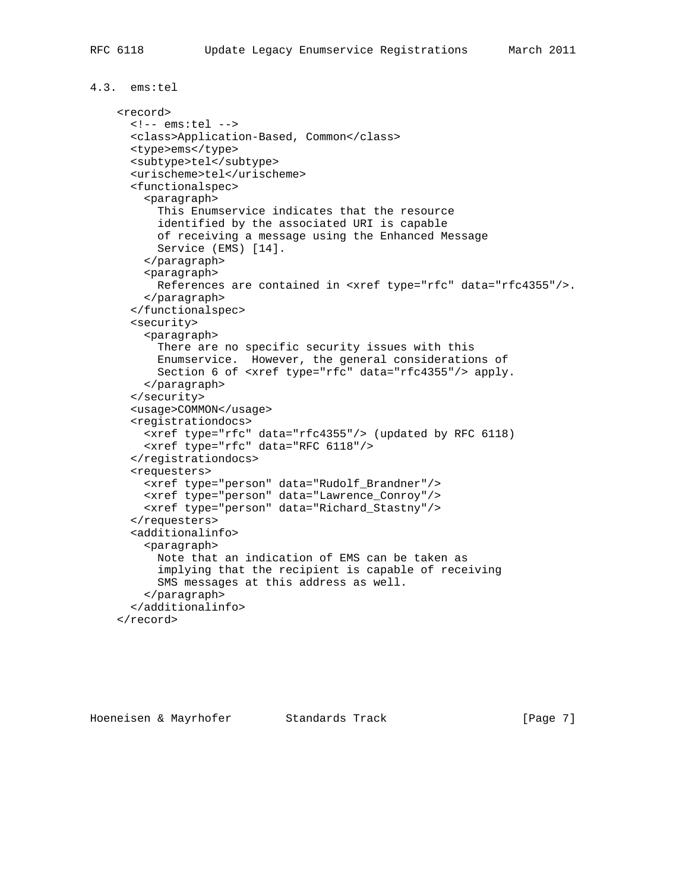### 4.3. ems:tel

```
<record>
  <!-- ems:tel -->
  <class>Application-Based, Common</class>
  <type>ems</type>
  <subtype>tel</subtype>
  <urischeme>tel</urischeme>
  <functionalspec>
    <paragraph>
      This Enumservice indicates that the resource
      identified by the associated URI is capable
      of receiving a message using the Enhanced Message
      Service (EMS) [14].
    </paragraph>
    <paragraph>
      References are contained in <xref type="rfc" data="rfc4355"/>.
    </paragraph>
  </functionalspec>
  <security>
    <paragraph>
      There are no specific security issues with this
      Enumservice.  However, the general considerations of
      Section 6 of <xref type="rfc" data="rfc4355"/> apply.
    </paragraph>
  </security>
  <usage>COMMON</usage>
  <registrationdocs>
    <xref type="rfc" data="rfc4355"/> (updated by RFC 6118)
    <xref type="rfc" data="RFC 6118"/>
  </registrationdocs>
  <requesters>
    <xref type="person" data="Rudolf_Brandner"/>
    <xref type="person" data="Lawrence_Conroy"/>
    <xref type="person" data="Richard_Stastny"/>
  </requesters>
  <additionalinfo>
    <paragraph>
      Note that an indication of EMS can be taken as
      implying that the recipient is capable of receiving
      SMS messages at this address as well.
    </paragraph>
  </additionalinfo>
</record>
```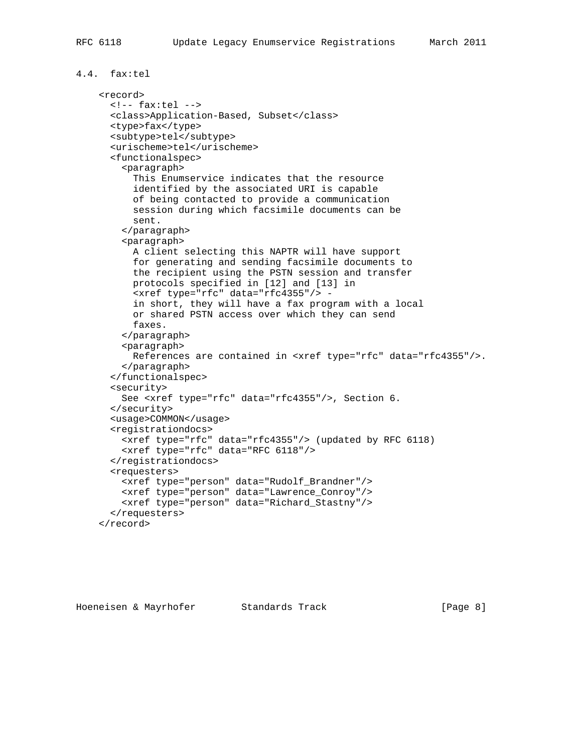### 4.4. fax:tel

```
<record>
  <!-- fax:tel -->
  <class>Application-Based, Subset</class>
  <type>fax</type>
  <subtype>tel</subtype>
  <urischeme>tel</urischeme>
  <functionalspec>
    <paragraph>
      This Enumservice indicates that the resource
      identified by the associated URI is capable
      of being contacted to provide a communication
      session during which facsimile documents can be
      sent.
    </paragraph>
    <paragraph>
      A client selecting this NAPTR will have support
      for generating and sending facsimile documents to
      the recipient using the PSTN session and transfer
      protocols specified in [12] and [13] in
      <xref type="rfc" data="rfc4355"/> -
      in short, they will have a fax program with a local
      or shared PSTN access over which they can send
      faxes.
    </paragraph>
    <paragraph>
      References are contained in <xref type="rfc" data="rfc4355"/>.
    </paragraph>
  </functionalspec>
  <security>
    See <xref type="rfc" data="rfc4355"/>, Section 6.
  </security>
  <usage>COMMON</usage>
  <registrationdocs>
    <xref type="rfc" data="rfc4355"/> (updated by RFC 6118)
    <xref type="rfc" data="RFC 6118"/>
  </registrationdocs>
  <requesters>
    <xref type="person" data="Rudolf_Brandner"/>
    <xref type="person" data="Lawrence_Conroy"/>
    <xref type="person" data="Richard_Stastny"/>
  </requesters>
</record>
```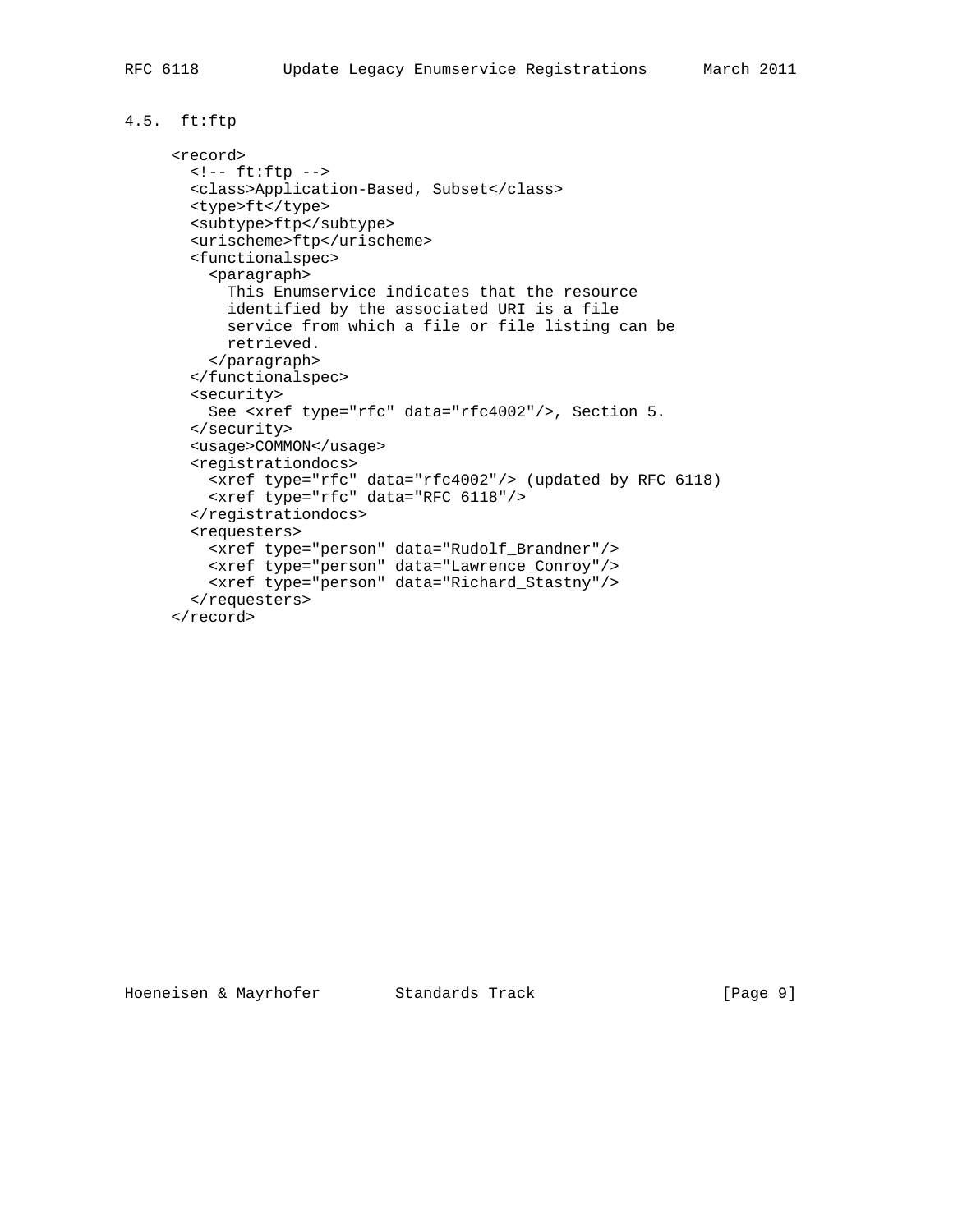### 4.5. ft:ftp

```
<record>
  <!-- ft:ftp -->
  <class>Application-Based, Subset</class>
  <type>ft</type>
  <subtype>ftp</subtype>
  <urischeme>ftp</urischeme>
  <functionalspec>
    <paragraph>
      This Enumservice indicates that the resource
      identified by the associated URI is a file
      service from which a file or file listing can be
      retrieved.
    </paragraph>
  </functionalspec>
  <security>
    See <xref type="rfc" data="rfc4002"/>, Section 5.
  </security>
  <usage>COMMON</usage>
  <registrationdocs>
    <xref type="rfc" data="rfc4002"/> (updated by RFC 6118)
    <xref type="rfc" data="RFC 6118"/>
  </registrationdocs>
  <requesters>
    <xref type="person" data="Rudolf_Brandner"/>
    <xref type="person" data="Lawrence_Conroy"/>
    <xref type="person" data="Richard_Stastny"/>
  </requesters>
</record>
```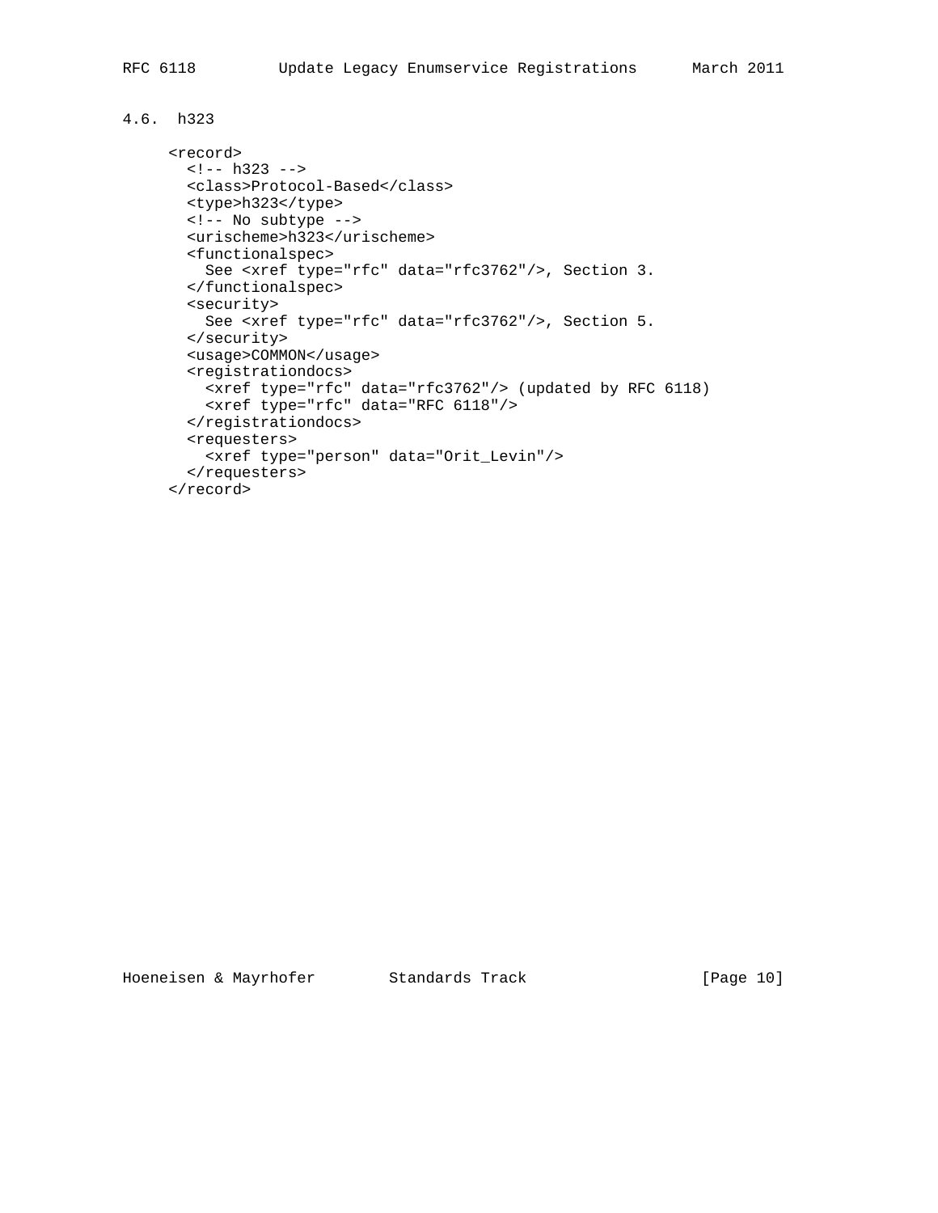### 4.6. h323

```
<record>
  <!-- h323 -->
  <class>Protocol-Based</class>
  <type>h323</type>
  <!-- No subtype -->
  <urischeme>h323</urischeme>
  <functionalspec>
    See <xref type="rfc" data="rfc3762"/>, Section 3.
  </functionalspec>
  <security>
    See <xref type="rfc" data="rfc3762"/>, Section 5.
  </security>
  <usage>COMMON</usage>
  <registrationdocs>
    <xref type="rfc" data="rfc3762"/> (updated by RFC 6118)
    <xref type="rfc" data="RFC 6118"/>
  </registrationdocs>
  <requesters>
    <xref type="person" data="Orit_Levin"/>
  </requesters>
</record>
```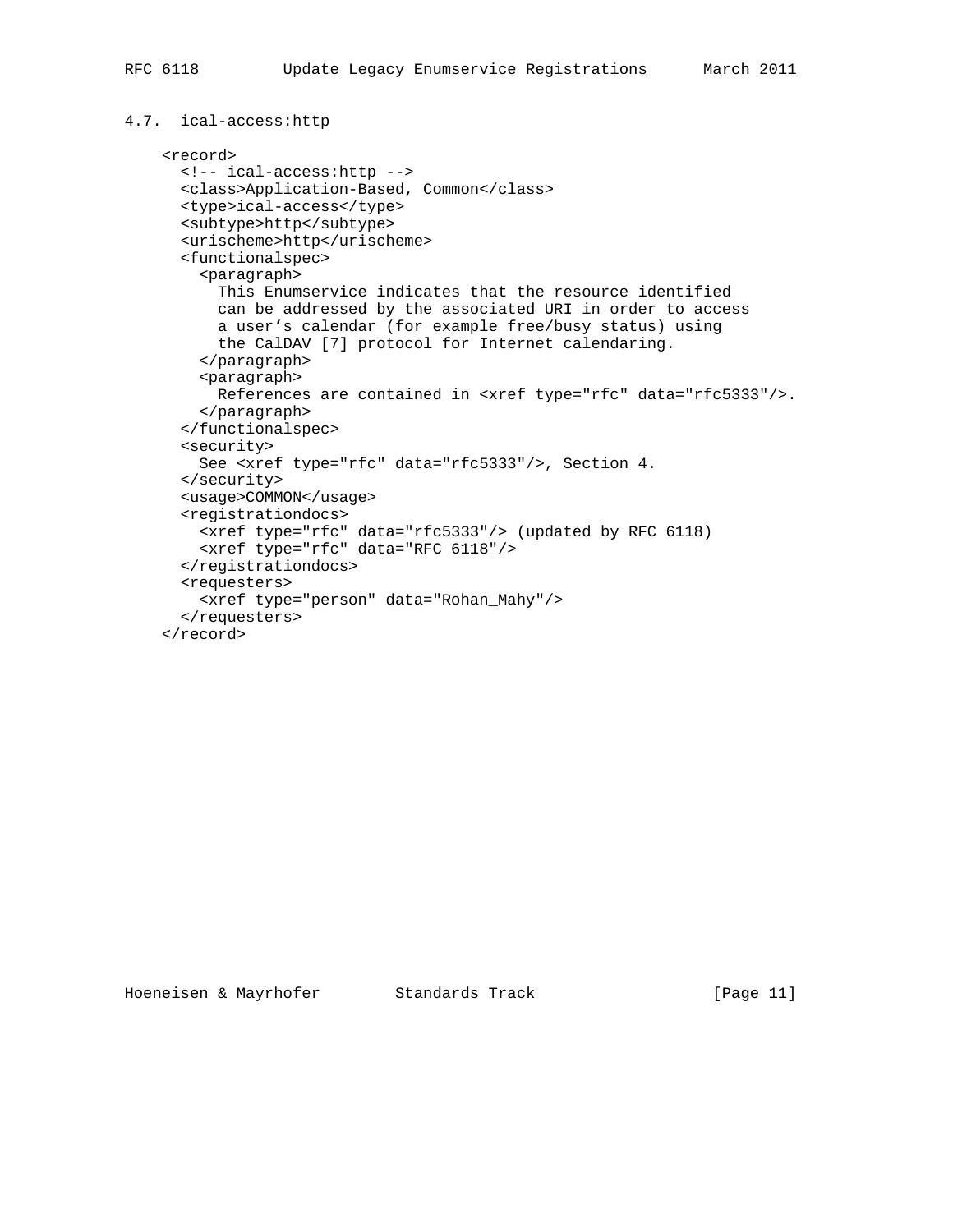### 4.7. ical-access:http

```
<record>
  <!-- ical-access:http -->
  <class>Application-Based, Common</class>
  <type>ical-access</type>
  <subtype>http</subtype>
  <urischeme>http</urischeme>
  <functionalspec>
    <paragraph>
      This Enumservice indicates that the resource identified
      can be addressed by the associated URI in order to access
      a user’s calendar (for example free/busy status) using
      the CalDAV [7] protocol for Internet calendaring.
    </paragraph>
    <paragraph>
      References are contained in <xref type="rfc" data="rfc5333"/>.
    </paragraph>
  </functionalspec>
  <security>
    See <xref type="rfc" data="rfc5333"/>, Section 4.
  </security>
  <usage>COMMON</usage>
  <registrationdocs>
    <xref type="rfc" data="rfc5333"/> (updated by RFC 6118)
    <xref type="rfc" data="RFC 6118"/>
  </registrationdocs>
  <requesters>
    <xref type="person" data="Rohan_Mahy"/>
  </requesters>
</record>
```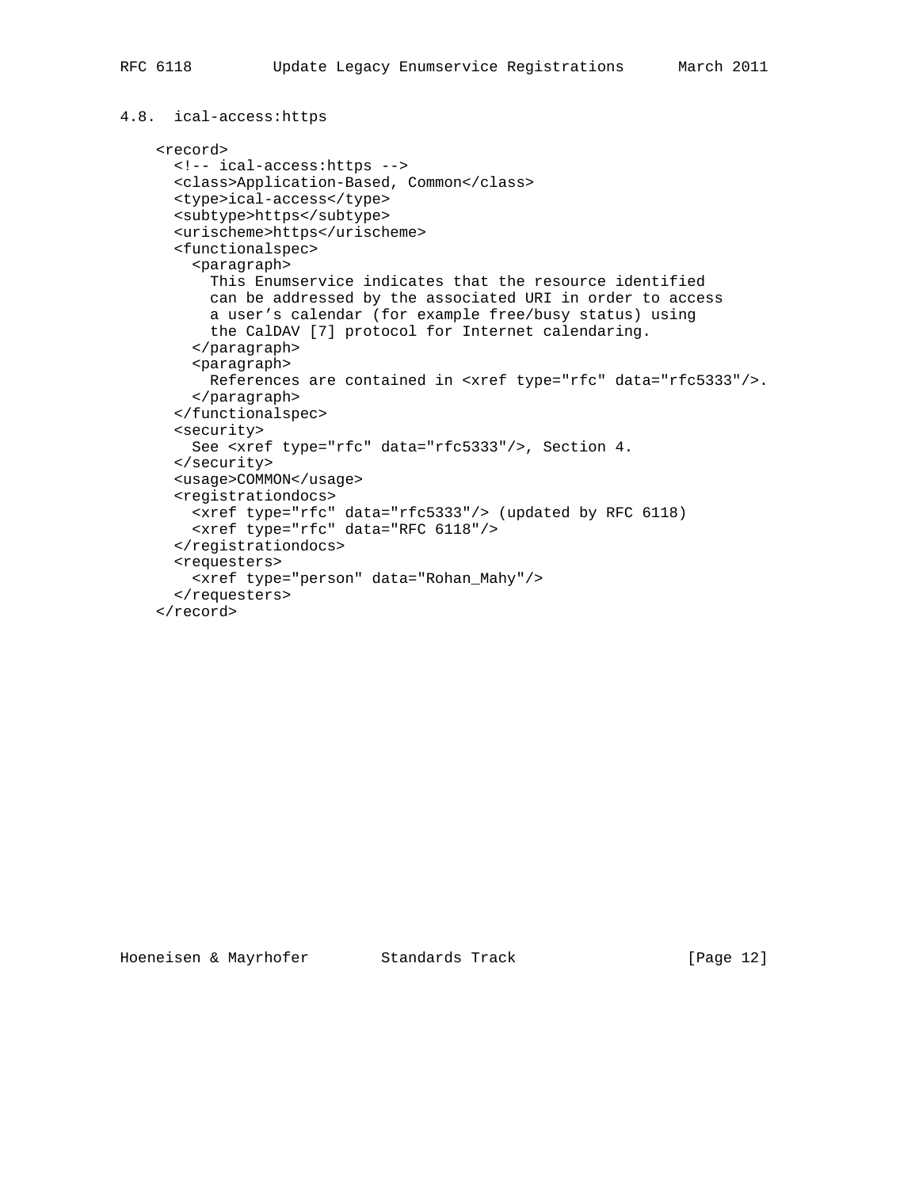### 4.8. ical-access:https

```
<record>
  <!-- ical-access:https -->
  <class>Application-Based, Common</class>
  <type>ical-access</type>
  <subtype>https</subtype>
  <urischeme>https</urischeme>
  <functionalspec>
    <paragraph>
      This Enumservice indicates that the resource identified
      can be addressed by the associated URI in order to access
      a user’s calendar (for example free/busy status) using
      the CalDAV [7] protocol for Internet calendaring.
    </paragraph>
    <paragraph>
      References are contained in <xref type="rfc" data="rfc5333"/>.
    </paragraph>
  </functionalspec>
  <security>
    See <xref type="rfc" data="rfc5333"/>, Section 4.
  </security>
  <usage>COMMON</usage>
  <registrationdocs>
    <xref type="rfc" data="rfc5333"/> (updated by RFC 6118)
    <xref type="rfc" data="RFC 6118"/>
  </registrationdocs>
  <requesters>
    <xref type="person" data="Rohan_Mahy"/>
  </requesters>
</record>
```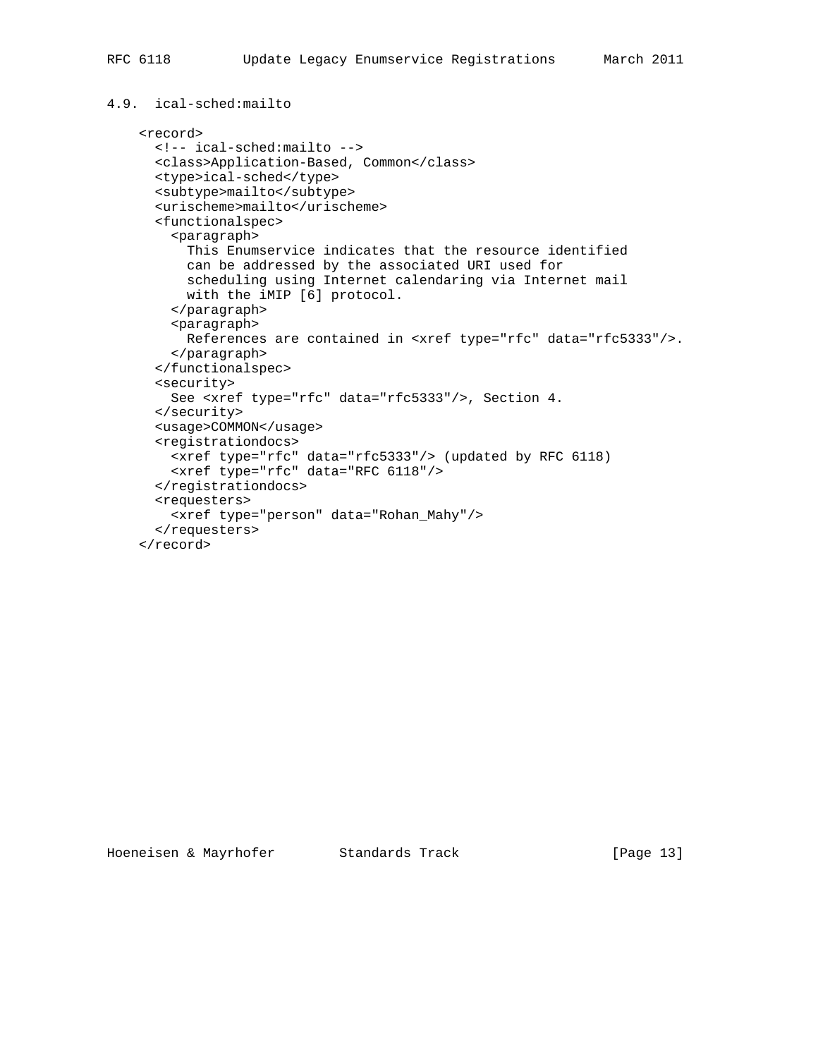### 4.9. ical-sched:mailto

```
<record>
  <!-- ical-sched:mailto -->
  <class>Application-Based, Common</class>
  <type>ical-sched</type>
  <subtype>mailto</subtype>
  <urischeme>mailto</urischeme>
  <functionalspec>
    <paragraph>
      This Enumservice indicates that the resource identified
      can be addressed by the associated URI used for
      scheduling using Internet calendaring via Internet mail
      with the iMIP [6] protocol.
    </paragraph>
    <paragraph>
      References are contained in <xref type="rfc" data="rfc5333"/>.
    </paragraph>
  </functionalspec>
  <security>
    See <xref type="rfc" data="rfc5333"/>, Section 4.
  </security>
  <usage>COMMON</usage>
  <registrationdocs>
    <xref type="rfc" data="rfc5333"/> (updated by RFC 6118)
    <xref type="rfc" data="RFC 6118"/>
  </registrationdocs>
  <requesters>
    <xref type="person" data="Rohan_Mahy"/>
  </requesters>
</record>
```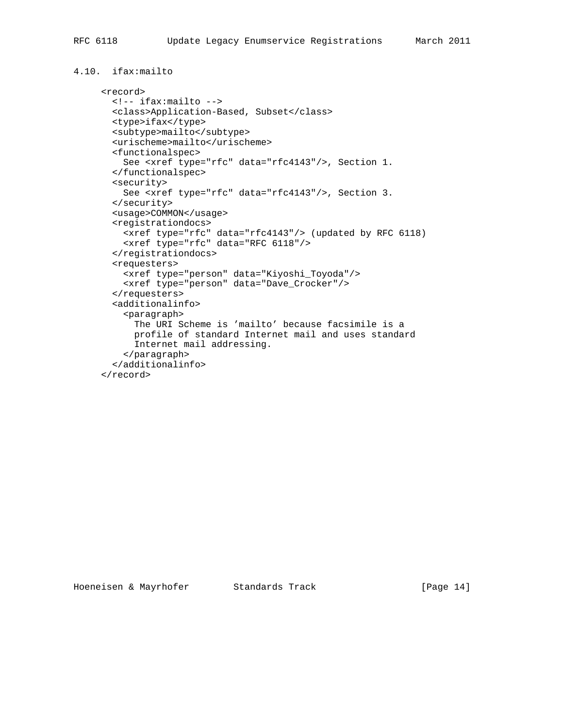### 4.10. ifax:mailto

```
<record>
  <!-- ifax:mailto -->
  <class>Application-Based, Subset</class>
  <type>ifax</type>
  <subtype>mailto</subtype>
  <urischeme>mailto</urischeme>
  <functionalspec>
    See <xref type="rfc" data="rfc4143"/>, Section 1.
  </functionalspec>
  <security>
    See <xref type="rfc" data="rfc4143"/>, Section 3.
  </security>
  <usage>COMMON</usage>
  <registrationdocs>
    <xref type="rfc" data="rfc4143"/> (updated by RFC 6118)
    <xref type="rfc" data="RFC 6118"/>
  </registrationdocs>
  <requesters>
    <xref type="person" data="Kiyoshi_Toyoda"/>
    <xref type="person" data="Dave_Crocker"/>
  </requesters>
  <additionalinfo>
    <paragraph>
      The URI Scheme is 'mailto' because facsimile is a
      profile of standard Internet mail and uses standard
      Internet mail addressing.
    </paragraph>
  </additionalinfo>
</record>
```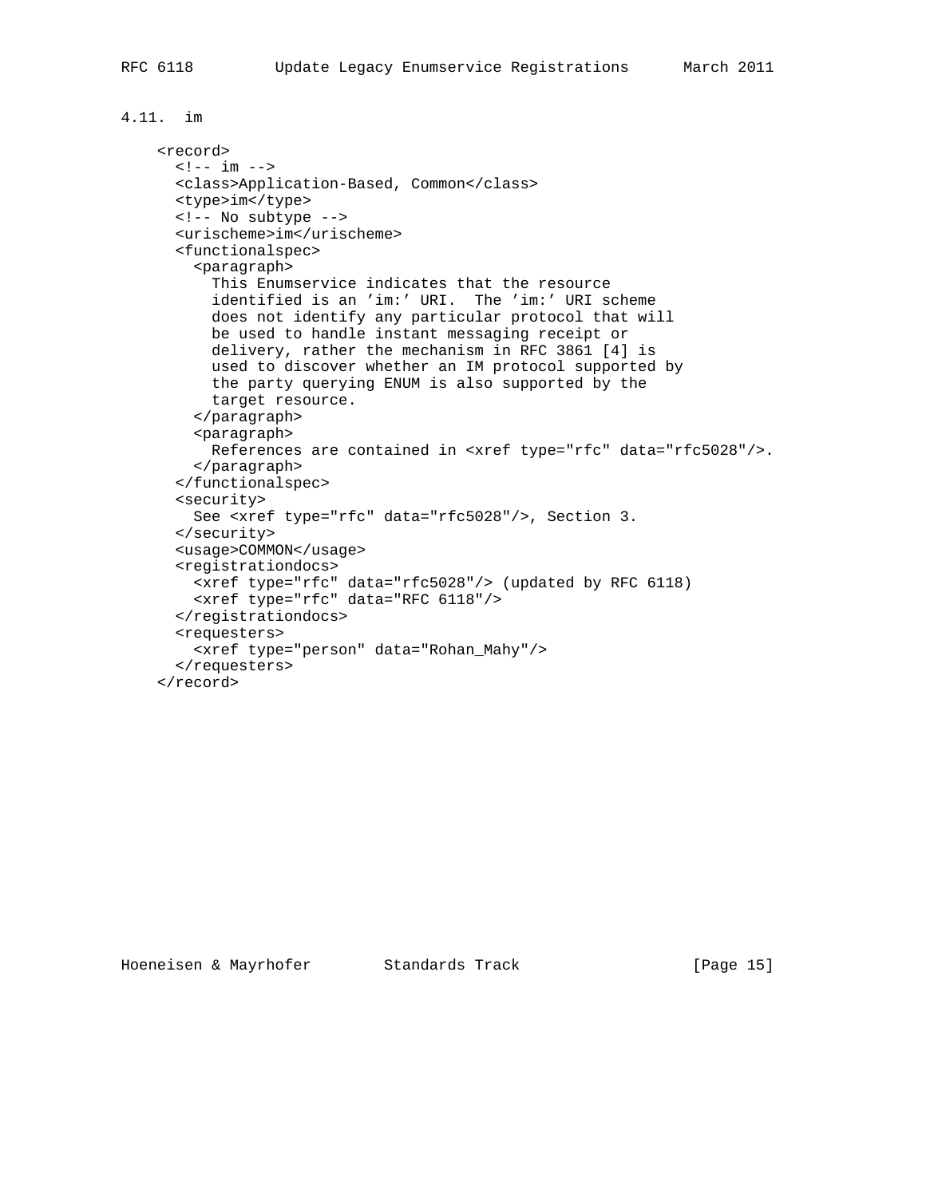### 4.11. im

```
<record>
  <!-- im -->
  <class>Application-Based, Common</class>
  <type>im</type>
  <!-- No subtype -->
  <urischeme>im</urischeme>
  <functionalspec>
    <paragraph>
      This Enumservice indicates that the resource
      identified is an 'im:' URI.  The 'im:' URI scheme
      does not identify any particular protocol that will
      be used to handle instant messaging receipt or
      delivery, rather the mechanism in RFC 3861 [4] is
      used to discover whether an IM protocol supported by
      the party querying ENUM is also supported by the
      target resource.
    </paragraph>
    <paragraph>
      References are contained in <xref type="rfc" data="rfc5028"/>.
    </paragraph>
  </functionalspec>
  <security>
    See <xref type="rfc" data="rfc5028"/>, Section 3.
  </security>
  <usage>COMMON</usage>
  <registrationdocs>
    <xref type="rfc" data="rfc5028"/> (updated by RFC 6118)
    <xref type="rfc" data="RFC 6118"/>
  </registrationdocs>
  <requesters>
    <xref type="person" data="Rohan_Mahy"/>
  </requesters>
</record>
```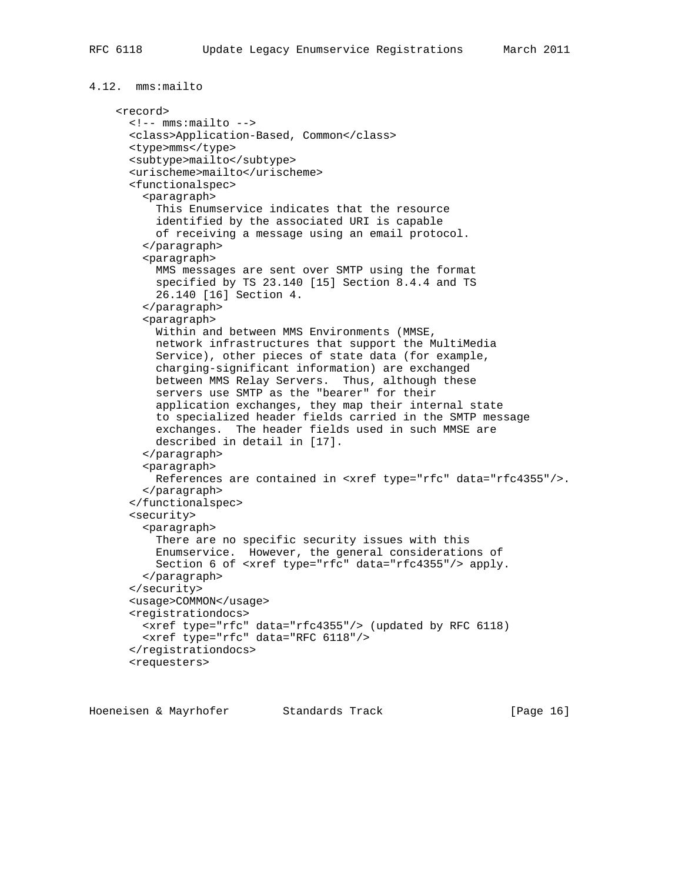### 4.12. mms:mailto

```
<record>
  <!-- mms:mailto -->
  <class>Application-Based, Common</class>
  <type>mms</type>
  <subtype>mailto</subtype>
  <urischeme>mailto</urischeme>
  <functionalspec>
    <paragraph>
      This Enumservice indicates that the resource
      identified by the associated URI is capable
      of receiving a message using an email protocol.
    </paragraph>
    <paragraph>
      MMS messages are sent over SMTP using the format
      specified by TS 23.140 [15] Section 8.4.4 and TS
      26.140 [16] Section 4.
    </paragraph>
    <paragraph>
      Within and between MMS Environments (MMSE,
      network infrastructures that support the MultiMedia
      Service), other pieces of state data (for example,
      charging-significant information) are exchanged
      between MMS Relay Servers.  Thus, although these
      servers use SMTP as the "bearer" for their
      application exchanges, they map their internal state
      to specialized header fields carried in the SMTP message
      exchanges.  The header fields used in such MMSE are
      described in detail in [17].
    </paragraph>
    <paragraph>
      References are contained in <xref type="rfc" data="rfc4355"/>.
    </paragraph>
  </functionalspec>
  <security>
    <paragraph>
      There are no specific security issues with this
      Enumservice.  However, the general considerations of
      Section 6 of <xref type="rfc" data="rfc4355"/> apply.
    </paragraph>
  </security>
  <usage>COMMON</usage>
  <registrationdocs>
    <xref type="rfc" data="rfc4355"/> (updated by RFC 6118)
    <xref type="rfc" data="RFC 6118"/>
  </registrationdocs>
  <requesters>
```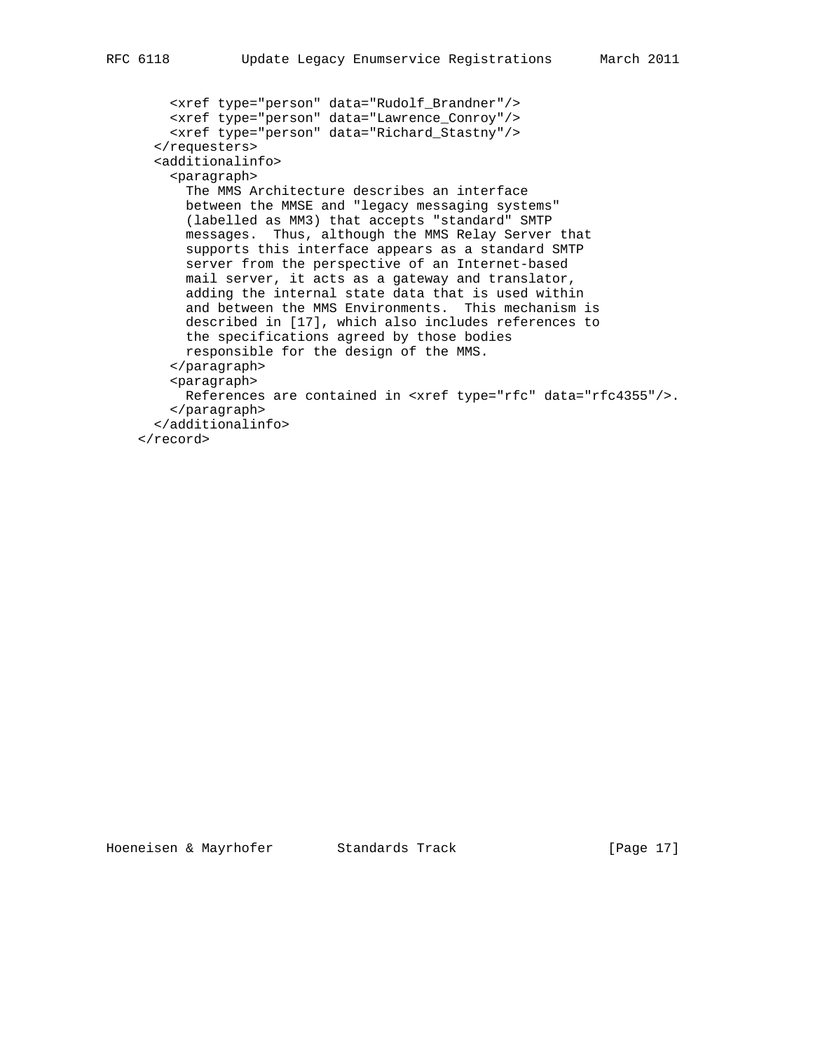```
      <xref type="person" data="Rudolf_Brandner"/>
      <xref type="person" data="Lawrence_Conroy"/>
      <xref type="person" data="Richard_Stastny"/>
    </requesters>
    <additionalinfo>
      <paragraph>
        The MMS Architecture describes an interface
        between the MMSE and "legacy messaging systems"
        (labelled as MM3) that accepts "standard" SMTP
        messages.  Thus, although the MMS Relay Server that
        supports this interface appears as a standard SMTP
        server from the perspective of an Internet-based
        mail server, it acts as a gateway and translator,
        adding the internal state data that is used within
        and between the MMS Environments.  This mechanism is
        described in [17], which also includes references to
        the specifications agreed by those bodies
        responsible for the design of the MMS.
      </paragraph>
      <paragraph>
        References are contained in <xref type="rfc" data="rfc4355"/>.
      </paragraph>
    </additionalinfo>
  </record>
```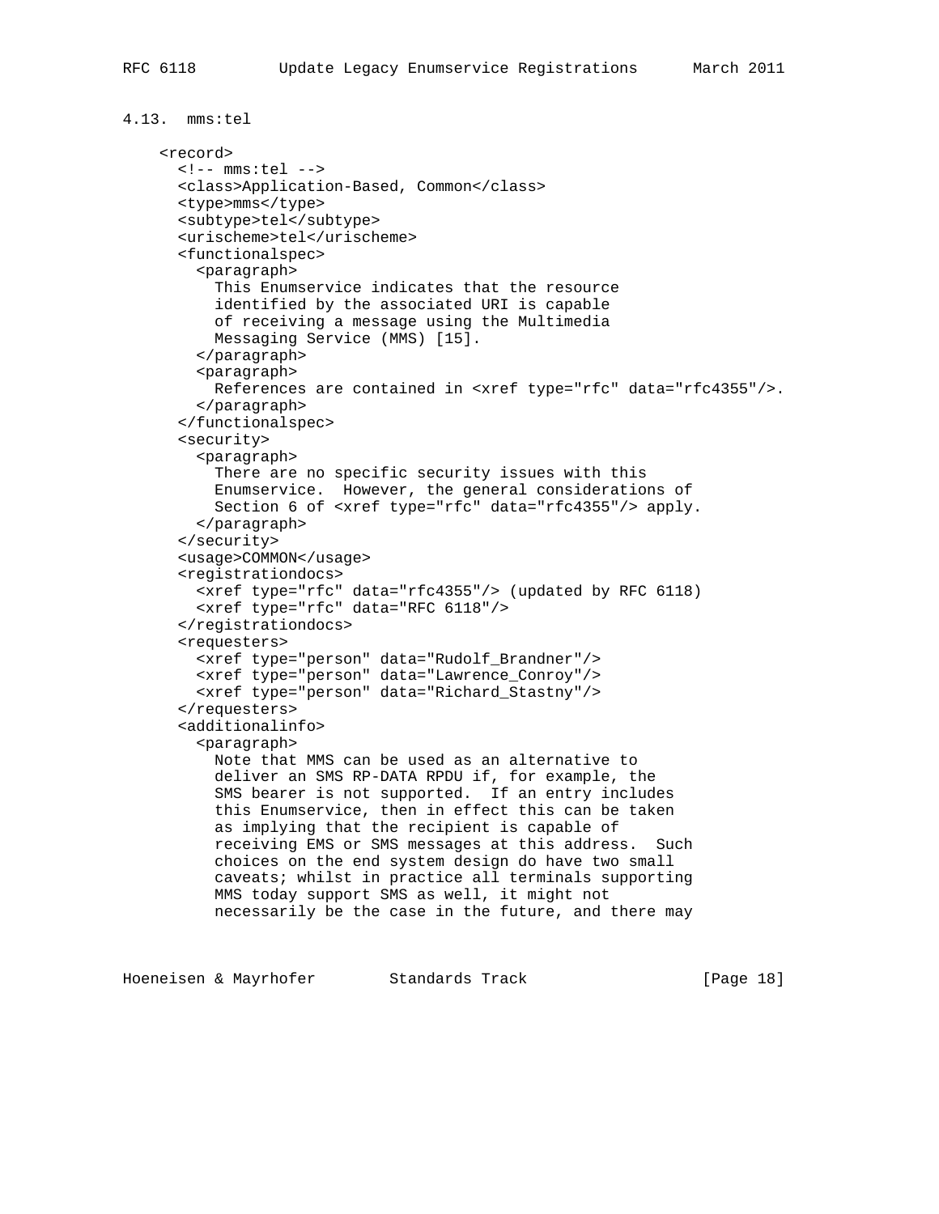### 4.13. mms:tel

```
<record>
  <!-- mms:tel -->
  <class>Application-Based, Common</class>
  <type>mms</type>
  <subtype>tel</subtype>
  <urischeme>tel</urischeme>
  <functionalspec>
    <paragraph>
      This Enumservice indicates that the resource
      identified by the associated URI is capable
      of receiving a message using the Multimedia
      Messaging Service (MMS) [15].
    </paragraph>
    <paragraph>
      References are contained in <xref type="rfc" data="rfc4355"/>.
    </paragraph>
  </functionalspec>
  <security>
    <paragraph>
      There are no specific security issues with this
      Enumservice.  However, the general considerations of
      Section 6 of <xref type="rfc" data="rfc4355"/> apply.
    </paragraph>
  </security>
  <usage>COMMON</usage>
  <registrationdocs>
    <xref type="rfc" data="rfc4355"/> (updated by RFC 6118)
    <xref type="rfc" data="RFC 6118"/>
  </registrationdocs>
  <requesters>
    <xref type="person" data="Rudolf_Brandner"/>
    <xref type="person" data="Lawrence_Conroy"/>
    <xref type="person" data="Richard_Stastny"/>
  </requesters>
  <additionalinfo>
    <paragraph>
      Note that MMS can be used as an alternative to
      deliver an SMS RP-DATA RPDU if, for example, the
      SMS bearer is not supported.  If an entry includes
      this Enumservice, then in effect this can be taken
      as implying that the recipient is capable of
      receiving EMS or SMS messages at this address.  Such
      choices on the end system design do have two small
      caveats; whilst in practice all terminals supporting
      MMS today support SMS as well, it might not
      necessarily be the case in the future, and there may
```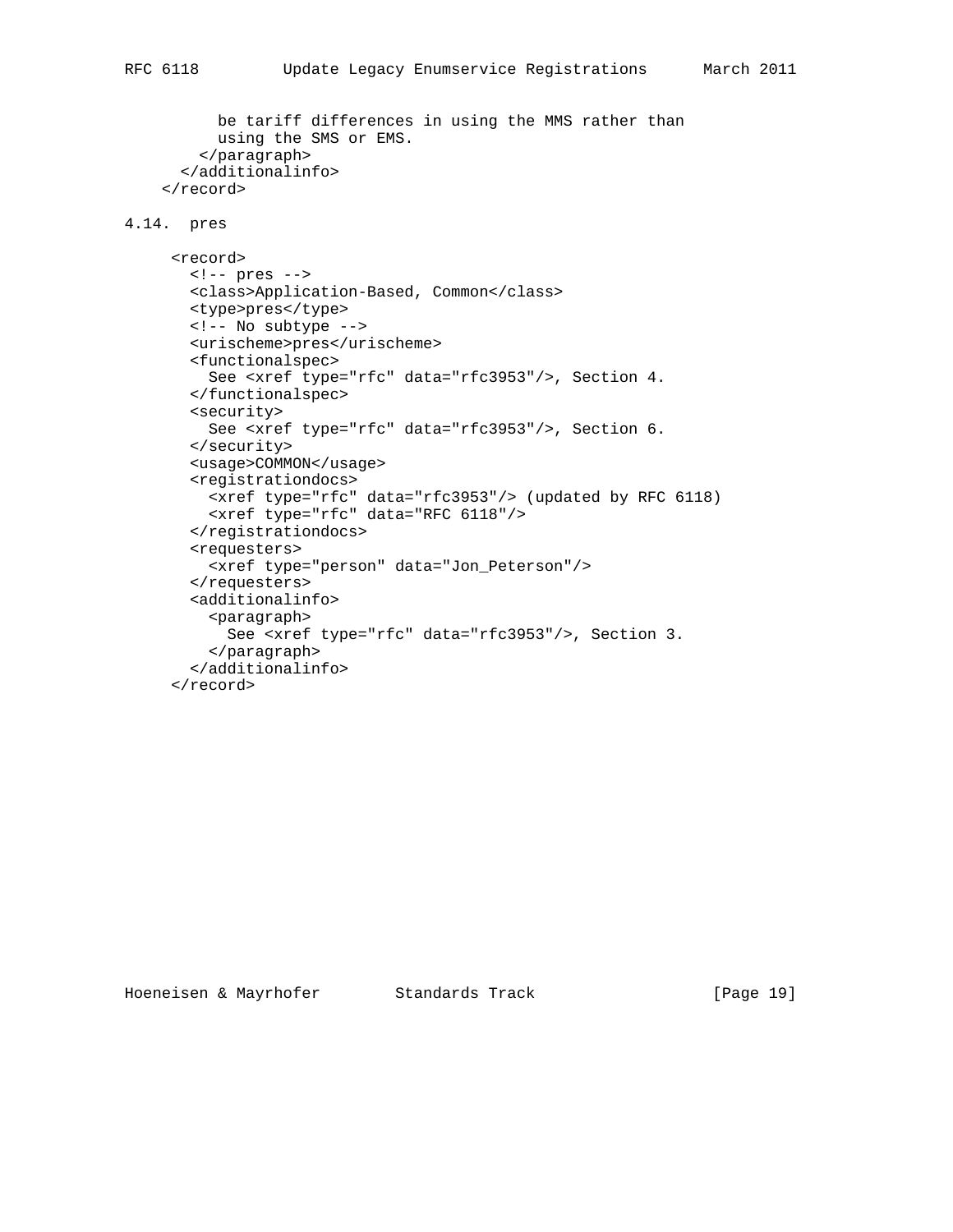```
        be tariff differences in using the MMS rather than
        using the SMS or EMS.
      </paragraph>
    </additionalinfo>
  </record>
```

## 4.14. pres

```
     <record>
       <!-- pres -->
       <class>Application-Based, Common</class>
       <type>pres</type>
       <!-- No subtype -->
       <urischeme>pres</urischeme>
       <functionalspec>
         See <xref type="rfc" data="rfc3953"/>, Section 4.
       </functionalspec>
       <security>
         See <xref type="rfc" data="rfc3953"/>, Section 6.
       </security>
       <usage>COMMON</usage>
       <registrationdocs>
         <xref type="rfc" data="rfc3953"/> (updated by RFC 6118)
         <xref type="rfc" data="RFC 6118"/>
       </registrationdocs>
       <requesters>
         <xref type="person" data="Jon_Peterson"/>
       </requesters>
       <additionalinfo>
         <paragraph>
           See <xref type="rfc" data="rfc3953"/>, Section 3.
         </paragraph>
       </additionalinfo>
     </record>
```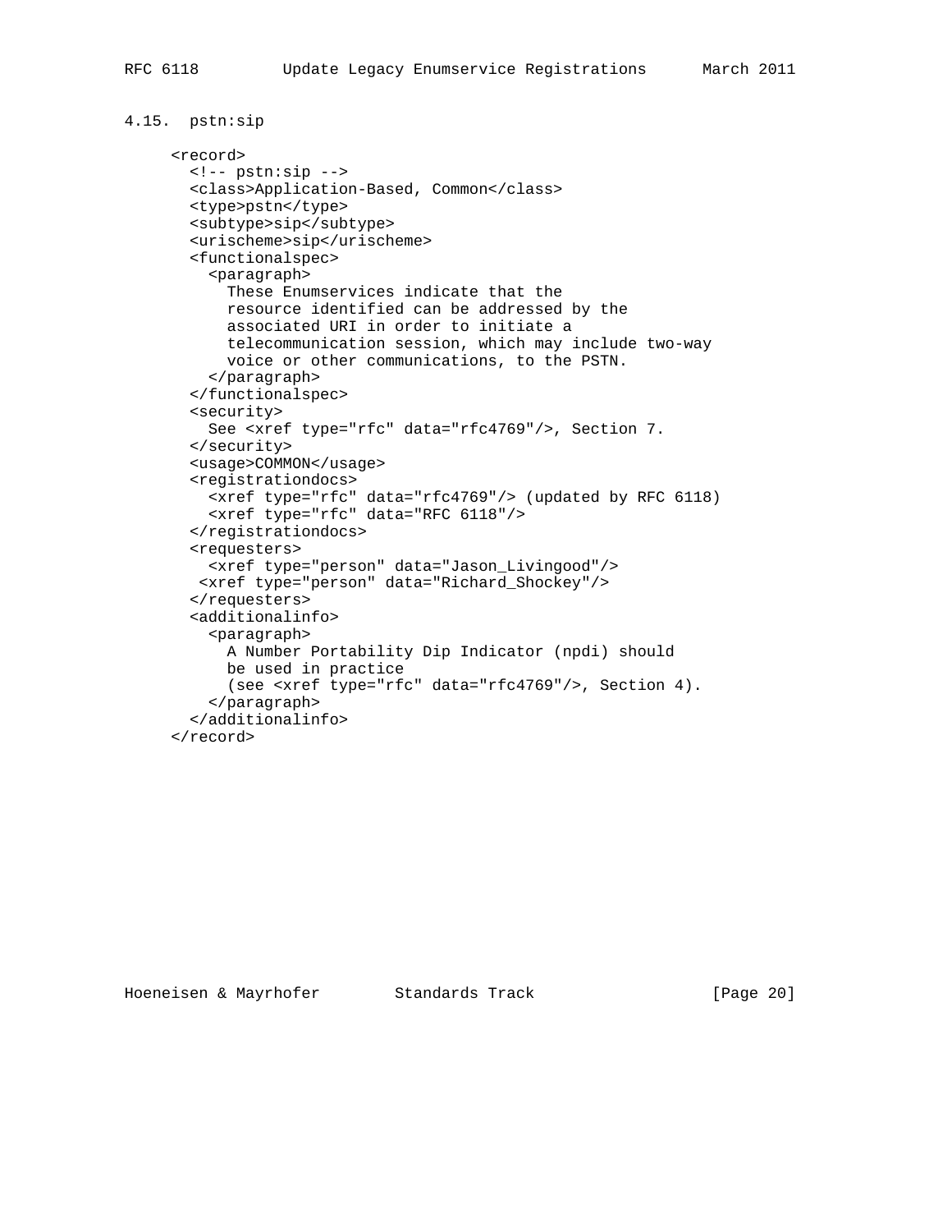### 4.15. pstn:sip

```
<record>
  <!-- pstn:sip -->
  <class>Application-Based, Common</class>
  <type>pstn</type>
  <subtype>sip</subtype>
  <urischeme>sip</urischeme>
  <functionalspec>
    <paragraph>
      These Enumservices indicate that the
      resource identified can be addressed by the
      associated URI in order to initiate a
      telecommunication session, which may include two-way
      voice or other communications, to the PSTN.
    </paragraph>
  </functionalspec>
  <security>
    See <xref type="rfc" data="rfc4769"/>, Section 7.
  </security>
  <usage>COMMON</usage>
  <registrationdocs>
    <xref type="rfc" data="rfc4769"/> (updated by RFC 6118)
    <xref type="rfc" data="RFC 6118"/>
  </registrationdocs>
  <requesters>
    <xref type="person" data="Jason_Livingood"/>
   <xref type="person" data="Richard_Shockey"/>
  </requesters>
  <additionalinfo>
    <paragraph>
      A Number Portability Dip Indicator (npdi) should
      be used in practice
      (see <xref type="rfc" data="rfc4769"/>, Section 4).
    </paragraph>
  </additionalinfo>
</record>
```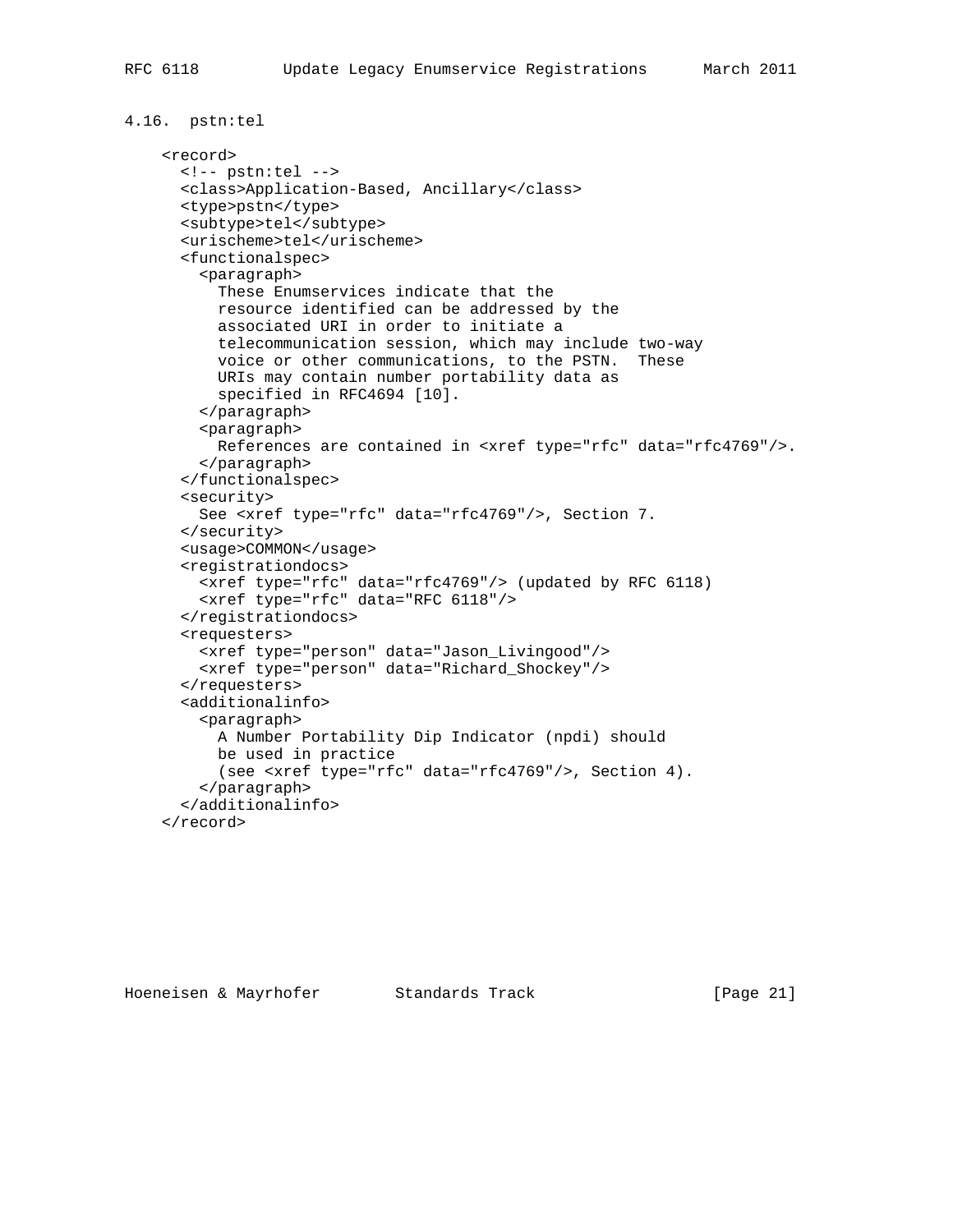### 4.16. pstn:tel

```
<record>
  <!-- pstn:tel -->
  <class>Application-Based, Ancillary</class>
  <type>pstn</type>
  <subtype>tel</subtype>
  <urischeme>tel</urischeme>
  <functionalspec>
    <paragraph>
      These Enumservices indicate that the
      resource identified can be addressed by the
      associated URI in order to initiate a
      telecommunication session, which may include two-way
      voice or other communications, to the PSTN.  These
      URIs may contain number portability data as
      specified in RFC4694 [10].
    </paragraph>
    <paragraph>
      References are contained in <xref type="rfc" data="rfc4769"/>.
    </paragraph>
  </functionalspec>
  <security>
    See <xref type="rfc" data="rfc4769"/>, Section 7.
  </security>
  <usage>COMMON</usage>
  <registrationdocs>
    <xref type="rfc" data="rfc4769"/> (updated by RFC 6118)
    <xref type="rfc" data="RFC 6118"/>
  </registrationdocs>
  <requesters>
    <xref type="person" data="Jason_Livingood"/>
    <xref type="person" data="Richard_Shockey"/>
  </requesters>
  <additionalinfo>
    <paragraph>
      A Number Portability Dip Indicator (npdi) should
      be used in practice
      (see <xref type="rfc" data="rfc4769"/>, Section 4).
    </paragraph>
  </additionalinfo>
</record>
```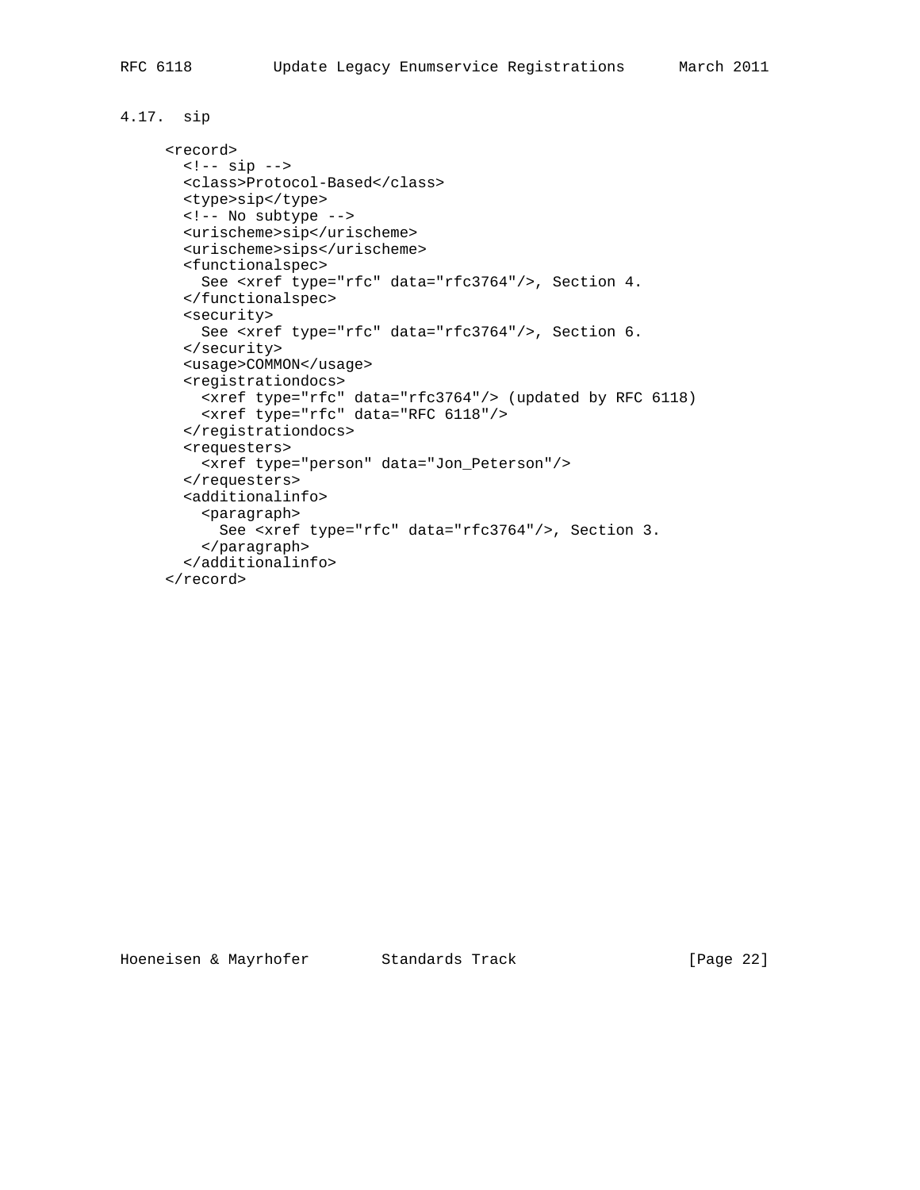## 4.17. sip

```
<record>
  <!-- sip -->
  <class>Protocol-Based</class>
  <type>sip</type>
  <!-- No subtype -->
  <urischeme>sip</urischeme>
  <urischeme>sips</urischeme>
  <functionalspec>
    See <xref type="rfc" data="rfc3764"/>, Section 4.
  </functionalspec>
  <security>
    See <xref type="rfc" data="rfc3764"/>, Section 6.
  </security>
  <usage>COMMON</usage>
  <registrationdocs>
    <xref type="rfc" data="rfc3764"/> (updated by RFC 6118)
    <xref type="rfc" data="RFC 6118"/>
  </registrationdocs>
  <requesters>
    <xref type="person" data="Jon_Peterson"/>
  </requesters>
  <additionalinfo>
    <paragraph>
      See <xref type="rfc" data="rfc3764"/>, Section 3.
    </paragraph>
  </additionalinfo>
</record>
```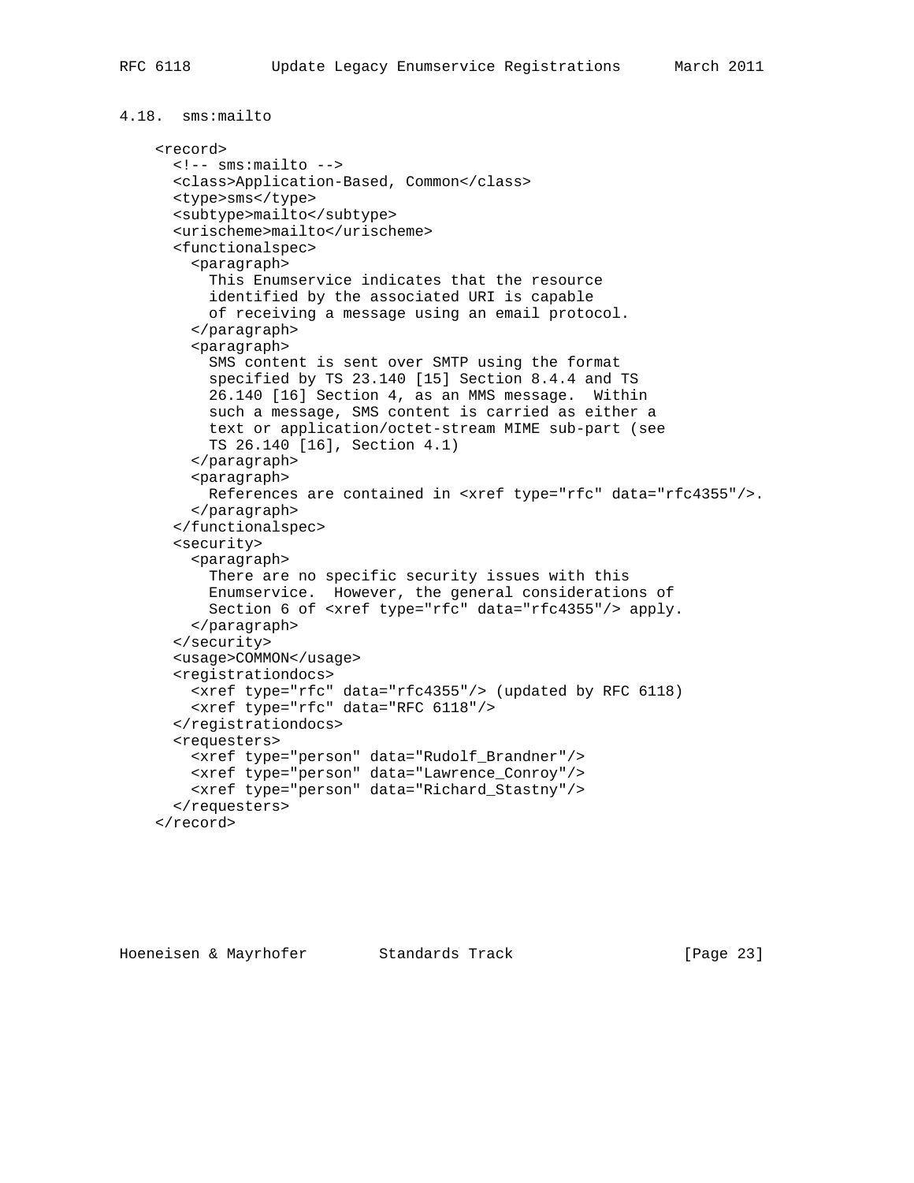### 4.18. sms:mailto

```
<record>
  <!-- sms:mailto -->
  <class>Application-Based, Common</class>
  <type>sms</type>
  <subtype>mailto</subtype>
  <urischeme>mailto</urischeme>
  <functionalspec>
    <paragraph>
      This Enumservice indicates that the resource
      identified by the associated URI is capable
      of receiving a message using an email protocol.
    </paragraph>
    <paragraph>
      SMS content is sent over SMTP using the format
      specified by TS 23.140 [15] Section 8.4.4 and TS
      26.140 [16] Section 4, as an MMS message.  Within
      such a message, SMS content is carried as either a
      text or application/octet-stream MIME sub-part (see
      TS 26.140 [16], Section 4.1)
    </paragraph>
    <paragraph>
      References are contained in <xref type="rfc" data="rfc4355"/>.
    </paragraph>
  </functionalspec>
  <security>
    <paragraph>
      There are no specific security issues with this
      Enumservice.  However, the general considerations of
      Section 6 of <xref type="rfc" data="rfc4355"/> apply.
    </paragraph>
  </security>
  <usage>COMMON</usage>
  <registrationdocs>
    <xref type="rfc" data="rfc4355"/> (updated by RFC 6118)
    <xref type="rfc" data="RFC 6118"/>
  </registrationdocs>
  <requesters>
    <xref type="person" data="Rudolf_Brandner"/>
    <xref type="person" data="Lawrence_Conroy"/>
    <xref type="person" data="Richard_Stastny"/>
  </requesters>
</record>
```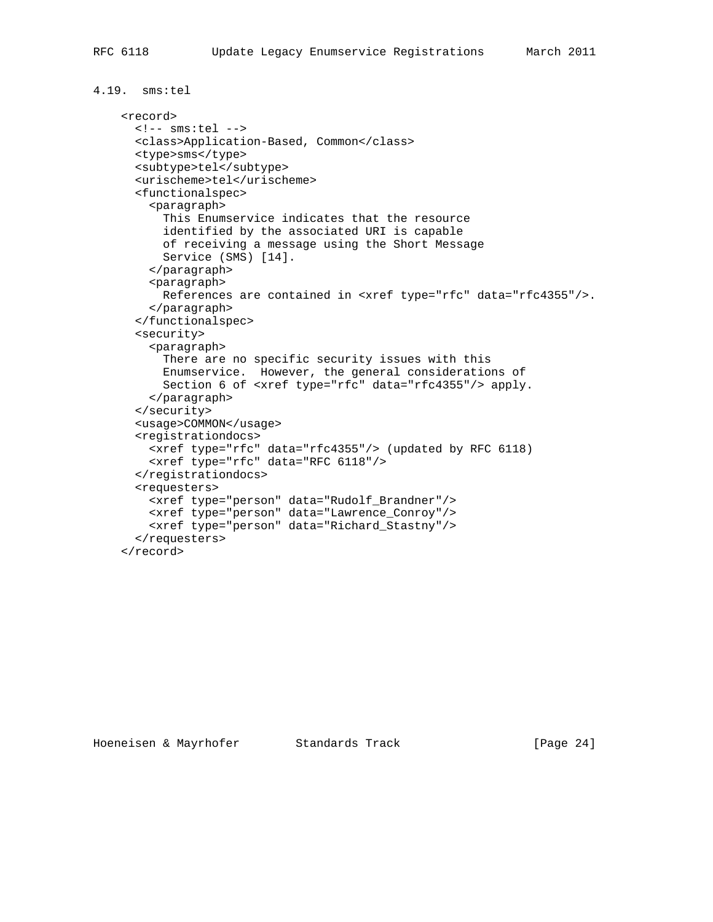## 4.19. sms:tel

```
<record>
  <!-- sms:tel -->
  <class>Application-Based, Common</class>
  <type>sms</type>
  <subtype>tel</subtype>
  <urischeme>tel</urischeme>
  <functionalspec>
    <paragraph>
      This Enumservice indicates that the resource
      identified by the associated URI is capable
      of receiving a message using the Short Message
      Service (SMS) [14].
    </paragraph>
    <paragraph>
      References are contained in <xref type="rfc" data="rfc4355"/>.
    </paragraph>
  </functionalspec>
  <security>
    <paragraph>
      There are no specific security issues with this
      Enumservice.  However, the general considerations of
      Section 6 of <xref type="rfc" data="rfc4355"/> apply.
    </paragraph>
  </security>
  <usage>COMMON</usage>
  <registrationdocs>
    <xref type="rfc" data="rfc4355"/> (updated by RFC 6118)
    <xref type="rfc" data="RFC 6118"/>
  </registrationdocs>
  <requesters>
    <xref type="person" data="Rudolf_Brandner"/>
    <xref type="person" data="Lawrence_Conroy"/>
    <xref type="person" data="Richard_Stastny"/>
  </requesters>
</record>
```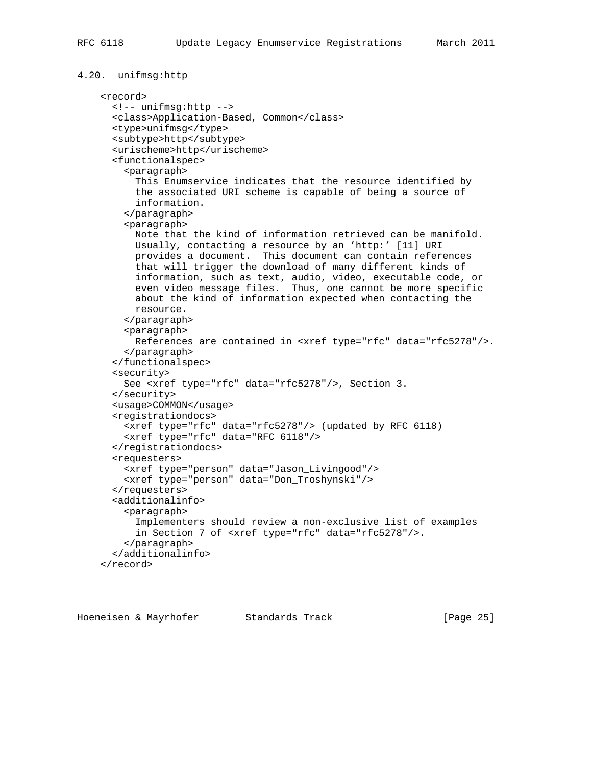### 4.20. unifmsg:http

```
<record>
  <!-- unifmsg:http -->
  <class>Application-Based, Common</class>
  <type>unifmsg</type>
  <subtype>http</subtype>
  <urischeme>http</urischeme>
  <functionalspec>
    <paragraph>
      This Enumservice indicates that the resource identified by
      the associated URI scheme is capable of being a source of
      information.
    </paragraph>
    <paragraph>
      Note that the kind of information retrieved can be manifold.
      Usually, contacting a resource by an 'http:' [11] URI
      provides a document.  This document can contain references
      that will trigger the download of many different kinds of
      information, such as text, audio, video, executable code, or
      even video message files.  Thus, one cannot be more specific
      about the kind of information expected when contacting the
      resource.
    </paragraph>
    <paragraph>
      References are contained in <xref type="rfc" data="rfc5278"/>.
    </paragraph>
  </functionalspec>
  <security>
    See <xref type="rfc" data="rfc5278"/>, Section 3.
  </security>
  <usage>COMMON</usage>
  <registrationdocs>
    <xref type="rfc" data="rfc5278"/> (updated by RFC 6118)
    <xref type="rfc" data="RFC 6118"/>
  </registrationdocs>
  <requesters>
    <xref type="person" data="Jason_Livingood"/>
    <xref type="person" data="Don_Troshynski"/>
  </requesters>
  <additionalinfo>
    <paragraph>
      Implementers should review a non-exclusive list of examples
      in Section 7 of <xref type="rfc" data="rfc5278"/>.
    </paragraph>
  </additionalinfo>
</record>
```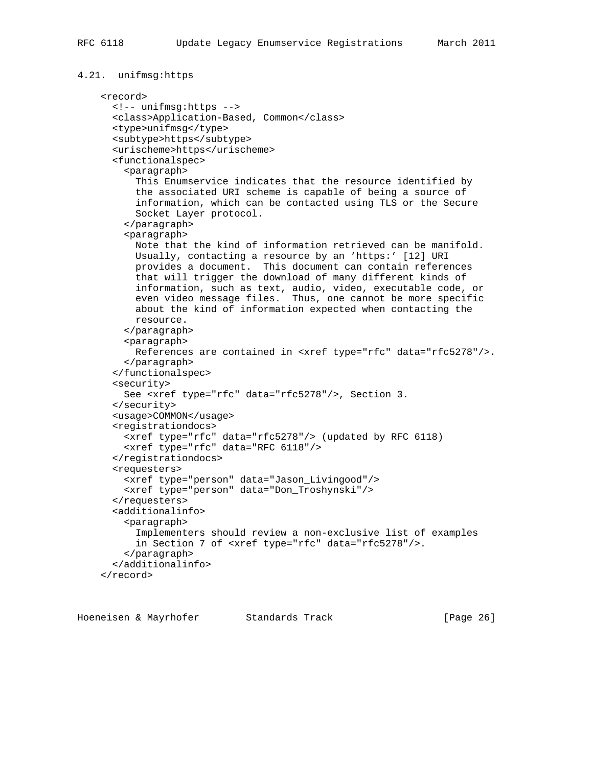### 4.21. unifmsg:https

```
<record>
  <!-- unifmsg:https -->
  <class>Application-Based, Common</class>
  <type>unifmsg</type>
  <subtype>https</subtype>
  <urischeme>https</urischeme>
  <functionalspec>
    <paragraph>
      This Enumservice indicates that the resource identified by
      the associated URI scheme is capable of being a source of
      information, which can be contacted using TLS or the Secure
      Socket Layer protocol.
    </paragraph>
    <paragraph>
      Note that the kind of information retrieved can be manifold.
      Usually, contacting a resource by an 'https:' [12] URI
      provides a document.  This document can contain references
      that will trigger the download of many different kinds of
      information, such as text, audio, video, executable code, or
      even video message files.  Thus, one cannot be more specific
      about the kind of information expected when contacting the
      resource.
    </paragraph>
    <paragraph>
      References are contained in <xref type="rfc" data="rfc5278"/>.
    </paragraph>
  </functionalspec>
  <security>
    See <xref type="rfc" data="rfc5278"/>, Section 3.
  </security>
  <usage>COMMON</usage>
  <registrationdocs>
    <xref type="rfc" data="rfc5278"/> (updated by RFC 6118)
    <xref type="rfc" data="RFC 6118"/>
  </registrationdocs>
  <requesters>
    <xref type="person" data="Jason_Livingood"/>
    <xref type="person" data="Don_Troshynski"/>
  </requesters>
  <additionalinfo>
    <paragraph>
      Implementers should review a non-exclusive list of examples
      in Section 7 of <xref type="rfc" data="rfc5278"/>.
    </paragraph>
  </additionalinfo>
</record>
```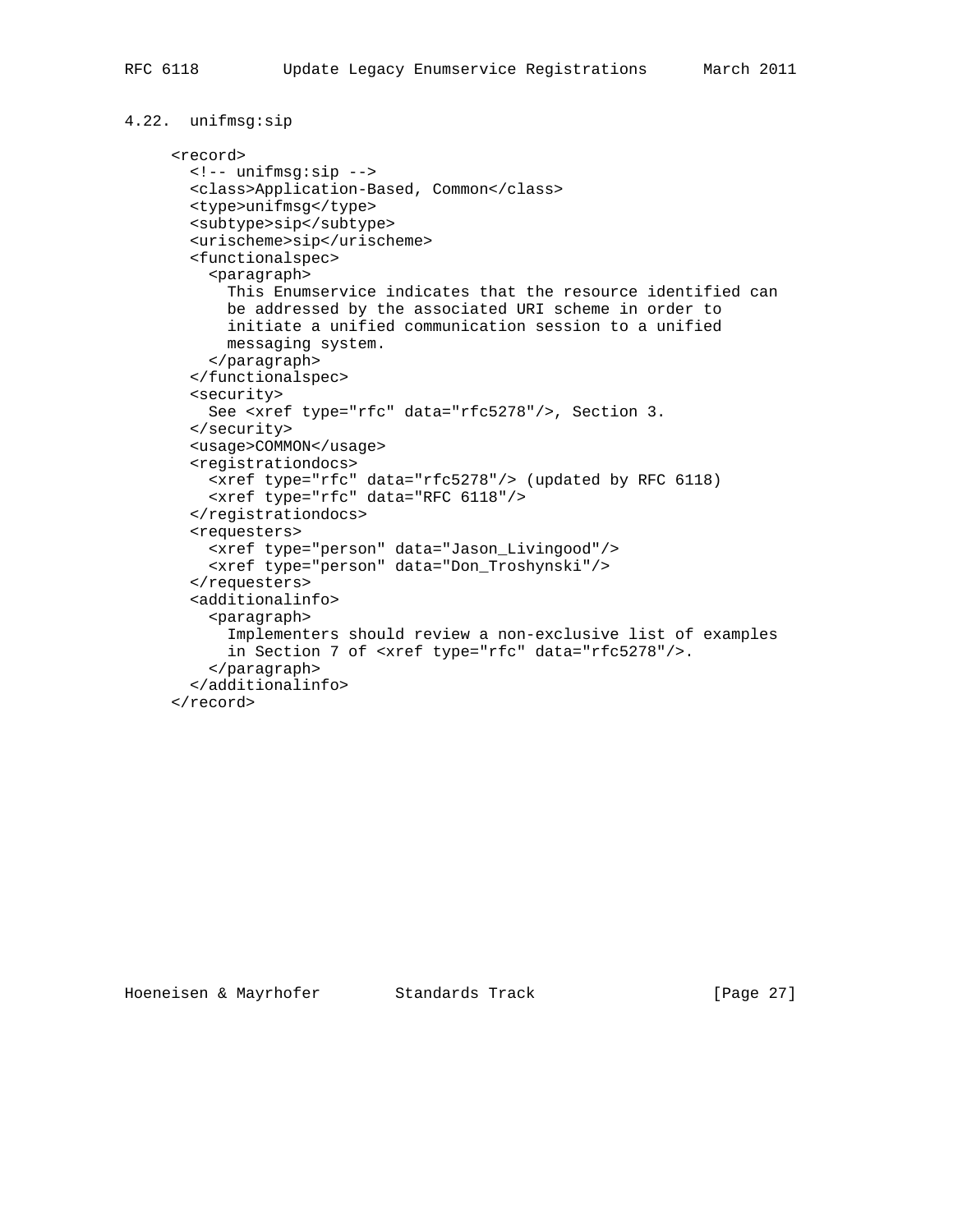#### 4.22. unifmsg:sip

```
<record>
  <!-- unifmsg:sip -->
  <class>Application-Based, Common</class>
  <type>unifmsg</type>
  <subtype>sip</subtype>
  <urischeme>sip</urischeme>
  <functionalspec>
    <paragraph>
      This Enumservice indicates that the resource identified can
      be addressed by the associated URI scheme in order to
      initiate a unified communication session to a unified
      messaging system.
    </paragraph>
  </functionalspec>
  <security>
    See <xref type="rfc" data="rfc5278"/>, Section 3.
  </security>
  <usage>COMMON</usage>
  <registrationdocs>
    <xref type="rfc" data="rfc5278"/> (updated by RFC 6118)
    <xref type="rfc" data="RFC 6118"/>
  </registrationdocs>
  <requesters>
    <xref type="person" data="Jason_Livingood"/>
    <xref type="person" data="Don_Troshynski"/>
  </requesters>
  <additionalinfo>
    <paragraph>
      Implementers should review a non-exclusive list of examples
      in Section 7 of <xref type="rfc" data="rfc5278"/>.
    </paragraph>
  </additionalinfo>
</record>
```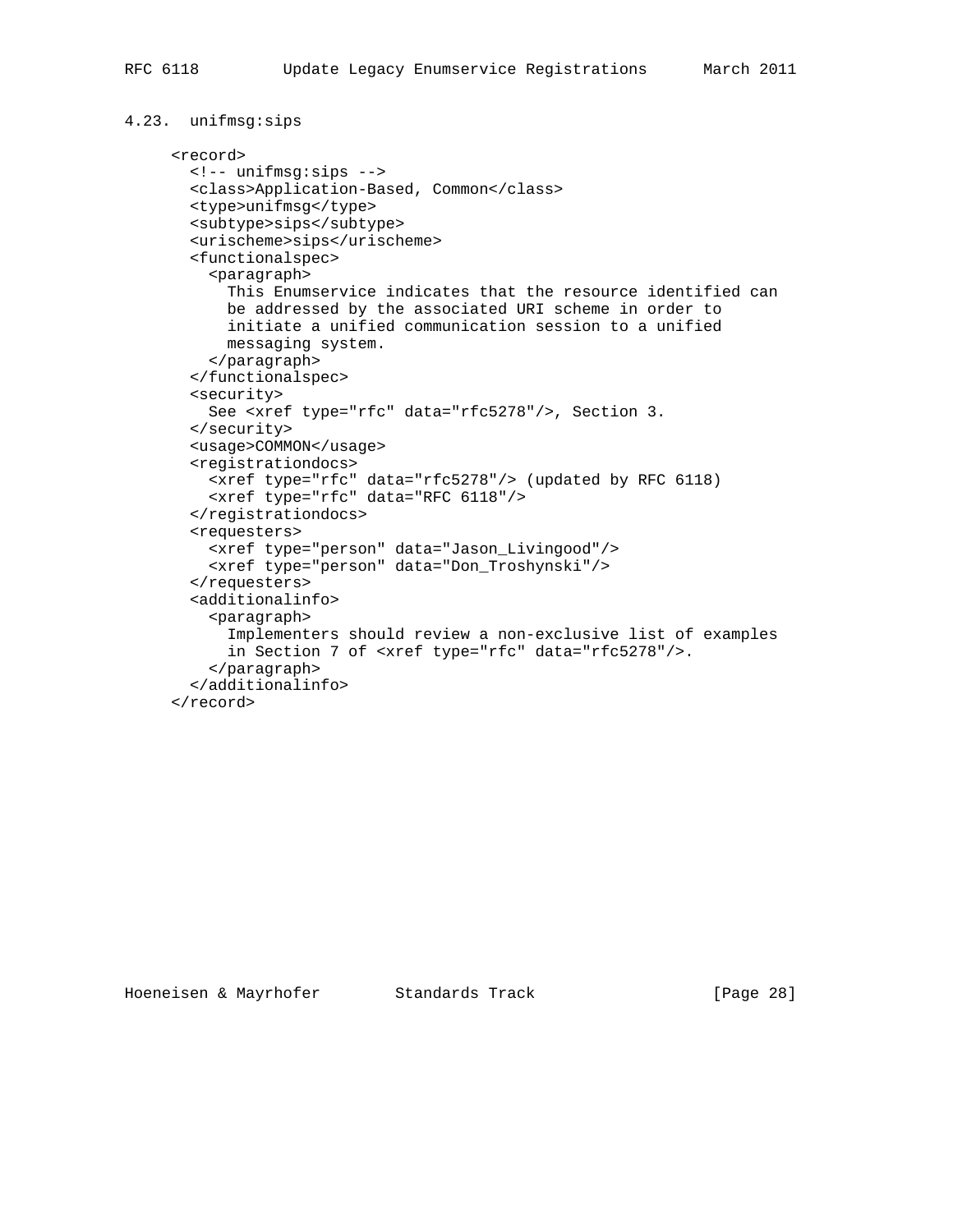## 4.23. unifmsg:sips

```
<record>
  <!-- unifmsg:sips -->
  <class>Application-Based, Common</class>
  <type>unifmsg</type>
  <subtype>sips</subtype>
  <urischeme>sips</urischeme>
  <functionalspec>
    <paragraph>
      This Enumservice indicates that the resource identified can
      be addressed by the associated URI scheme in order to
      initiate a unified communication session to a unified
      messaging system.
    </paragraph>
  </functionalspec>
  <security>
    See <xref type="rfc" data="rfc5278"/>, Section 3.
  </security>
  <usage>COMMON</usage>
  <registrationdocs>
    <xref type="rfc" data="rfc5278"/> (updated by RFC 6118)
    <xref type="rfc" data="RFC 6118"/>
  </registrationdocs>
  <requesters>
    <xref type="person" data="Jason_Livingood"/>
    <xref type="person" data="Don_Troshynski"/>
  </requesters>
  <additionalinfo>
    <paragraph>
      Implementers should review a non-exclusive list of examples
      in Section 7 of <xref type="rfc" data="rfc5278"/>.
    </paragraph>
  </additionalinfo>
</record>
```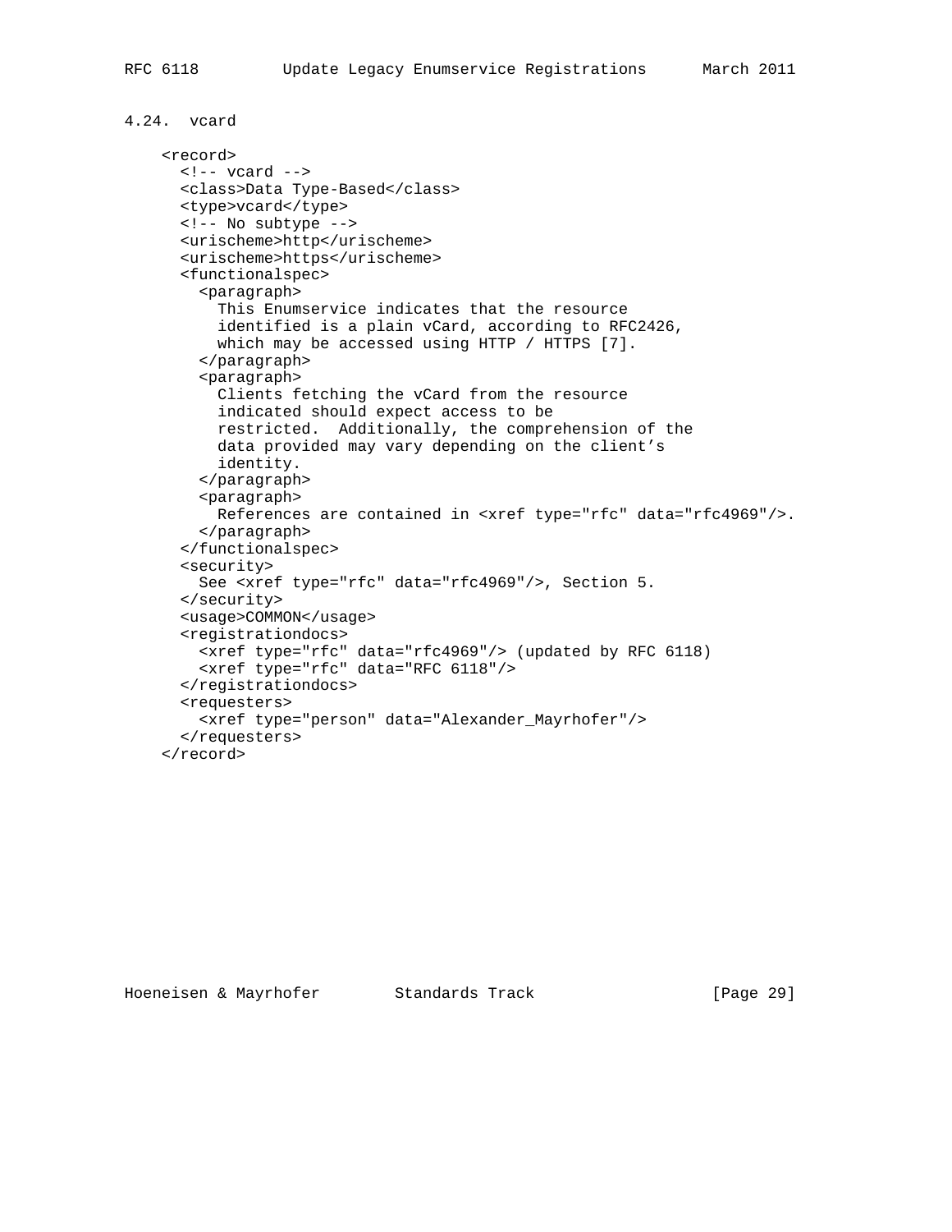### 4.24. vcard

```
<record>
  <!-- vcard -->
  <class>Data Type-Based</class>
  <type>vcard</type>
  <!-- No subtype -->
  <urischeme>http</urischeme>
  <urischeme>https</urischeme>
  <functionalspec>
    <paragraph>
      This Enumservice indicates that the resource
      identified is a plain vCard, according to RFC2426,
      which may be accessed using HTTP / HTTPS [7].
    </paragraph>
    <paragraph>
      Clients fetching the vCard from the resource
      indicated should expect access to be
      restricted.  Additionally, the comprehension of the
      data provided may vary depending on the client's
      identity.
    </paragraph>
    <paragraph>
      References are contained in <xref type="rfc" data="rfc4969"/>.
    </paragraph>
  </functionalspec>
  <security>
    See <xref type="rfc" data="rfc4969"/>, Section 5.
  </security>
  <usage>COMMON</usage>
  <registrationdocs>
    <xref type="rfc" data="rfc4969"/> (updated by RFC 6118)
    <xref type="rfc" data="RFC 6118"/>
  </registrationdocs>
  <requesters>
    <xref type="person" data="Alexander_Mayrhofer"/>
  </requesters>
</record>
```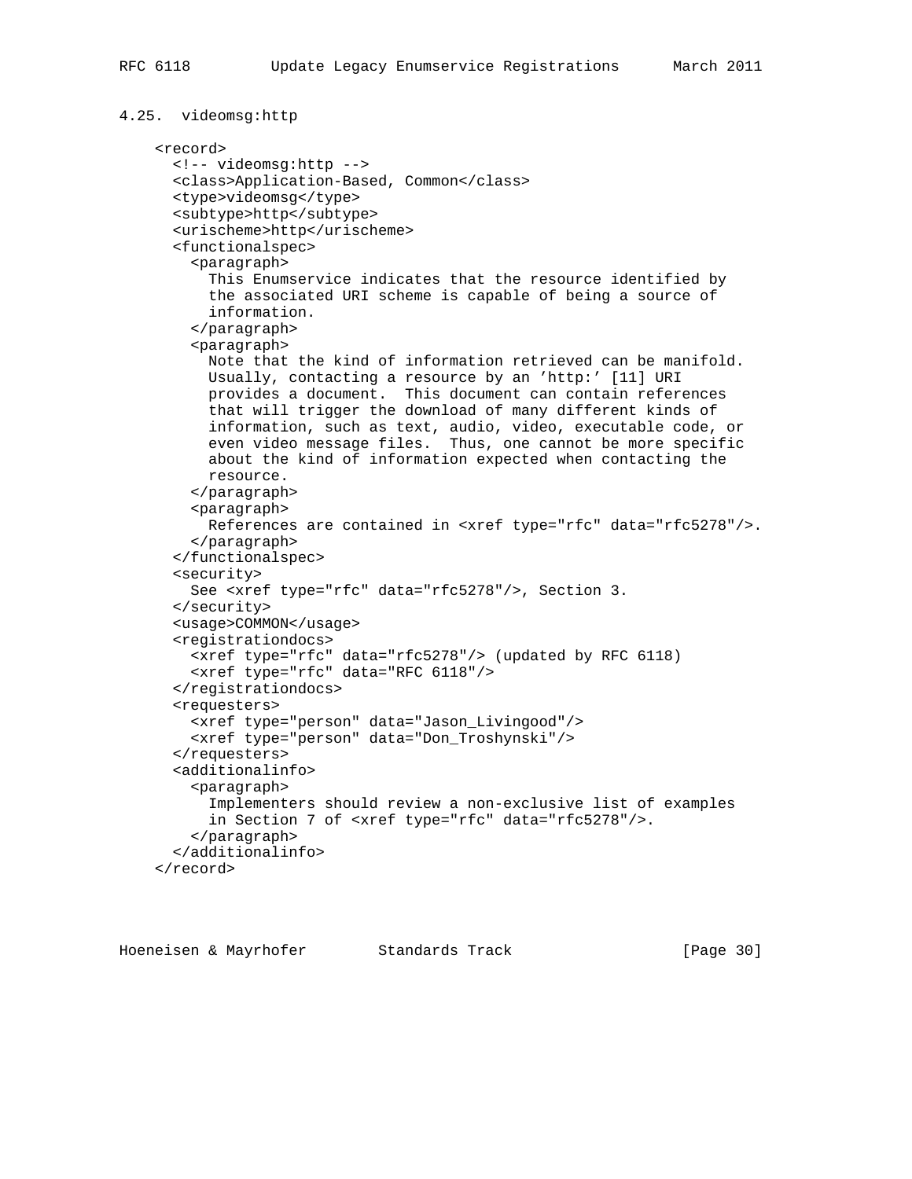### 4.25. videomsg:http

```
<record>
  <!-- videomsg:http -->
  <class>Application-Based, Common</class>
  <type>videomsg</type>
  <subtype>http</subtype>
  <urischeme>http</urischeme>
  <functionalspec>
    <paragraph>
      This Enumservice indicates that the resource identified by
      the associated URI scheme is capable of being a source of
      information.
    </paragraph>
    <paragraph>
      Note that the kind of information retrieved can be manifold.
      Usually, contacting a resource by an 'http:' [11] URI
      provides a document.  This document can contain references
      that will trigger the download of many different kinds of
      information, such as text, audio, video, executable code, or
      even video message files.  Thus, one cannot be more specific
      about the kind of information expected when contacting the
      resource.
    </paragraph>
    <paragraph>
      References are contained in <xref type="rfc" data="rfc5278"/>.
    </paragraph>
  </functionalspec>
  <security>
    See <xref type="rfc" data="rfc5278"/>, Section 3.
  </security>
  <usage>COMMON</usage>
  <registrationdocs>
    <xref type="rfc" data="rfc5278"/> (updated by RFC 6118)
    <xref type="rfc" data="RFC 6118"/>
  </registrationdocs>
  <requesters>
    <xref type="person" data="Jason_Livingood"/>
    <xref type="person" data="Don_Troshynski"/>
  </requesters>
  <additionalinfo>
    <paragraph>
      Implementers should review a non-exclusive list of examples
      in Section 7 of <xref type="rfc" data="rfc5278"/>.
    </paragraph>
  </additionalinfo>
</record>
```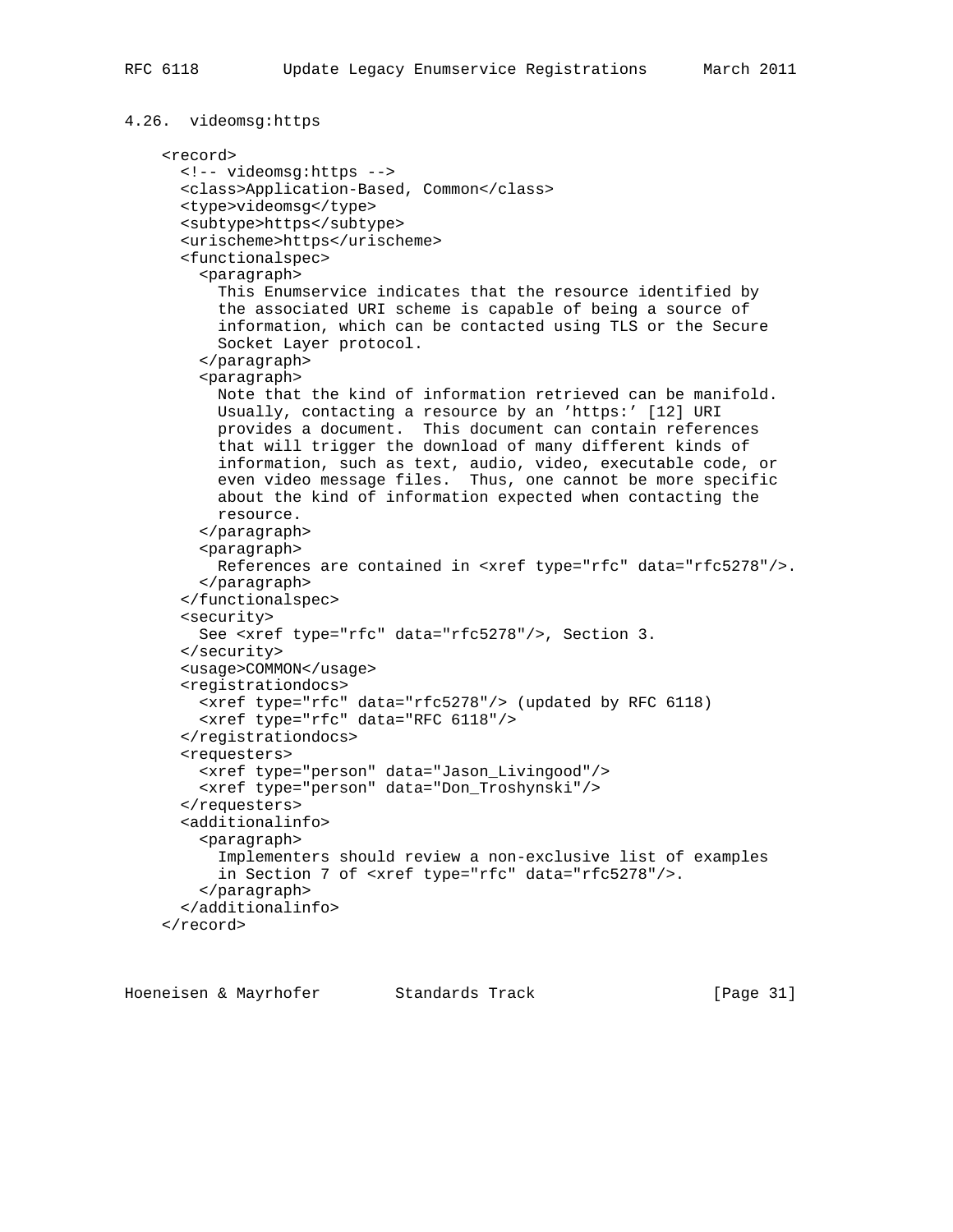### 4.26. videomsg:https

```
<record>
  <!-- videomsg:https -->
  <class>Application-Based, Common</class>
  <type>videomsg</type>
  <subtype>https</subtype>
  <urischeme>https</urischeme>
  <functionalspec>
    <paragraph>
      This Enumservice indicates that the resource identified by
      the associated URI scheme is capable of being a source of
      information, which can be contacted using TLS or the Secure
      Socket Layer protocol.
    </paragraph>
    <paragraph>
      Note that the kind of information retrieved can be manifold.
      Usually, contacting a resource by an 'https:' [12] URI
      provides a document.  This document can contain references
      that will trigger the download of many different kinds of
      information, such as text, audio, video, executable code, or
      even video message files.  Thus, one cannot be more specific
      about the kind of information expected when contacting the
      resource.
    </paragraph>
    <paragraph>
      References are contained in <xref type="rfc" data="rfc5278"/>.
    </paragraph>
  </functionalspec>
  <security>
    See <xref type="rfc" data="rfc5278"/>, Section 3.
  </security>
  <usage>COMMON</usage>
  <registrationdocs>
    <xref type="rfc" data="rfc5278"/> (updated by RFC 6118)
    <xref type="rfc" data="RFC 6118"/>
  </registrationdocs>
  <requesters>
    <xref type="person" data="Jason_Livingood"/>
    <xref type="person" data="Don_Troshynski"/>
  </requesters>
  <additionalinfo>
    <paragraph>
      Implementers should review a non-exclusive list of examples
      in Section 7 of <xref type="rfc" data="rfc5278"/>.
    </paragraph>
  </additionalinfo>
</record>
```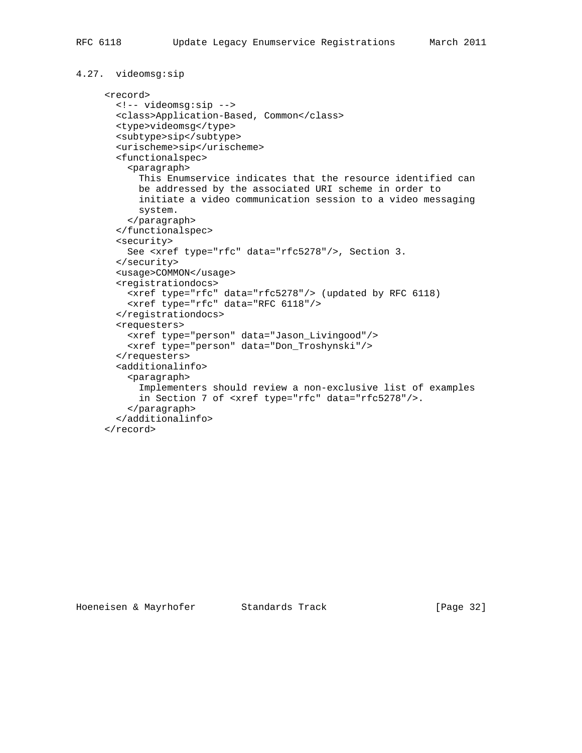### 4.27. videomsg:sip

```
<record>
  <!-- videomsg:sip -->
  <class>Application-Based, Common</class>
  <type>videomsg</type>
  <subtype>sip</subtype>
  <urischeme>sip</urischeme>
  <functionalspec>
    <paragraph>
      This Enumservice indicates that the resource identified can
      be addressed by the associated URI scheme in order to
      initiate a video communication session to a video messaging
      system.
    </paragraph>
  </functionalspec>
  <security>
    See <xref type="rfc" data="rfc5278"/>, Section 3.
  </security>
  <usage>COMMON</usage>
  <registrationdocs>
    <xref type="rfc" data="rfc5278"/> (updated by RFC 6118)
    <xref type="rfc" data="RFC 6118"/>
  </registrationdocs>
  <requesters>
    <xref type="person" data="Jason_Livingood"/>
    <xref type="person" data="Don_Troshynski"/>
  </requesters>
  <additionalinfo>
    <paragraph>
      Implementers should review a non-exclusive list of examples
      in Section 7 of <xref type="rfc" data="rfc5278"/>.
    </paragraph>
  </additionalinfo>
</record>
```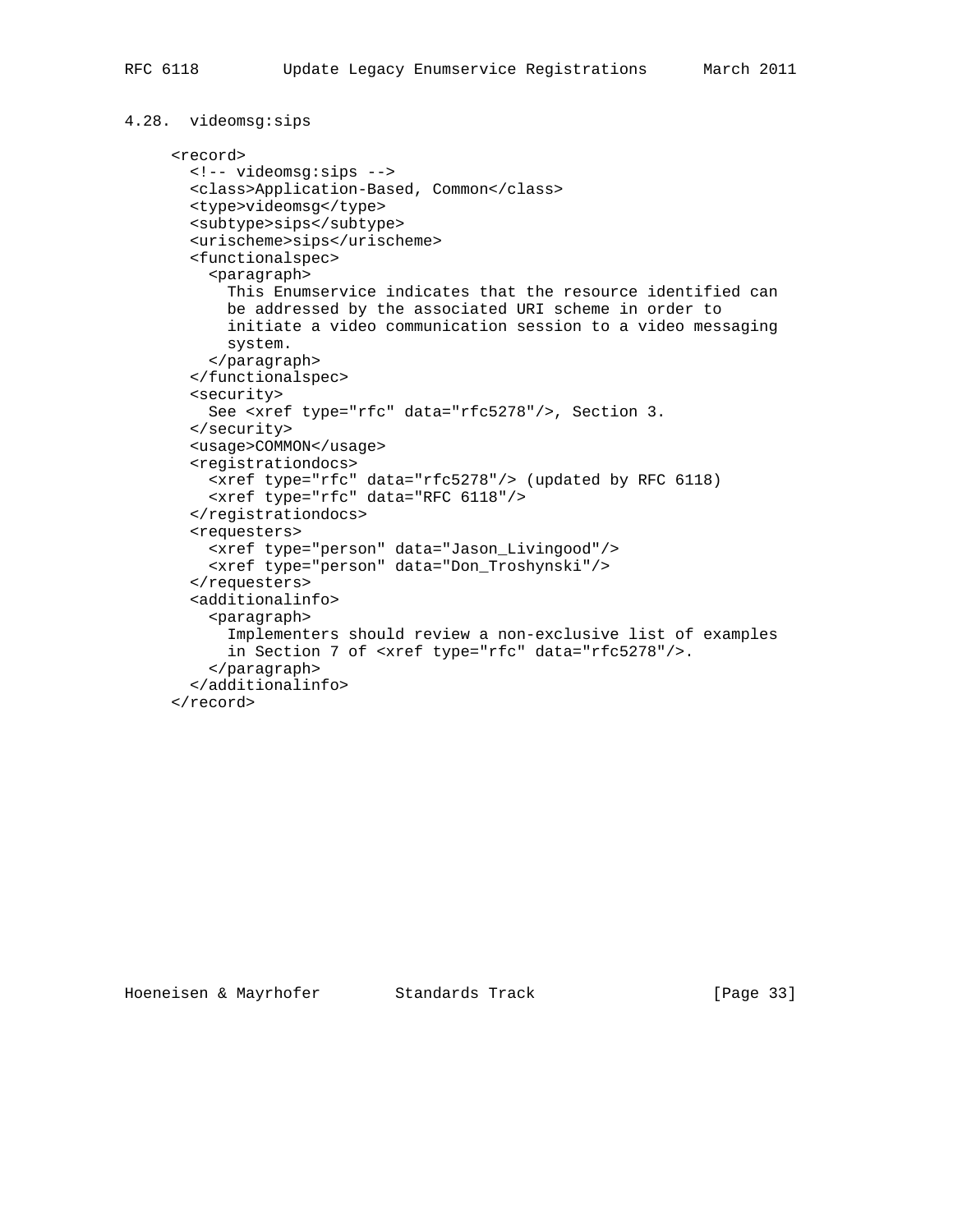### 4.28. videomsg:sips

```
<record>
  <!-- videomsg:sips -->
  <class>Application-Based, Common</class>
  <type>videomsg</type>
  <subtype>sips</subtype>
  <urischeme>sips</urischeme>
  <functionalspec>
    <paragraph>
      This Enumservice indicates that the resource identified can
      be addressed by the associated URI scheme in order to
      initiate a video communication session to a video messaging
      system.
    </paragraph>
  </functionalspec>
  <security>
    See <xref type="rfc" data="rfc5278"/>, Section 3.
  </security>
  <usage>COMMON</usage>
  <registrationdocs>
    <xref type="rfc" data="rfc5278"/> (updated by RFC 6118)
    <xref type="rfc" data="RFC 6118"/>
  </registrationdocs>
  <requesters>
    <xref type="person" data="Jason_Livingood"/>
    <xref type="person" data="Don_Troshynski"/>
  </requesters>
  <additionalinfo>
    <paragraph>
      Implementers should review a non-exclusive list of examples
      in Section 7 of <xref type="rfc" data="rfc5278"/>.
    </paragraph>
  </additionalinfo>
</record>
```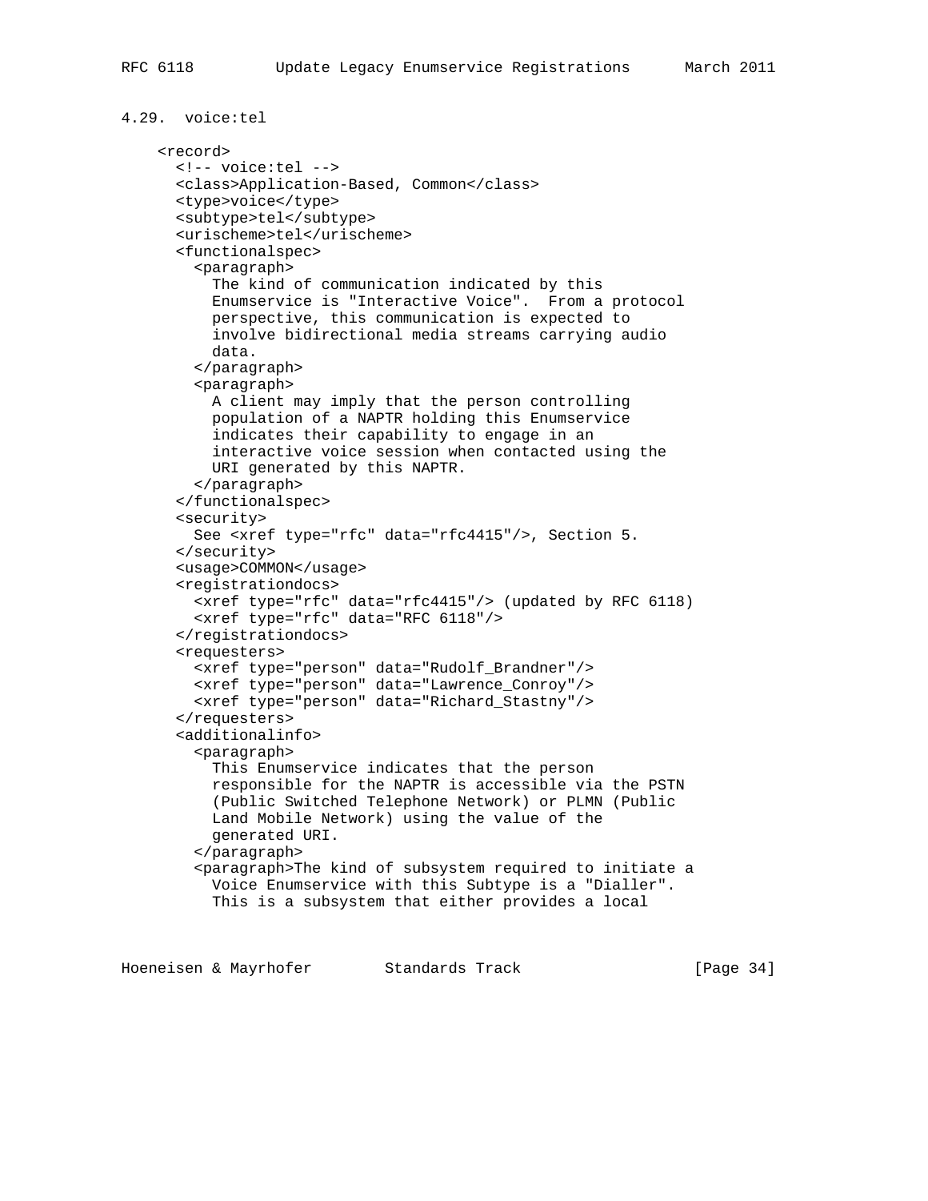### 4.29. voice:tel

```
<record>
  <!-- voice:tel -->
  <class>Application-Based, Common</class>
  <type>voice</type>
  <subtype>tel</subtype>
  <urischeme>tel</urischeme>
  <functionalspec>
    <paragraph>
      The kind of communication indicated by this
      Enumservice is "Interactive Voice".  From a protocol
      perspective, this communication is expected to
      involve bidirectional media streams carrying audio
      data.
    </paragraph>
    <paragraph>
      A client may imply that the person controlling
      population of a NAPTR holding this Enumservice
      indicates their capability to engage in an
      interactive voice session when contacted using the
      URI generated by this NAPTR.
    </paragraph>
  </functionalspec>
  <security>
    See <xref type="rfc" data="rfc4415"/>, Section 5.
  </security>
  <usage>COMMON</usage>
  <registrationdocs>
    <xref type="rfc" data="rfc4415"/> (updated by RFC 6118)
    <xref type="rfc" data="RFC 6118"/>
  </registrationdocs>
  <requesters>
    <xref type="person" data="Rudolf_Brandner"/>
    <xref type="person" data="Lawrence_Conroy"/>
    <xref type="person" data="Richard_Stastny"/>
  </requesters>
  <additionalinfo>
    <paragraph>
      This Enumservice indicates that the person
      responsible for the NAPTR is accessible via the PSTN
      (Public Switched Telephone Network) or PLMN (Public
      Land Mobile Network) using the value of the
      generated URI.
    </paragraph>
    <paragraph>The kind of subsystem required to initiate a
      Voice Enumservice with this Subtype is a "Dialler".
      This is a subsystem that either provides a local
```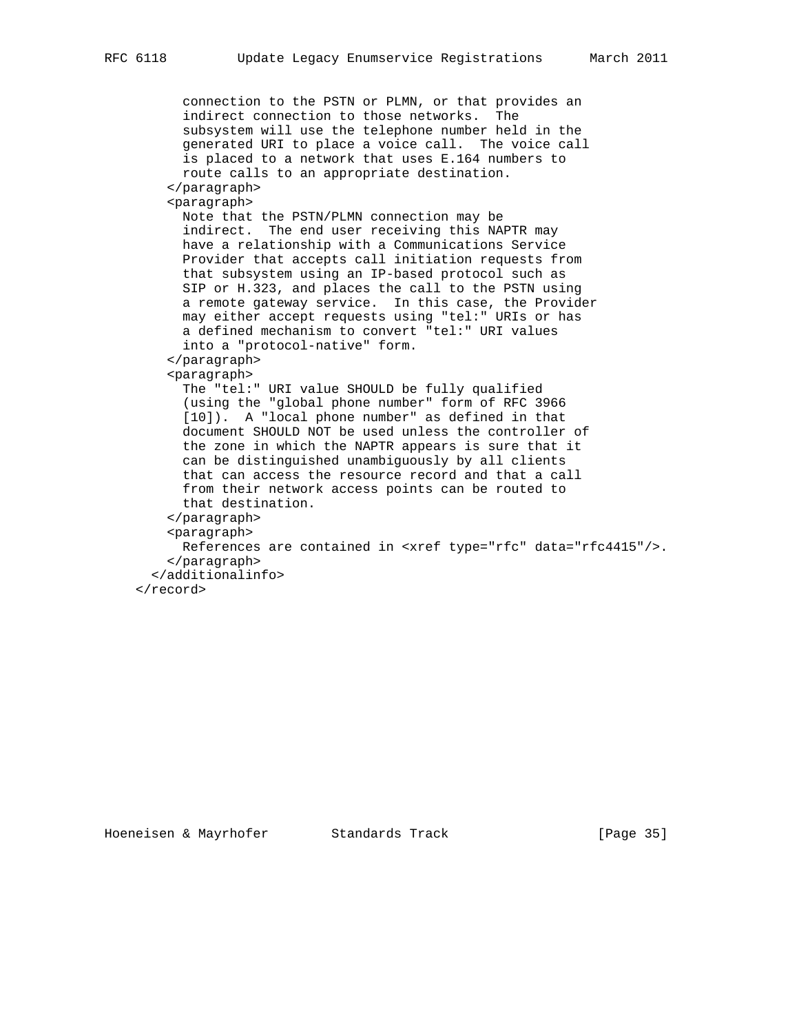```
        connection to the PSTN or PLMN, or that provides an
        indirect connection to those networks.  The
        subsystem will use the telephone number held in the
        generated URI to place a voice call.  The voice call
        is placed to a network that uses E.164 numbers to
        route calls to an appropriate destination.
      </paragraph>
      <paragraph>
        Note that the PSTN/PLMN connection may be
        indirect.  The end user receiving this NAPTR may
        have a relationship with a Communications Service
        Provider that accepts call initiation requests from
        that subsystem using an IP-based protocol such as
        SIP or H.323, and places the call to the PSTN using
        a remote gateway service.  In this case, the Provider
        may either accept requests using "tel:" URIs or has
        a defined mechanism to convert "tel:" URI values
        into a "protocol-native" form.
      </paragraph>
      <paragraph>
        The "tel:" URI value SHOULD be fully qualified
        (using the "global phone number" form of RFC 3966
        [10]).  A "local phone number" as defined in that
        document SHOULD NOT be used unless the controller of
        the zone in which the NAPTR appears is sure that it
        can be distinguished unambiguously by all clients
        that can access the resource record and that a call
        from their network access points can be routed to
        that destination.
      </paragraph>
      <paragraph>
        References are contained in <xref type="rfc" data="rfc4415"/>.
      </paragraph>
    </additionalinfo>
  </record>
```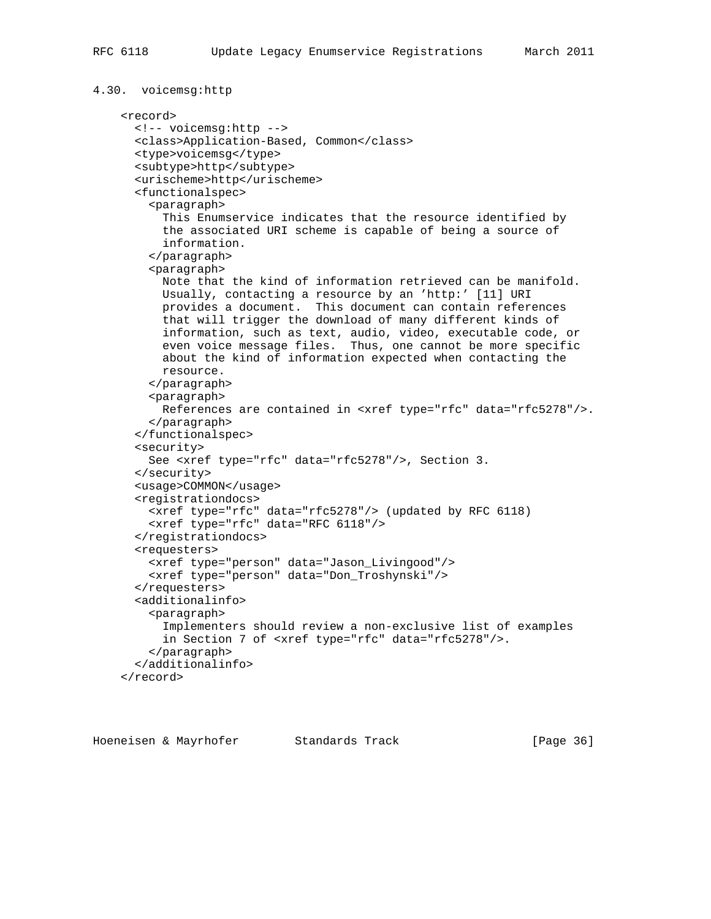### 4.30. voicemsg:http

```
<record>
  <!-- voicemsg:http -->
  <class>Application-Based, Common</class>
  <type>voicemsg</type>
  <subtype>http</subtype>
  <urischeme>http</urischeme>
  <functionalspec>
    <paragraph>
      This Enumservice indicates that the resource identified by
      the associated URI scheme is capable of being a source of
      information.
    </paragraph>
    <paragraph>
      Note that the kind of information retrieved can be manifold.
      Usually, contacting a resource by an 'http:' [11] URI
      provides a document.  This document can contain references
      that will trigger the download of many different kinds of
      information, such as text, audio, video, executable code, or
      even voice message files.  Thus, one cannot be more specific
      about the kind of information expected when contacting the
      resource.
    </paragraph>
    <paragraph>
      References are contained in <xref type="rfc" data="rfc5278"/>.
    </paragraph>
  </functionalspec>
  <security>
    See <xref type="rfc" data="rfc5278"/>, Section 3.
  </security>
  <usage>COMMON</usage>
  <registrationdocs>
    <xref type="rfc" data="rfc5278"/> (updated by RFC 6118)
    <xref type="rfc" data="RFC 6118"/>
  </registrationdocs>
  <requesters>
    <xref type="person" data="Jason_Livingood"/>
    <xref type="person" data="Don_Troshynski"/>
  </requesters>
  <additionalinfo>
    <paragraph>
      Implementers should review a non-exclusive list of examples
      in Section 7 of <xref type="rfc" data="rfc5278"/>.
    </paragraph>
  </additionalinfo>
</record>
```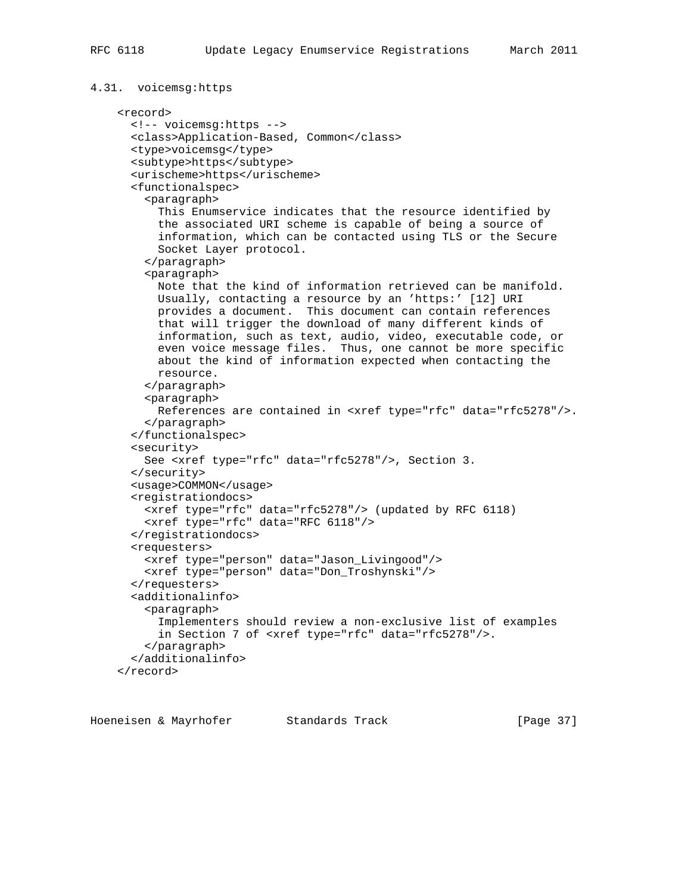### 4.31. voicemsg:https

```
<record>
  <!-- voicemsg:https -->
  <class>Application-Based, Common</class>
  <type>voicemsg</type>
  <subtype>https</subtype>
  <urischeme>https</urischeme>
  <functionalspec>
    <paragraph>
      This Enumservice indicates that the resource identified by
      the associated URI scheme is capable of being a source of
      information, which can be contacted using TLS or the Secure
      Socket Layer protocol.
    </paragraph>
    <paragraph>
      Note that the kind of information retrieved can be manifold.
      Usually, contacting a resource by an 'https:' [12] URI
      provides a document.  This document can contain references
      that will trigger the download of many different kinds of
      information, such as text, audio, video, executable code, or
      even voice message files.  Thus, one cannot be more specific
      about the kind of information expected when contacting the
      resource.
    </paragraph>
    <paragraph>
      References are contained in <xref type="rfc" data="rfc5278"/>.
    </paragraph>
  </functionalspec>
  <security>
    See <xref type="rfc" data="rfc5278"/>, Section 3.
  </security>
  <usage>COMMON</usage>
  <registrationdocs>
    <xref type="rfc" data="rfc5278"/> (updated by RFC 6118)
    <xref type="rfc" data="RFC 6118"/>
  </registrationdocs>
  <requesters>
    <xref type="person" data="Jason_Livingood"/>
    <xref type="person" data="Don_Troshynski"/>
  </requesters>
  <additionalinfo>
    <paragraph>
      Implementers should review a non-exclusive list of examples
      in Section 7 of <xref type="rfc" data="rfc5278"/>.
    </paragraph>
  </additionalinfo>
</record>
```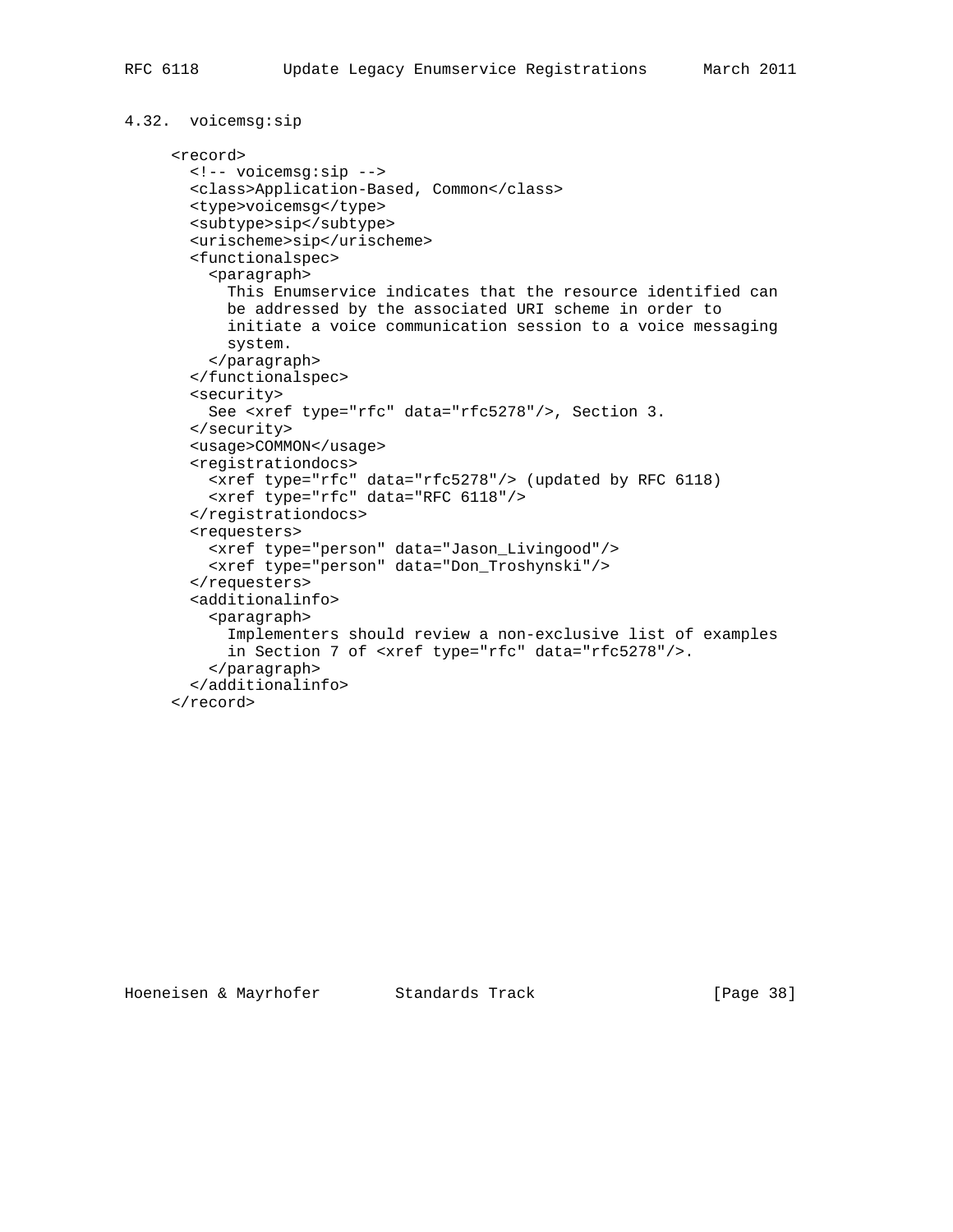### 4.32. voicemsg:sip

```
<record>
  <!-- voicemsg:sip -->
  <class>Application-Based, Common</class>
  <type>voicemsg</type>
  <subtype>sip</subtype>
  <urischeme>sip</urischeme>
  <functionalspec>
    <paragraph>
      This Enumservice indicates that the resource identified can
      be addressed by the associated URI scheme in order to
      initiate a voice communication session to a voice messaging
      system.
    </paragraph>
  </functionalspec>
  <security>
    See <xref type="rfc" data="rfc5278"/>, Section 3.
  </security>
  <usage>COMMON</usage>
  <registrationdocs>
    <xref type="rfc" data="rfc5278"/> (updated by RFC 6118)
    <xref type="rfc" data="RFC 6118"/>
  </registrationdocs>
  <requesters>
    <xref type="person" data="Jason_Livingood"/>
    <xref type="person" data="Don_Troshynski"/>
  </requesters>
  <additionalinfo>
    <paragraph>
      Implementers should review a non-exclusive list of examples
      in Section 7 of <xref type="rfc" data="rfc5278"/>.
    </paragraph>
  </additionalinfo>
</record>
```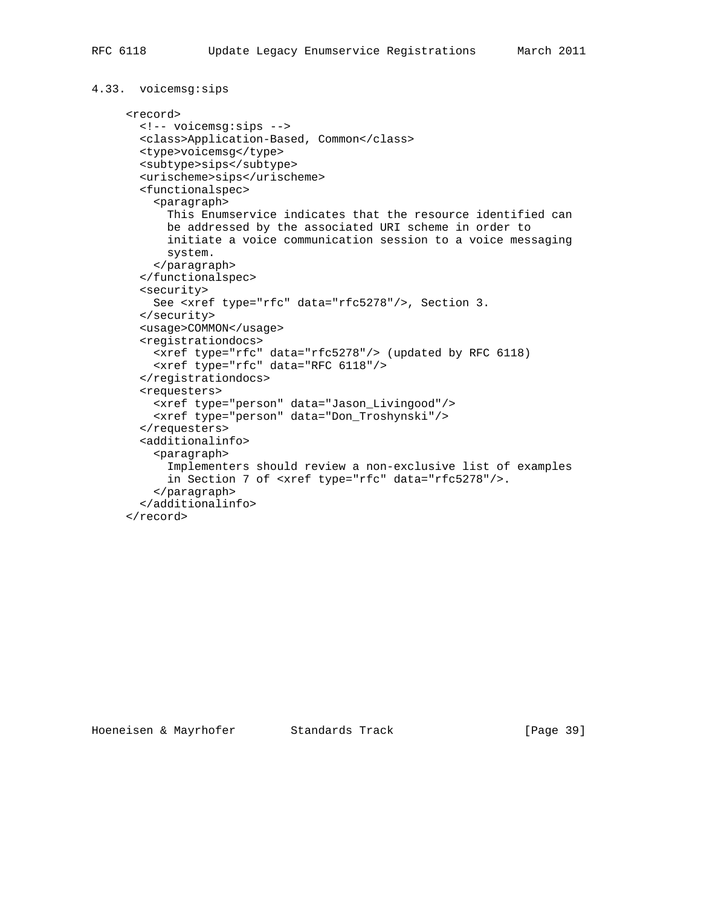### 4.33. voicemsg:sips

```
<record>
  <!-- voicemsg:sips -->
  <class>Application-Based, Common</class>
  <type>voicemsg</type>
  <subtype>sips</subtype>
  <urischeme>sips</urischeme>
  <functionalspec>
    <paragraph>
      This Enumservice indicates that the resource identified can
      be addressed by the associated URI scheme in order to
      initiate a voice communication session to a voice messaging
      system.
    </paragraph>
  </functionalspec>
  <security>
    See <xref type="rfc" data="rfc5278"/>, Section 3.
  </security>
  <usage>COMMON</usage>
  <registrationdocs>
    <xref type="rfc" data="rfc5278"/> (updated by RFC 6118)
    <xref type="rfc" data="RFC 6118"/>
  </registrationdocs>
  <requesters>
    <xref type="person" data="Jason_Livingood"/>
    <xref type="person" data="Don_Troshynski"/>
  </requesters>
  <additionalinfo>
    <paragraph>
      Implementers should review a non-exclusive list of examples
      in Section 7 of <xref type="rfc" data="rfc5278"/>.
    </paragraph>
  </additionalinfo>
</record>
```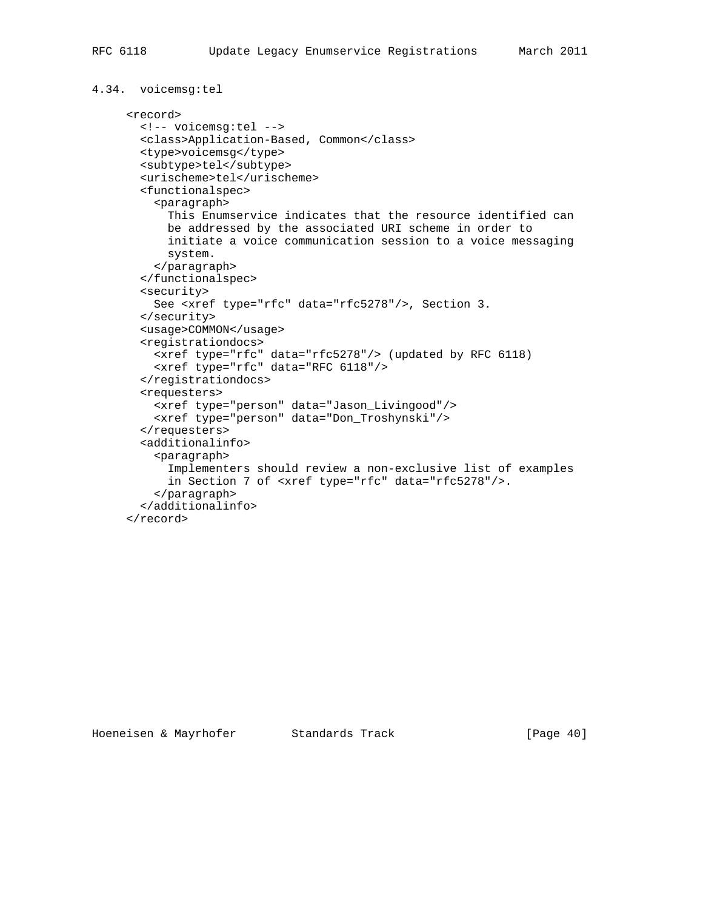### 4.34. voicemsg:tel

```
<record>
  <!-- voicemsg:tel -->
  <class>Application-Based, Common</class>
  <type>voicemsg</type>
  <subtype>tel</subtype>
  <urischeme>tel</urischeme>
  <functionalspec>
    <paragraph>
      This Enumservice indicates that the resource identified can
      be addressed by the associated URI scheme in order to
      initiate a voice communication session to a voice messaging
      system.
    </paragraph>
  </functionalspec>
  <security>
    See <xref type="rfc" data="rfc5278"/>, Section 3.
  </security>
  <usage>COMMON</usage>
  <registrationdocs>
    <xref type="rfc" data="rfc5278"/> (updated by RFC 6118)
    <xref type="rfc" data="RFC 6118"/>
  </registrationdocs>
  <requesters>
    <xref type="person" data="Jason_Livingood"/>
    <xref type="person" data="Don_Troshynski"/>
  </requesters>
  <additionalinfo>
    <paragraph>
      Implementers should review a non-exclusive list of examples
      in Section 7 of <xref type="rfc" data="rfc5278"/>.
    </paragraph>
  </additionalinfo>
</record>
```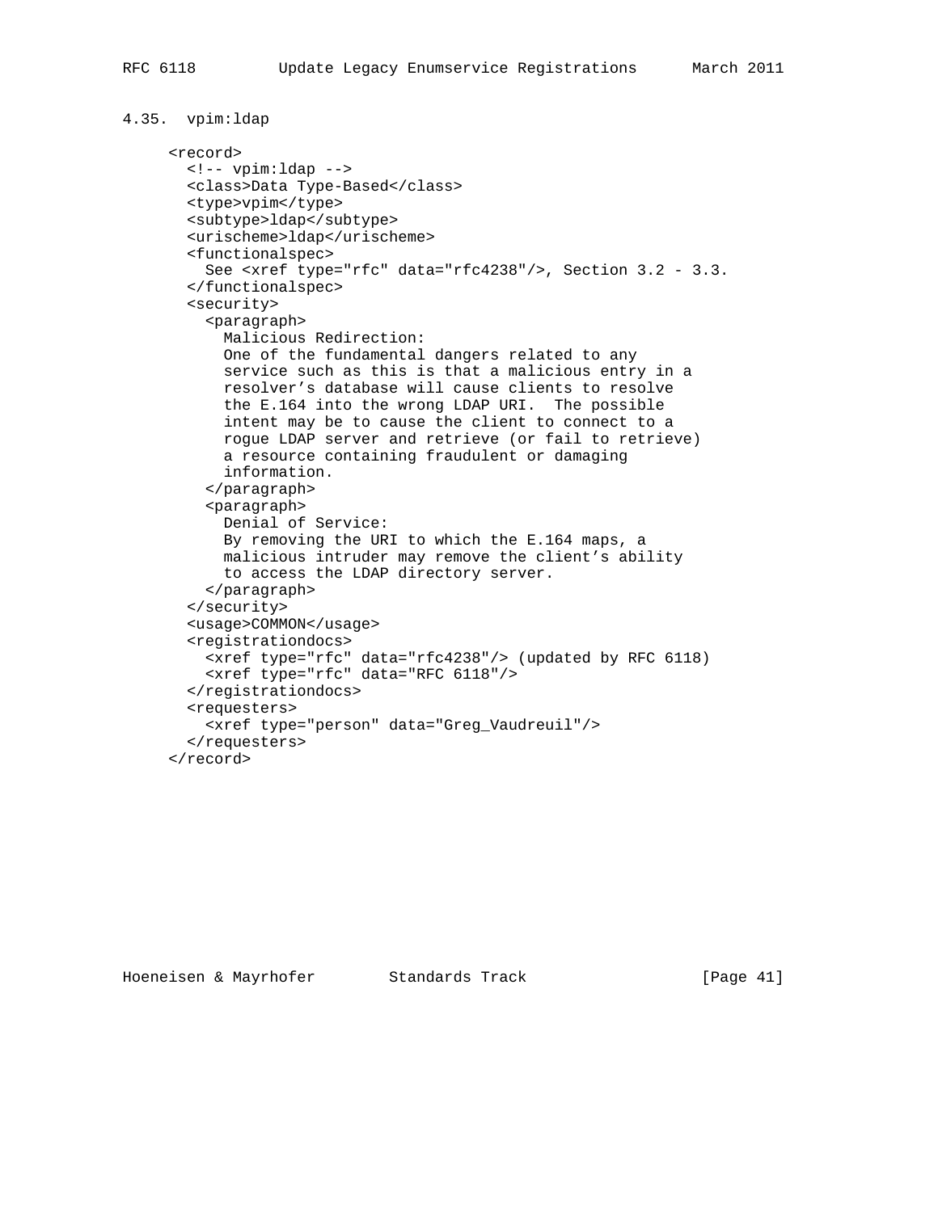### 4.35. vpim:ldap

```
<record>
  <!-- vpim:ldap -->
  <class>Data Type-Based</class>
  <type>vpim</type>
  <subtype>ldap</subtype>
  <urischeme>ldap</urischeme>
  <functionalspec>
    See <xref type="rfc" data="rfc4238"/>, Section 3.2 - 3.3.
  </functionalspec>
  <security>
    <paragraph>
      Malicious Redirection:
      One of the fundamental dangers related to any
      service such as this is that a malicious entry in a
      resolver's database will cause clients to resolve
      the E.164 into the wrong LDAP URI.  The possible
      intent may be to cause the client to connect to a
      rogue LDAP server and retrieve (or fail to retrieve)
      a resource containing fraudulent or damaging
      information.
    </paragraph>
    <paragraph>
      Denial of Service:
      By removing the URI to which the E.164 maps, a
      malicious intruder may remove the client's ability
      to access the LDAP directory server.
    </paragraph>
  </security>
  <usage>COMMON</usage>
  <registrationdocs>
    <xref type="rfc" data="rfc4238"/> (updated by RFC 6118)
    <xref type="rfc" data="RFC 6118"/>
  </registrationdocs>
  <requesters>
    <xref type="person" data="Greg_Vaudreuil"/>
  </requesters>
</record>
```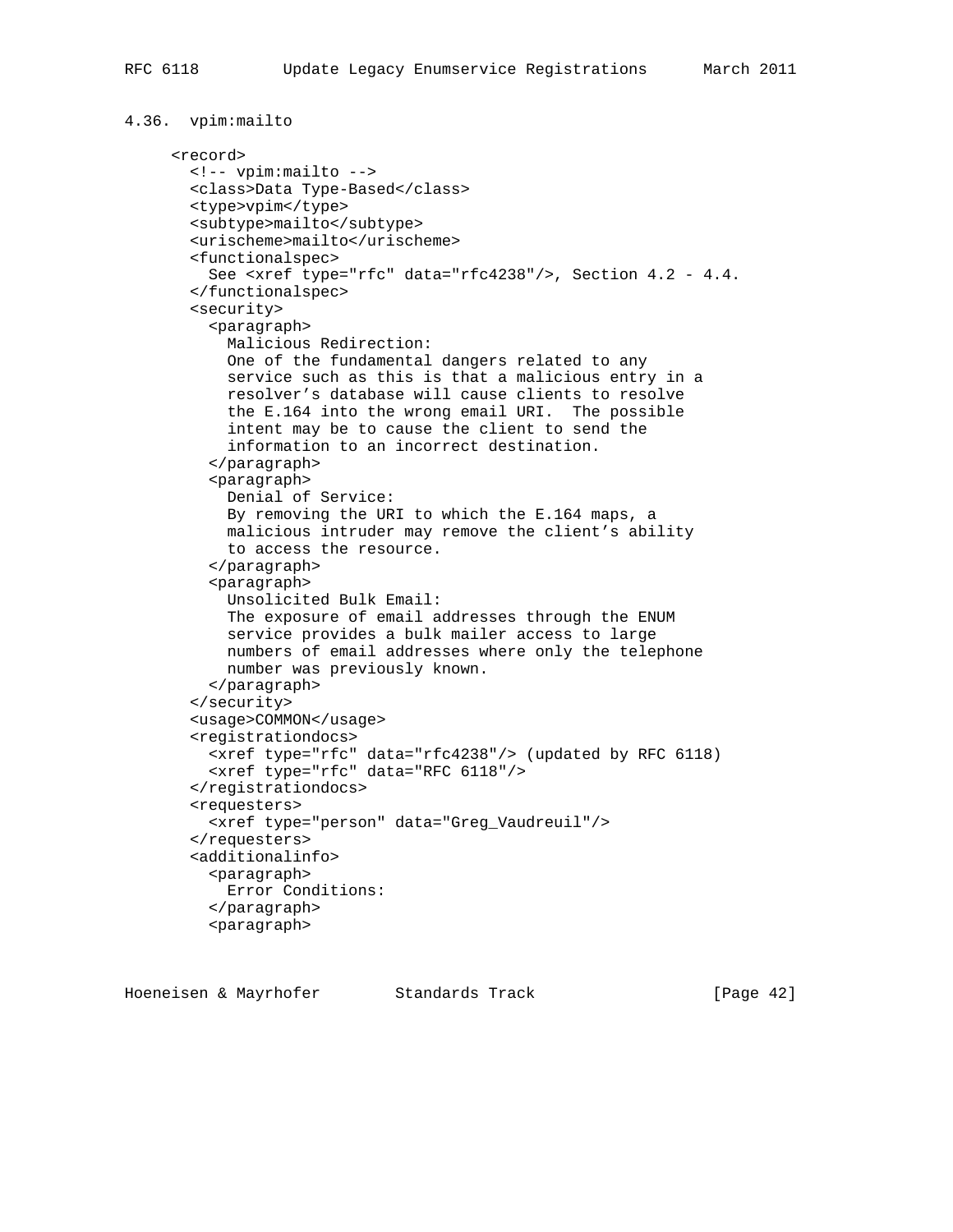### 4.36. vpim:mailto

```
<record>
  <!-- vpim:mailto -->
  <class>Data Type-Based</class>
  <type>vpim</type>
  <subtype>mailto</subtype>
  <urischeme>mailto</urischeme>
  <functionalspec>
    See <xref type="rfc" data="rfc4238"/>, Section 4.2 - 4.4.
  </functionalspec>
  <security>
    <paragraph>
      Malicious Redirection:
      One of the fundamental dangers related to any
      service such as this is that a malicious entry in a
      resolver's database will cause clients to resolve
      the E.164 into the wrong email URI.  The possible
      intent may be to cause the client to send the
      information to an incorrect destination.
    </paragraph>
    <paragraph>
      Denial of Service:
      By removing the URI to which the E.164 maps, a
      malicious intruder may remove the client's ability
      to access the resource.
    </paragraph>
    <paragraph>
      Unsolicited Bulk Email:
      The exposure of email addresses through the ENUM
      service provides a bulk mailer access to large
      numbers of email addresses where only the telephone
      number was previously known.
    </paragraph>
  </security>
  <usage>COMMON</usage>
  <registrationdocs>
    <xref type="rfc" data="rfc4238"/> (updated by RFC 6118)
    <xref type="rfc" data="RFC 6118"/>
  </registrationdocs>
  <requesters>
    <xref type="person" data="Greg_Vaudreuil"/>
  </requesters>
  <additionalinfo>
    <paragraph>
      Error Conditions:
    </paragraph>
    <paragraph>
```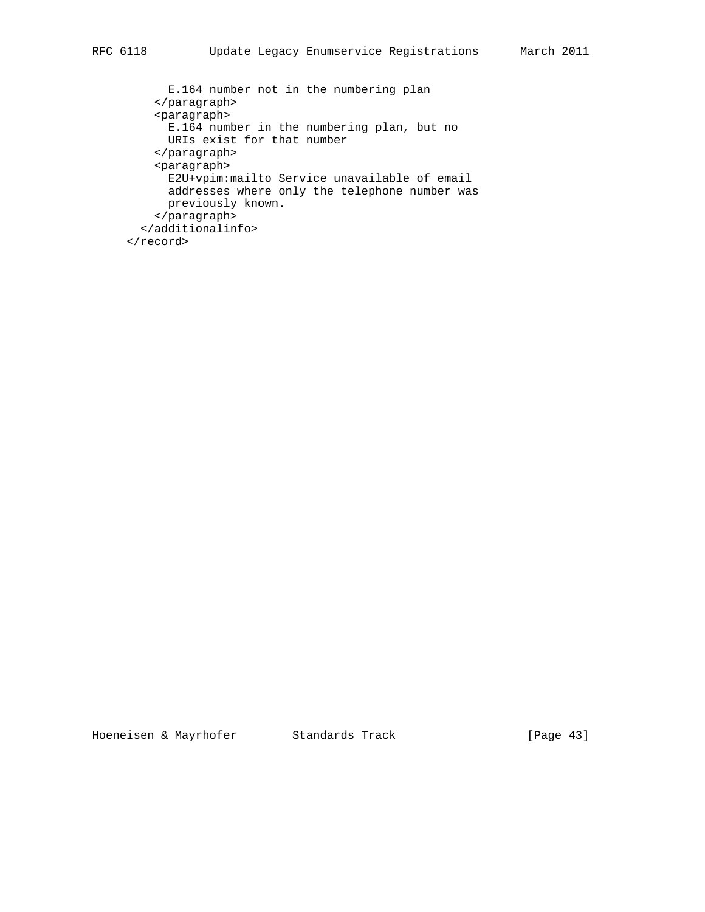```
          E.164 number not in the numbering plan
        </paragraph>
        <paragraph>
          E.164 number in the numbering plan, but no
          URIs exist for that number
        </paragraph>
        <paragraph>
          E2U+vpim:mailto Service unavailable of email
          addresses where only the telephone number was
          previously known.
        </paragraph>
      </additionalinfo>
    </record>
```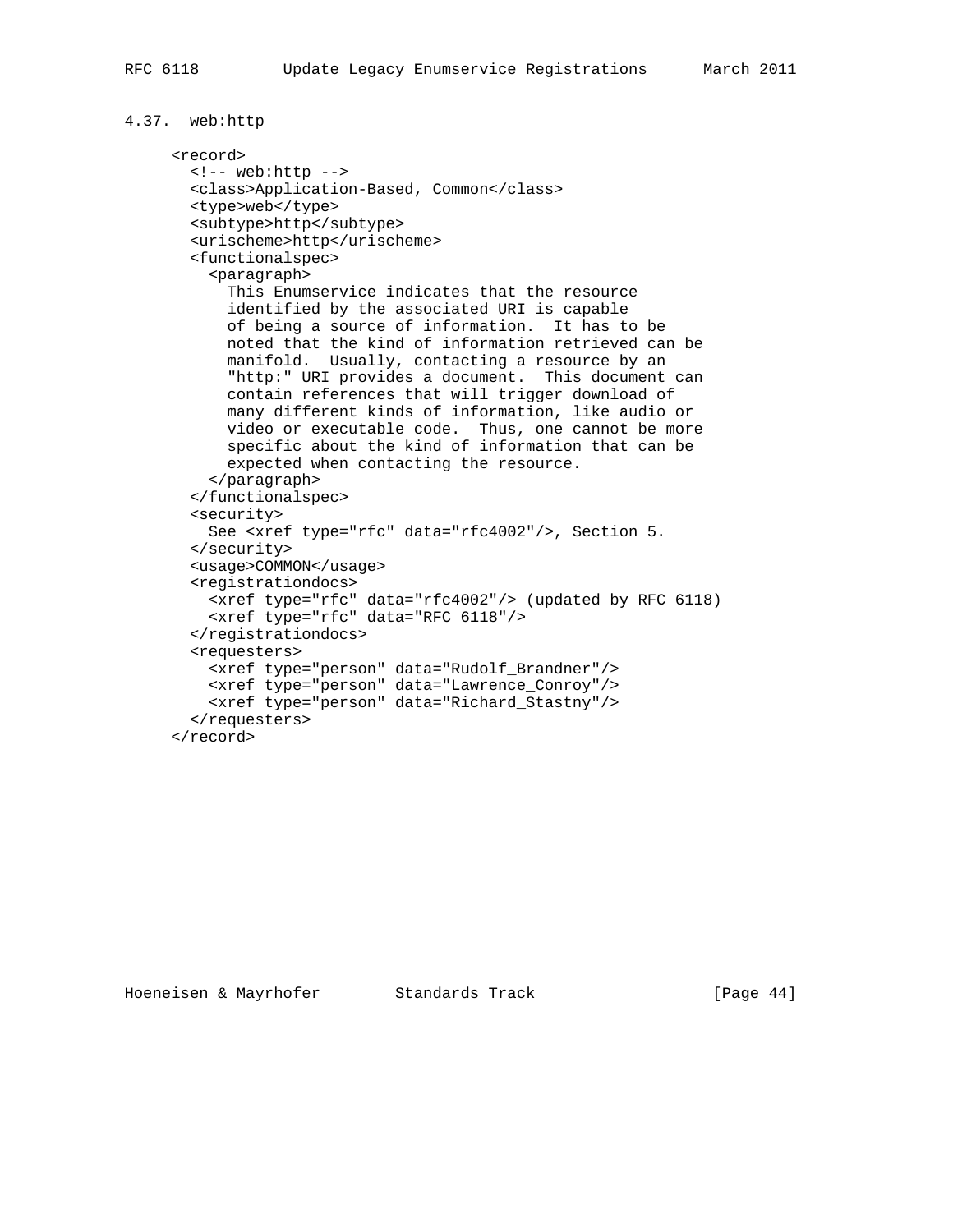### 4.37. web:http

```
<record>
  <!-- web:http -->
  <class>Application-Based, Common</class>
  <type>web</type>
  <subtype>http</subtype>
  <urischeme>http</urischeme>
  <functionalspec>
    <paragraph>
      This Enumservice indicates that the resource
      identified by the associated URI is capable
      of being a source of information.  It has to be
      noted that the kind of information retrieved can be
      manifold.  Usually, contacting a resource by an
      "http:" URI provides a document.  This document can
      contain references that will trigger download of
      many different kinds of information, like audio or
      video or executable code.  Thus, one cannot be more
      specific about the kind of information that can be
      expected when contacting the resource.
    </paragraph>
  </functionalspec>
  <security>
    See <xref type="rfc" data="rfc4002"/>, Section 5.
  </security>
  <usage>COMMON</usage>
  <registrationdocs>
    <xref type="rfc" data="rfc4002"/> (updated by RFC 6118)
    <xref type="rfc" data="RFC 6118"/>
  </registrationdocs>
  <requesters>
    <xref type="person" data="Rudolf_Brandner"/>
    <xref type="person" data="Lawrence_Conroy"/>
    <xref type="person" data="Richard_Stastny"/>
  </requesters>
</record>
```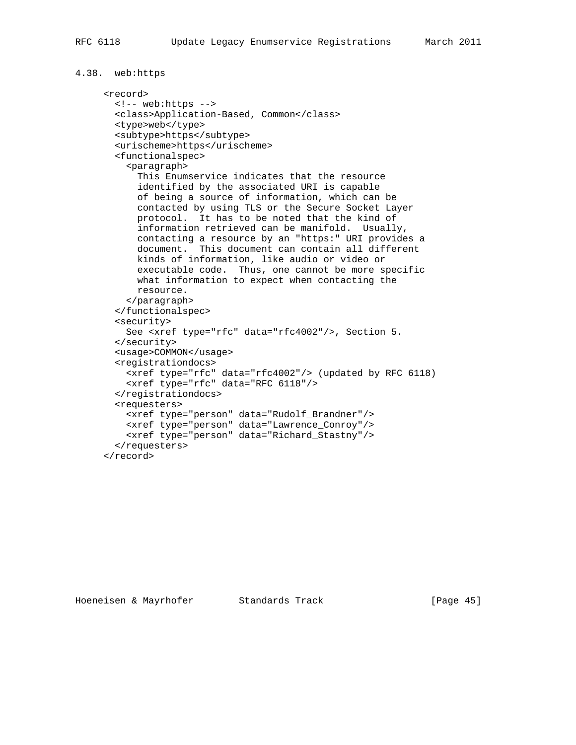### 4.38. web:https

```
<record>
  <!-- web:https -->
  <class>Application-Based, Common</class>
  <type>web</type>
  <subtype>https</subtype>
  <urischeme>https</urischeme>
  <functionalspec>
    <paragraph>
      This Enumservice indicates that the resource
      identified by the associated URI is capable
      of being a source of information, which can be
      contacted by using TLS or the Secure Socket Layer
      protocol.  It has to be noted that the kind of
      information retrieved can be manifold.  Usually,
      contacting a resource by an "https:" URI provides a
      document.  This document can contain all different
      kinds of information, like audio or video or
      executable code.  Thus, one cannot be more specific
      what information to expect when contacting the
      resource.
    </paragraph>
  </functionalspec>
  <security>
    See <xref type="rfc" data="rfc4002"/>, Section 5.
  </security>
  <usage>COMMON</usage>
  <registrationdocs>
    <xref type="rfc" data="rfc4002"/> (updated by RFC 6118)
    <xref type="rfc" data="RFC 6118"/>
  </registrationdocs>
  <requesters>
    <xref type="person" data="Rudolf_Brandner"/>
    <xref type="person" data="Lawrence_Conroy"/>
    <xref type="person" data="Richard_Stastny"/>
  </requesters>
</record>
```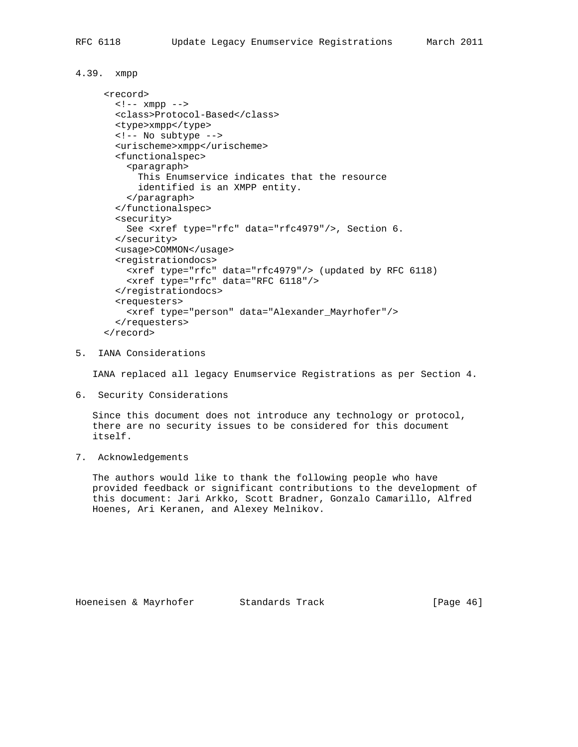### 4.39. xmpp

```
<record>
  <!-- xmpp -->
  <class>Protocol-Based</class>
  <type>xmpp</type>
  <!-- No subtype -->
  <urischeme>xmpp</urischeme>
  <functionalspec>
    <paragraph>
      This Enumservice indicates that the resource
      identified is an XMPP entity.
    </paragraph>
  </functionalspec>
  <security>
    See <xref type="rfc" data="rfc4979"/>, Section 6.
  </security>
  <usage>COMMON</usage>
  <registrationdocs>
    <xref type="rfc" data="rfc4979"/> (updated by RFC 6118)
    <xref type="rfc" data="RFC 6118"/>
  </registrationdocs>
  <requesters>
    <xref type="person" data="Alexander_Mayrhofer"/>
  </requesters>
</record>
```

## 5. IANA Considerations

IANA replaced all legacy Enumservice Registrations as per Section 4.

## 6. Security Considerations

Since this document does not introduce any technology or protocol, there are no security issues to be considered for this document itself.

## 7. Acknowledgements

The authors would like to thank the following people who have provided feedback or significant contributions to the development of this document: Jari Arkko, Scott Bradner, Gonzalo Camarillo, Alfred Hoenes, Ari Keranen, and Alexey Melnikov.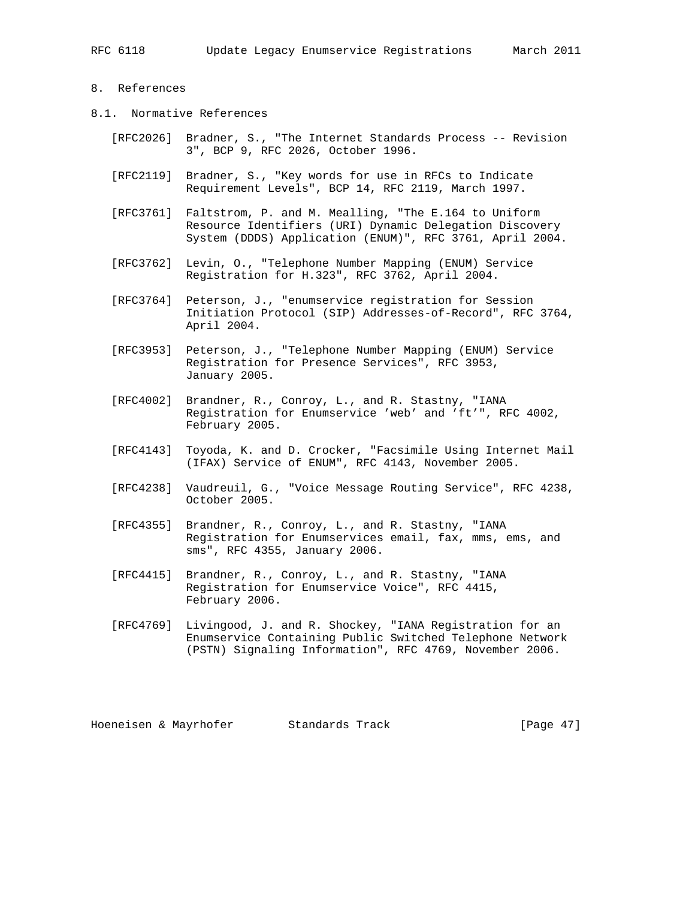# 8. References

## 8.1. Normative References

[RFC2026] Bradner, S., "The Internet Standards Process -- Revision 3", BCP 9, RFC 2026, October 1996.

[RFC2119] Bradner, S., "Key words for use in RFCs to Indicate Requirement Levels", BCP 14, RFC 2119, March 1997.

[RFC3761] Faltstrom, P. and M. Mealling, "The E.164 to Uniform Resource Identifiers (URI) Dynamic Delegation Discovery System (DDDS) Application (ENUM)", RFC 3761, April 2004.

[RFC3762] Levin, O., "Telephone Number Mapping (ENUM) Service Registration for H.323", RFC 3762, April 2004.

[RFC3764] Peterson, J., "enumservice registration for Session Initiation Protocol (SIP) Addresses-of-Record", RFC 3764, April 2004.

[RFC3953] Peterson, J., "Telephone Number Mapping (ENUM) Service Registration for Presence Services", RFC 3953, January 2005.

[RFC4002] Brandner, R., Conroy, L., and R. Stastny, "IANA Registration for Enumservice 'web' and 'ft'", RFC 4002, February 2005.

[RFC4143] Toyoda, K. and D. Crocker, "Facsimile Using Internet Mail (IFAX) Service of ENUM", RFC 4143, November 2005.

[RFC4238] Vaudreuil, G., "Voice Message Routing Service", RFC 4238, October 2005.

[RFC4355] Brandner, R., Conroy, L., and R. Stastny, "IANA Registration for Enumservices email, fax, mms, ems, and sms", RFC 4355, January 2006.

[RFC4415] Brandner, R., Conroy, L., and R. Stastny, "IANA Registration for Enumservice Voice", RFC 4415, February 2006.

[RFC4769] Livingood, J. and R. Shockey, "IANA Registration for an Enumservice Containing Public Switched Telephone Network (PSTN) Signaling Information", RFC 4769, November 2006.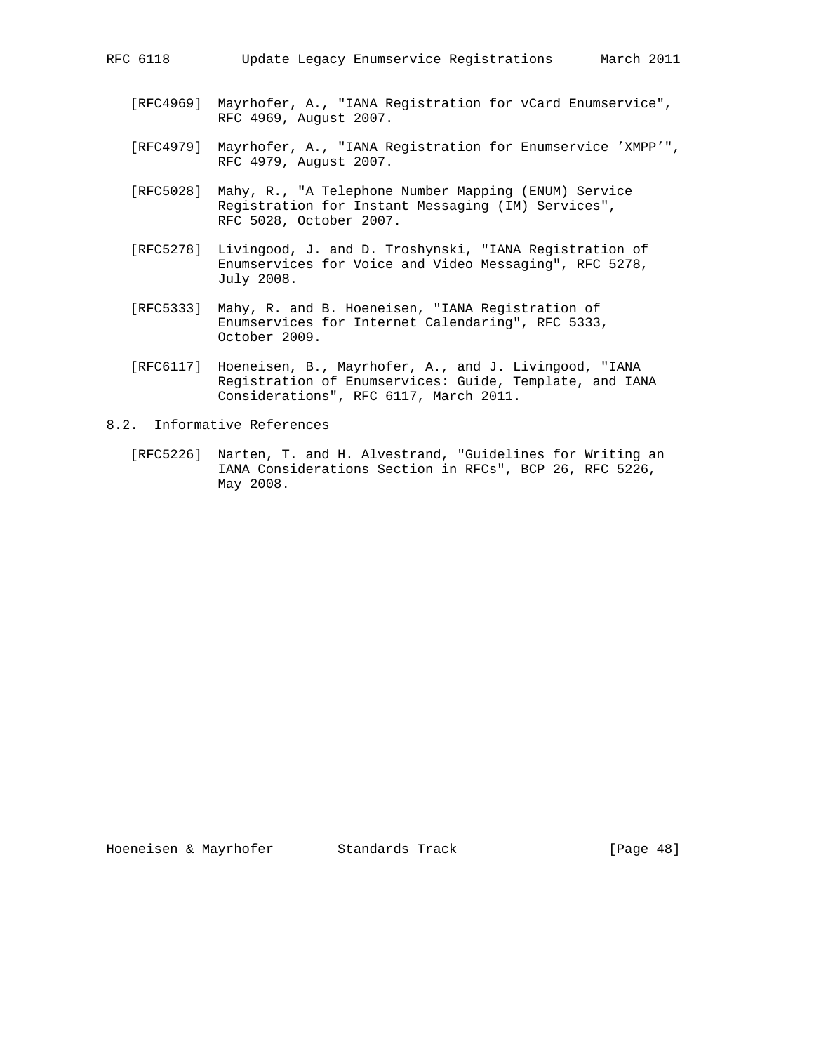[RFC4969] Mayrhofer, A., "IANA Registration for vCard Enumservice", RFC 4969, August 2007.

[RFC4979] Mayrhofer, A., "IANA Registration for Enumservice 'XMPP'", RFC 4979, August 2007.

[RFC5028] Mahy, R., "A Telephone Number Mapping (ENUM) Service Registration for Instant Messaging (IM) Services", RFC 5028, October 2007.

[RFC5278] Livingood, J. and D. Troshynski, "IANA Registration of Enumservices for Voice and Video Messaging", RFC 5278, July 2008.

[RFC5333] Mahy, R. and B. Hoeneisen, "IANA Registration of Enumservices for Internet Calendaring", RFC 5333, October 2009.

[RFC6117] Hoeneisen, B., Mayrhofer, A., and J. Livingood, "IANA Registration of Enumservices: Guide, Template, and IANA Considerations", RFC 6117, March 2011.

### 8.2. Informative References

[RFC5226] Narten, T. and H. Alvestrand, "Guidelines for Writing an IANA Considerations Section in RFCs", BCP 26, RFC 5226, May 2008.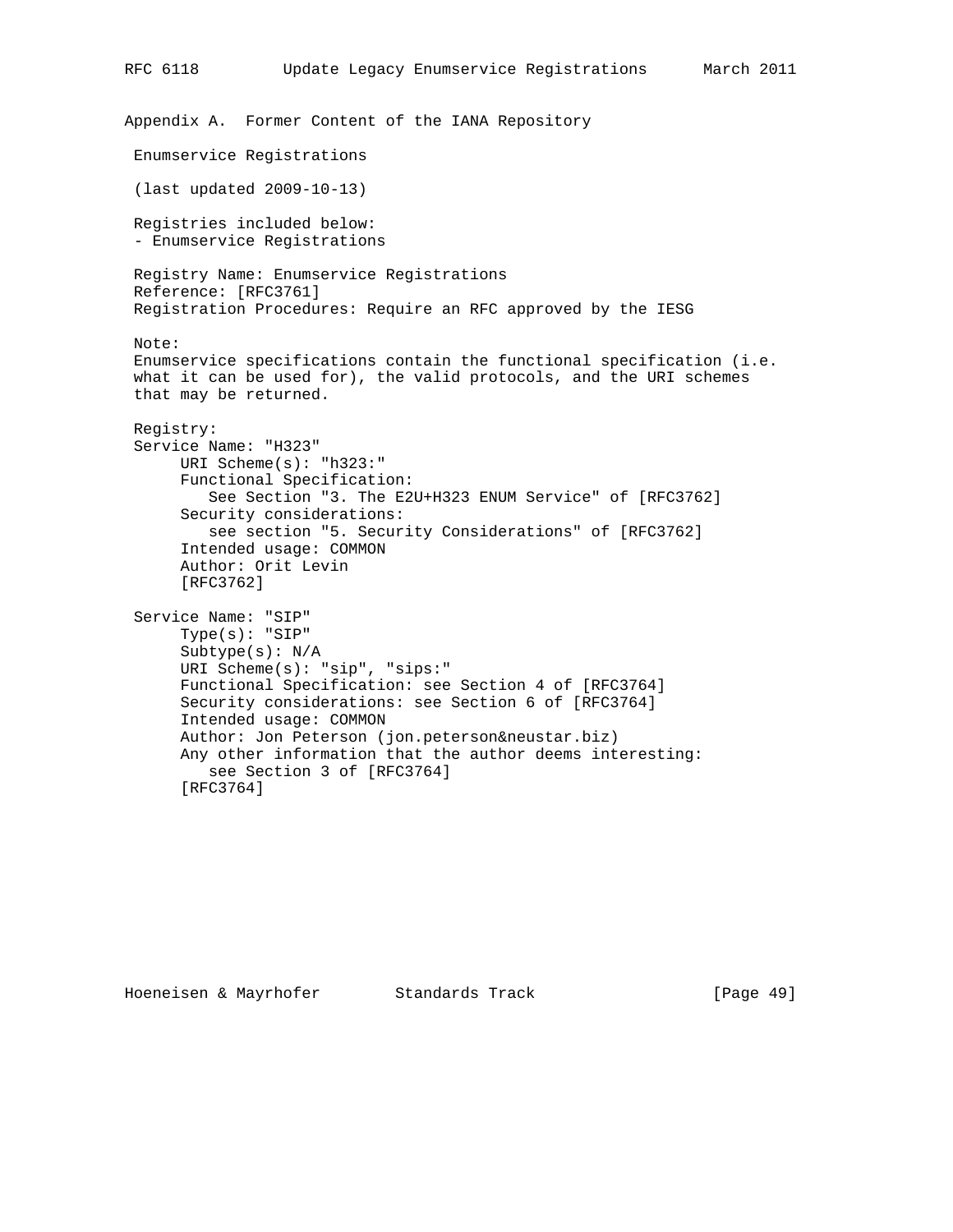## Appendix A. Former Content of the IANA Repository

```
 Enumservice Registrations

 (last updated 2009-10-13)

 Registries included below:
 - Enumservice Registrations

 Registry Name: Enumservice Registrations
 Reference: [RFC3761]
 Registration Procedures: Require an RFC approved by the IESG

 Note:
 Enumservice specifications contain the functional specification (i.e.
 what it can be used for), the valid protocols, and the URI schemes
 that may be returned.

 Registry:
 Service Name: "H323"
      URI Scheme(s): "h323:"
      Functional Specification:
         See Section "3. The E2U+H323 ENUM Service" of [RFC3762]
      Security considerations:
         see section "5. Security Considerations" of [RFC3762]
      Intended usage: COMMON
      Author: Orit Levin
      [RFC3762]

 Service Name: "SIP"
      Type(s): "SIP"
      Subtype(s): N/A
      URI Scheme(s): "sip", "sips:"
      Functional Specification: see Section 4 of [RFC3764]
      Security considerations: see Section 6 of [RFC3764]
      Intended usage: COMMON
      Author: Jon Peterson (jon.peterson&neustar.biz)
      Any other information that the author deems interesting:
         see Section 3 of [RFC3764]
      [RFC3764]
```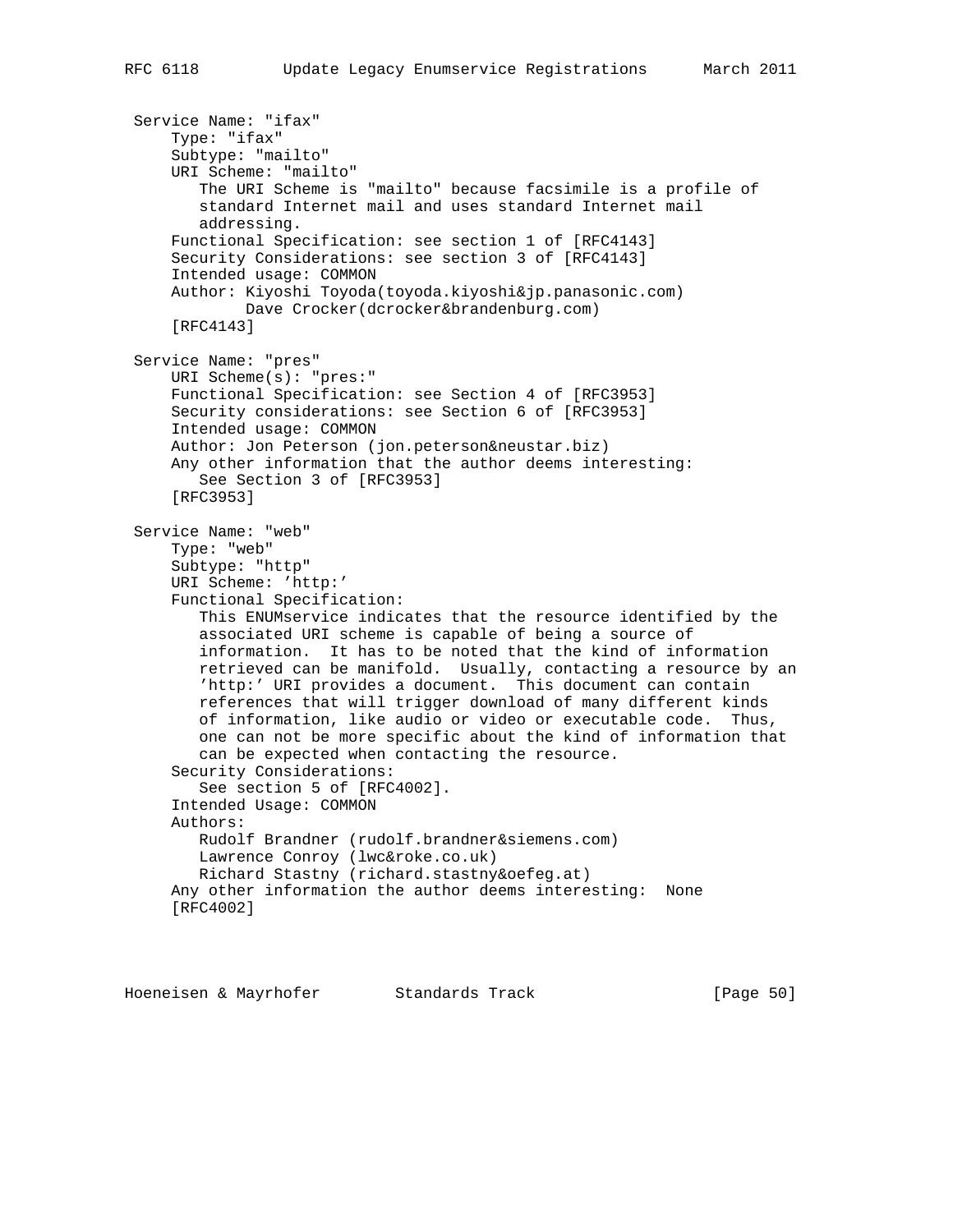```
 Service Name: "ifax"
     Type: "ifax"
     Subtype: "mailto"
     URI Scheme: "mailto"
        The URI Scheme is "mailto" because facsimile is a profile of
        standard Internet mail and uses standard Internet mail
        addressing.
     Functional Specification: see section 1 of [RFC4143]
     Security Considerations: see section 3 of [RFC4143]
     Intended usage: COMMON
     Author: Kiyoshi Toyoda(toyoda.kiyoshi&jp.panasonic.com)
             Dave Crocker(dcrocker&brandenburg.com)
     [RFC4143]

 Service Name: "pres"
     URI Scheme(s): "pres:"
     Functional Specification: see Section 4 of [RFC3953]
     Security considerations: see Section 6 of [RFC3953]
     Intended usage: COMMON
     Author: Jon Peterson (jon.peterson&neustar.biz)
     Any other information that the author deems interesting:
        See Section 3 of [RFC3953]
     [RFC3953]

 Service Name: "web"
     Type: "web"
     Subtype: "http"
     URI Scheme: 'http:'
     Functional Specification:
        This ENUMservice indicates that the resource identified by the
        associated URI scheme is capable of being a source of
        information.  It has to be noted that the kind of information
        retrieved can be manifold.  Usually, contacting a resource by an
        'http:' URI provides a document.  This document can contain
        references that will trigger download of many different kinds
        of information, like audio or video or executable code.  Thus,
        one can not be more specific about the kind of information that
        can be expected when contacting the resource.
     Security Considerations:
        See section 5 of [RFC4002].
     Intended Usage: COMMON
     Authors:
        Rudolf Brandner (rudolf.brandner&siemens.com)
        Lawrence Conroy (lwc&roke.co.uk)
        Richard Stastny (richard.stastny&oefeg.at)
     Any other information the author deems interesting:  None
     [RFC4002]
```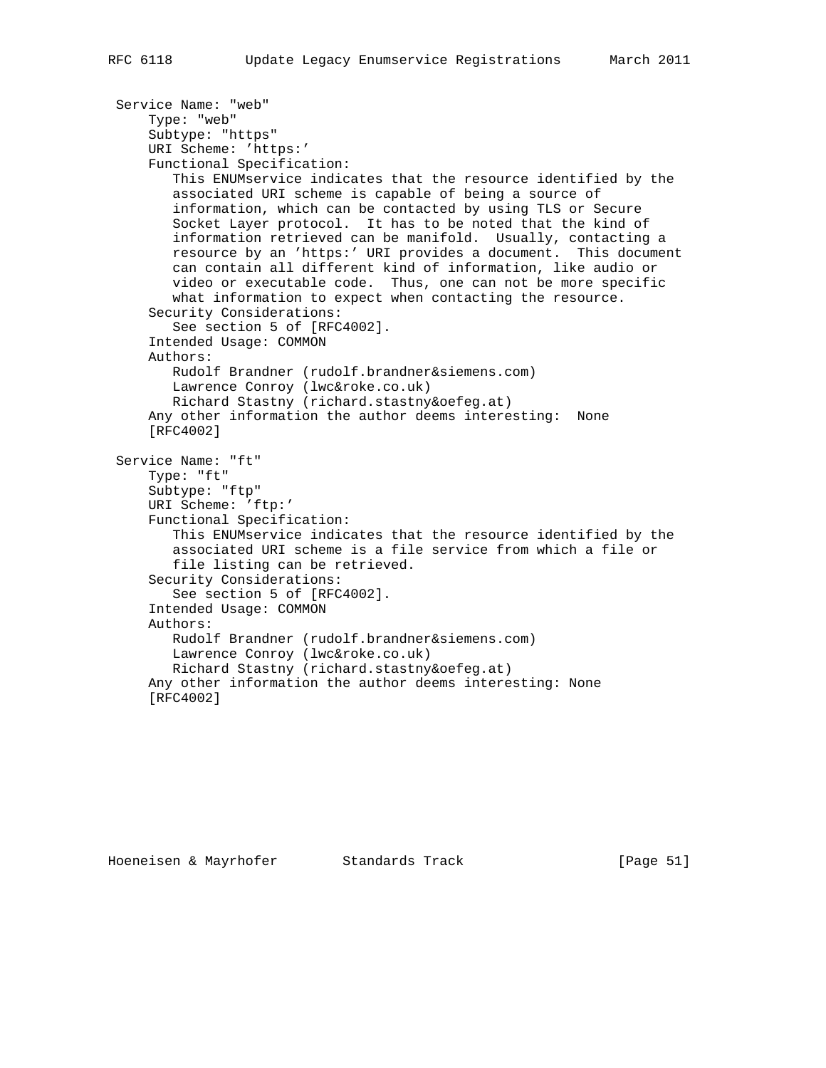```
 Service Name: "web"
     Type: "web"
     Subtype: "https"
     URI Scheme: 'https:'
     Functional Specification:
        This ENUMservice indicates that the resource identified by the
        associated URI scheme is capable of being a source of
        information, which can be contacted by using TLS or Secure
        Socket Layer protocol.  It has to be noted that the kind of
        information retrieved can be manifold.  Usually, contacting a
        resource by an 'https:' URI provides a document.  This document
        can contain all different kind of information, like audio or
        video or executable code.  Thus, one can not be more specific
        what information to expect when contacting the resource.
     Security Considerations:
        See section 5 of [RFC4002].
     Intended Usage: COMMON
     Authors:
        Rudolf Brandner (rudolf.brandner&siemens.com)
        Lawrence Conroy (lwc&roke.co.uk)
        Richard Stastny (richard.stastny&oefeg.at)
     Any other information the author deems interesting:  None
     [RFC4002]

 Service Name: "ft"
     Type: "ft"
     Subtype: "ftp"
     URI Scheme: 'ftp:'
     Functional Specification:
        This ENUMservice indicates that the resource identified by the
        associated URI scheme is a file service from which a file or
        file listing can be retrieved.
     Security Considerations:
        See section 5 of [RFC4002].
     Intended Usage: COMMON
     Authors:
        Rudolf Brandner (rudolf.brandner&siemens.com)
        Lawrence Conroy (lwc&roke.co.uk)
        Richard Stastny (richard.stastny&oefeg.at)
     Any other information the author deems interesting: None
     [RFC4002]
```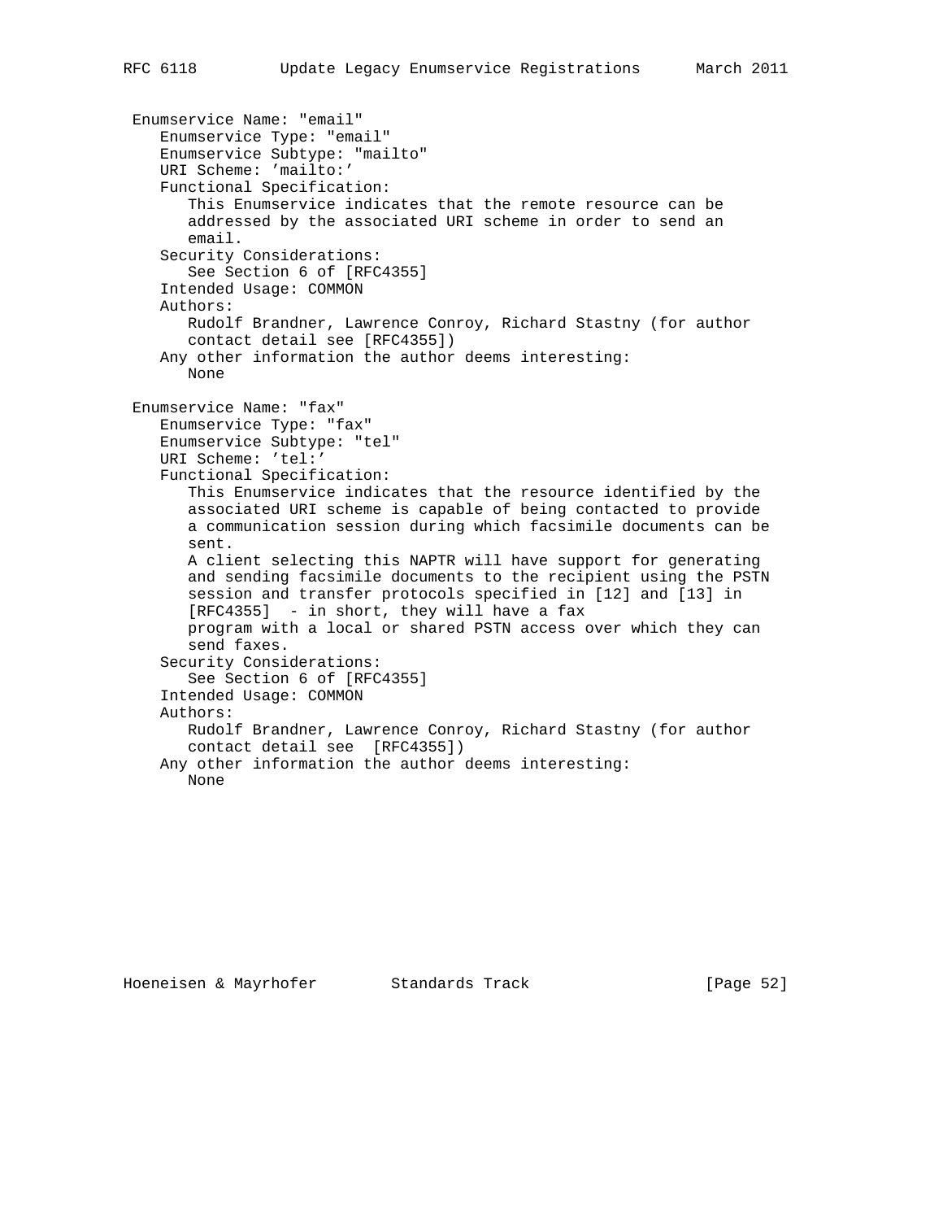Enumservice Name: "email"
   Enumservice Type: "email"
   Enumservice Subtype: "mailto"
   URI Scheme: 'mailto:'
   Functional Specification:
      This Enumservice indicates that the remote resource can be
      addressed by the associated URI scheme in order to send an
      email.
   Security Considerations:
      See Section 6 of [RFC4355]
   Intended Usage: COMMON
   Authors:
      Rudolf Brandner, Lawrence Conroy, Richard Stastny (for author
      contact detail see [RFC4355])
   Any other information the author deems interesting:
      None

Enumservice Name: "fax"
   Enumservice Type: "fax"
   Enumservice Subtype: "tel"
   URI Scheme: 'tel:'
   Functional Specification:
      This Enumservice indicates that the resource identified by the
      associated URI scheme is capable of being contacted to provide
      a communication session during which facsimile documents can be
      sent.
      A client selecting this NAPTR will have support for generating
      and sending facsimile documents to the recipient using the PSTN
      session and transfer protocols specified in [12] and [13] in
      [RFC4355]  - in short, they will have a fax
      program with a local or shared PSTN access over which they can
      send faxes.
   Security Considerations:
      See Section 6 of [RFC4355]
   Intended Usage: COMMON
   Authors:
      Rudolf Brandner, Lawrence Conroy, Richard Stastny (for author
      contact detail see  [RFC4355])
   Any other information the author deems interesting:
      None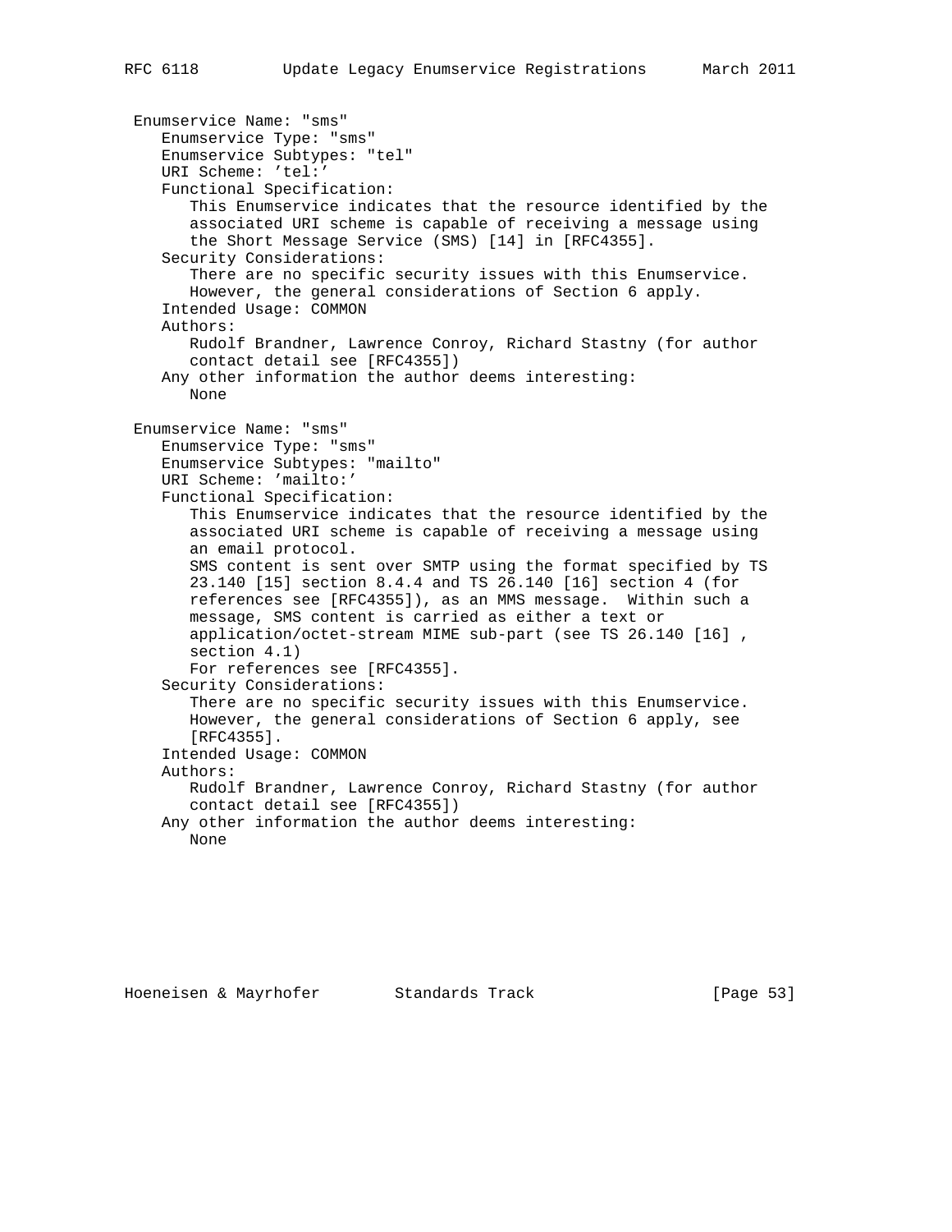Enumservice Name: "sms"

Enumservice Type: "sms"

Enumservice Subtypes: "tel"

URI Scheme: 'tel:'

Functional Specification:

This Enumservice indicates that the resource identified by the associated URI scheme is capable of receiving a message using the Short Message Service (SMS) [14] in [RFC4355].

Security Considerations:

There are no specific security issues with this Enumservice. However, the general considerations of Section 6 apply.

Intended Usage: COMMON

Authors:

Rudolf Brandner, Lawrence Conroy, Richard Stastny (for author contact detail see [RFC4355])

Any other information the author deems interesting:

None

Enumservice Name: "sms"

Enumservice Type: "sms"

Enumservice Subtypes: "mailto"

URI Scheme: 'mailto:'

Functional Specification:

This Enumservice indicates that the resource identified by the associated URI scheme is capable of receiving a message using an email protocol.

SMS content is sent over SMTP using the format specified by TS 23.140 [15] section 8.4.4 and TS 26.140 [16] section 4 (for references see [RFC4355]), as an MMS message. Within such a message, SMS content is carried as either a text or application/octet-stream MIME sub-part (see TS 26.140 [16] , section 4.1)

For references see [RFC4355].

Security Considerations:

There are no specific security issues with this Enumservice. However, the general considerations of Section 6 apply, see [RFC4355].

Intended Usage: COMMON

Authors:

Rudolf Brandner, Lawrence Conroy, Richard Stastny (for author contact detail see [RFC4355])

Any other information the author deems interesting:

None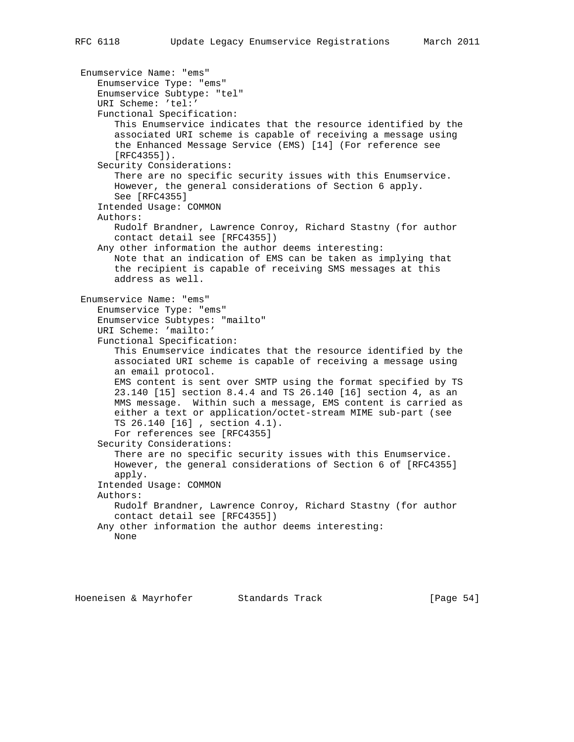Enumservice Name: "ems"

Enumservice Type: "ems"

Enumservice Subtype: "tel"

URI Scheme: 'tel:'

Functional Specification:

This Enumservice indicates that the resource identified by the associated URI scheme is capable of receiving a message using the Enhanced Message Service (EMS) [14] (For reference see [RFC4355]).

Security Considerations:

There are no specific security issues with this Enumservice. However, the general considerations of Section 6 apply. See [RFC4355]

Intended Usage: COMMON

Authors:

Rudolf Brandner, Lawrence Conroy, Richard Stastny (for author contact detail see [RFC4355])

Any other information the author deems interesting:

Note that an indication of EMS can be taken as implying that the recipient is capable of receiving SMS messages at this address as well.

Enumservice Name: "ems"

Enumservice Type: "ems"

Enumservice Subtypes: "mailto"

URI Scheme: 'mailto:'

Functional Specification:

This Enumservice indicates that the resource identified by the associated URI scheme is capable of receiving a message using an email protocol.

EMS content is sent over SMTP using the format specified by TS 23.140 [15] section 8.4.4 and TS 26.140 [16] section 4, as an MMS message. Within such a message, EMS content is carried as either a text or application/octet-stream MIME sub-part (see TS 26.140 [16] , section 4.1).

For references see [RFC4355]

Security Considerations:

There are no specific security issues with this Enumservice. However, the general considerations of Section 6 of [RFC4355] apply.

Intended Usage: COMMON

Authors:

Rudolf Brandner, Lawrence Conroy, Richard Stastny (for author contact detail see [RFC4355])

Any other information the author deems interesting:

None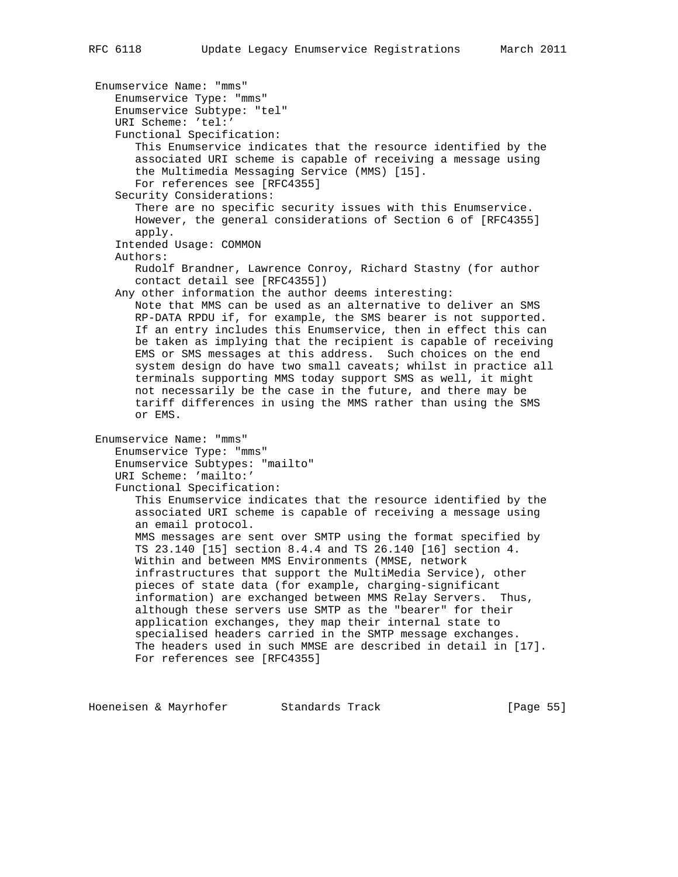Enumservice Name: "mms"
   Enumservice Type: "mms"
   Enumservice Subtype: "tel"
   URI Scheme: 'tel:'
   Functional Specification:
      This Enumservice indicates that the resource identified by the
      associated URI scheme is capable of receiving a message using
      the Multimedia Messaging Service (MMS) [15].
      For references see [RFC4355]
   Security Considerations:
      There are no specific security issues with this Enumservice.
      However, the general considerations of Section 6 of [RFC4355]
      apply.
   Intended Usage: COMMON
   Authors:
      Rudolf Brandner, Lawrence Conroy, Richard Stastny (for author
      contact detail see [RFC4355])
   Any other information the author deems interesting:
      Note that MMS can be used as an alternative to deliver an SMS
      RP-DATA RPDU if, for example, the SMS bearer is not supported.
      If an entry includes this Enumservice, then in effect this can
      be taken as implying that the recipient is capable of receiving
      EMS or SMS messages at this address.  Such choices on the end
      system design do have two small caveats; whilst in practice all
      terminals supporting MMS today support SMS as well, it might
      not necessarily be the case in the future, and there may be
      tariff differences in using the MMS rather than using the SMS
      or EMS.

Enumservice Name: "mms"
   Enumservice Type: "mms"
   Enumservice Subtypes: "mailto"
   URI Scheme: 'mailto:'
   Functional Specification:
      This Enumservice indicates that the resource identified by the
      associated URI scheme is capable of receiving a message using
      an email protocol.
      MMS messages are sent over SMTP using the format specified by
      TS 23.140 [15] section 8.4.4 and TS 26.140 [16] section 4.
      Within and between MMS Environments (MMSE, network
      infrastructures that support the MultiMedia Service), other
      pieces of state data (for example, charging-significant
      information) are exchanged between MMS Relay Servers.  Thus,
      although these servers use SMTP as the "bearer" for their
      application exchanges, they map their internal state to
      specialised headers carried in the SMTP message exchanges.
      The headers used in such MMSE are described in detail in [17].
      For references see [RFC4355]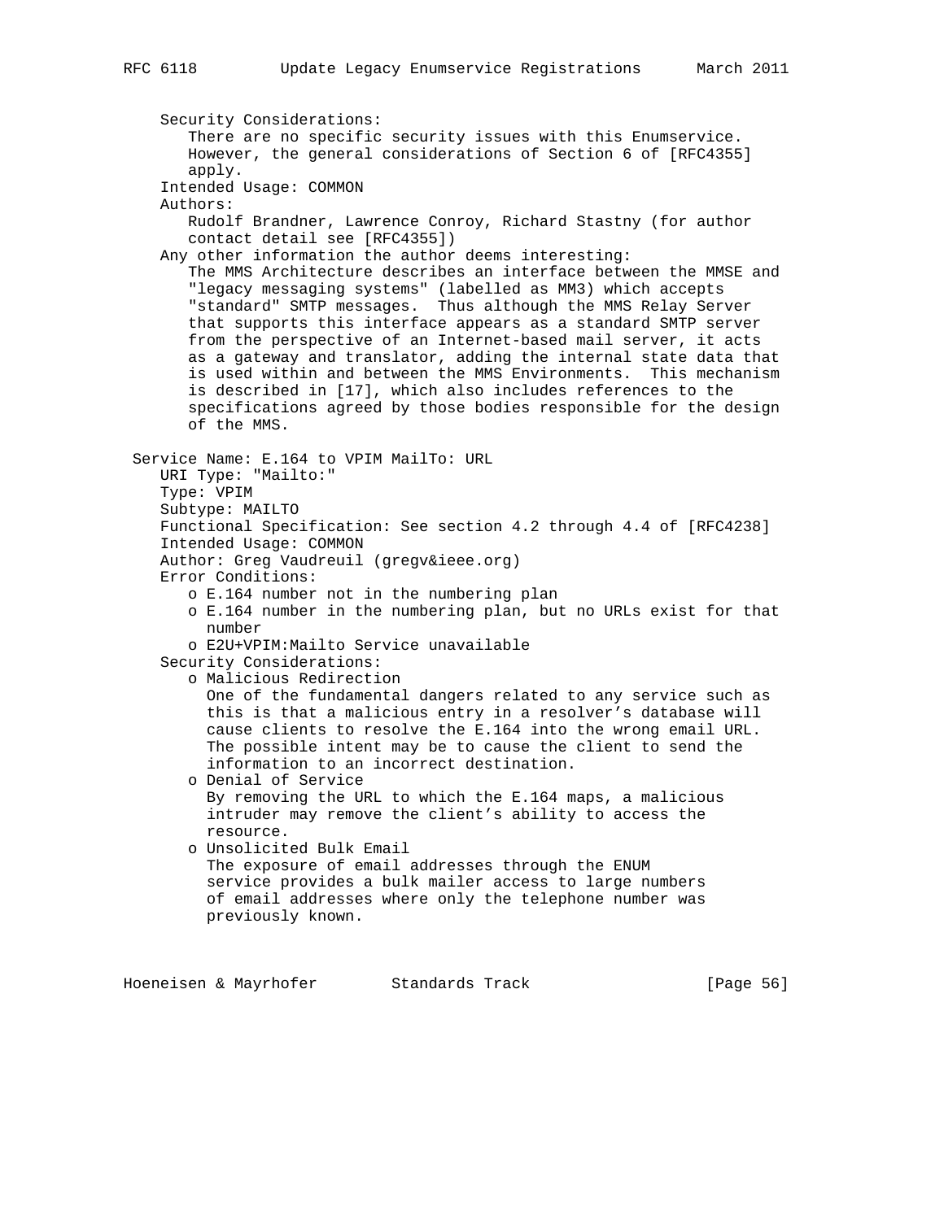Security Considerations:
There are no specific security issues with this Enumservice. However, the general considerations of Section 6 of [RFC4355] apply.

Intended Usage: COMMON

Authors:
Rudolf Brandner, Lawrence Conroy, Richard Stastny (for author contact detail see [RFC4355])

Any other information the author deems interesting:
The MMS Architecture describes an interface between the MMSE and "legacy messaging systems" (labelled as MM3) which accepts "standard" SMTP messages. Thus although the MMS Relay Server that supports this interface appears as a standard SMTP server from the perspective of an Internet-based mail server, it acts as a gateway and translator, adding the internal state data that is used within and between the MMS Environments. This mechanism is described in [17], which also includes references to the specifications agreed by those bodies responsible for the design of the MMS.

Service Name: E.164 to VPIM MailTo: URL

URI Type: "Mailto:"

Type: VPIM

Subtype: MAILTO

Functional Specification: See section 4.2 through 4.4 of [RFC4238]

Intended Usage: COMMON

Author: Greg Vaudreuil (gregv&ieee.org)

Error Conditions:

- o E.164 number not in the numbering plan
- o E.164 number in the numbering plan, but no URLs exist for that number
- o E2U+VPIM:Mailto Service unavailable

Security Considerations:

- o Malicious Redirection
  One of the fundamental dangers related to any service such as this is that a malicious entry in a resolver's database will cause clients to resolve the E.164 into the wrong email URL. The possible intent may be to cause the client to send the information to an incorrect destination.
- o Denial of Service
  By removing the URL to which the E.164 maps, a malicious intruder may remove the client's ability to access the resource.
- o Unsolicited Bulk Email
  The exposure of email addresses through the ENUM service provides a bulk mailer access to large numbers of email addresses where only the telephone number was previously known.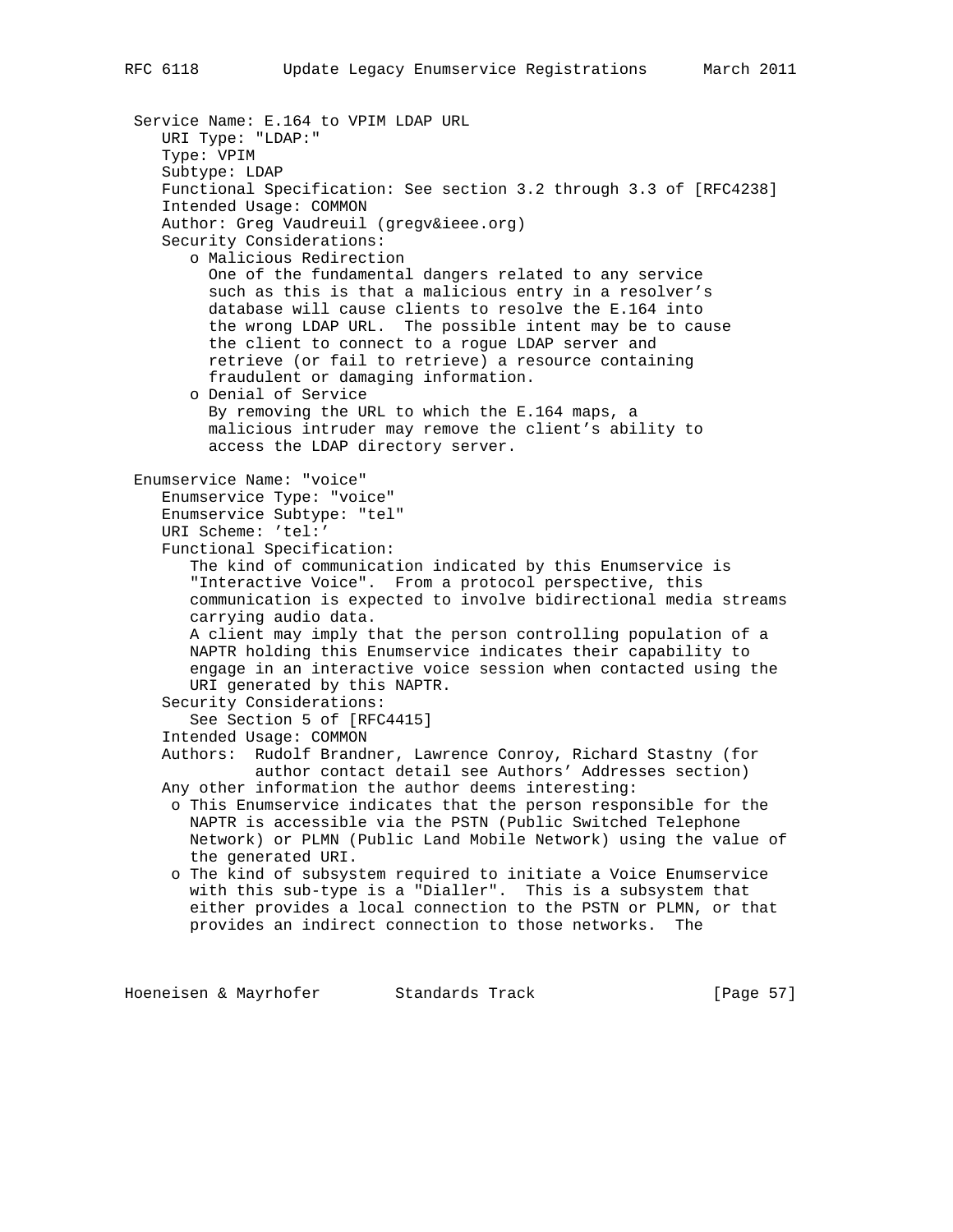Service Name: E.164 to VPIM LDAP URL

URI Type: "LDAP:"

Type: VPIM

Subtype: LDAP

Functional Specification: See section 3.2 through 3.3 of [RFC4238]

Intended Usage: COMMON

Author: Greg Vaudreuil (gregv&ieee.org)

Security Considerations:

- Malicious Redirection
  One of the fundamental dangers related to any service such as this is that a malicious entry in a resolver's database will cause clients to resolve the E.164 into the wrong LDAP URL. The possible intent may be to cause the client to connect to a rogue LDAP server and retrieve (or fail to retrieve) a resource containing fraudulent or damaging information.
- Denial of Service
  By removing the URL to which the E.164 maps, a malicious intruder may remove the client's ability to access the LDAP directory server.

Enumservice Name: "voice"

Enumservice Type: "voice"

Enumservice Subtype: "tel"

URI Scheme: 'tel:'

Functional Specification:

The kind of communication indicated by this Enumservice is "Interactive Voice". From a protocol perspective, this communication is expected to involve bidirectional media streams carrying audio data.

A client may imply that the person controlling population of a NAPTR holding this Enumservice indicates their capability to engage in an interactive voice session when contacted using the URI generated by this NAPTR.

Security Considerations:

See Section 5 of [RFC4415]

Intended Usage: COMMON

Authors: Rudolf Brandner, Lawrence Conroy, Richard Stastny (for author contact detail see Authors' Addresses section)

Any other information the author deems interesting:

- This Enumservice indicates that the person responsible for the NAPTR is accessible via the PSTN (Public Switched Telephone Network) or PLMN (Public Land Mobile Network) using the value of the generated URI.
- The kind of subsystem required to initiate a Voice Enumservice with this sub-type is a "Dialler". This is a subsystem that either provides a local connection to the PSTN or PLMN, or that provides an indirect connection to those networks. The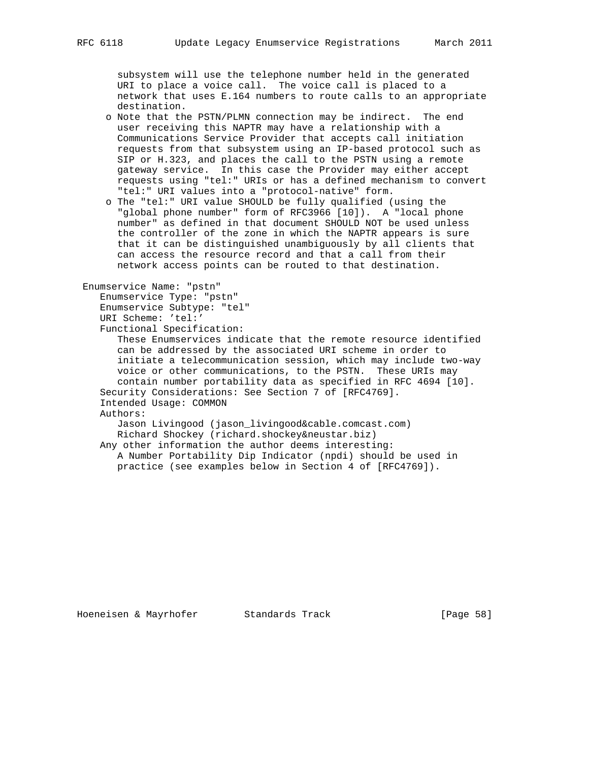subsystem will use the telephone number held in the generated URI to place a voice call. The voice call is placed to a network that uses E.164 numbers to route calls to an appropriate destination.

- Note that the PSTN/PLMN connection may be indirect. The end user receiving this NAPTR may have a relationship with a Communications Service Provider that accepts call initiation requests from that subsystem using an IP-based protocol such as SIP or H.323, and places the call to the PSTN using a remote gateway service. In this case the Provider may either accept requests using "tel:" URIs or has a defined mechanism to convert "tel:" URI values into a "protocol-native" form.
- The "tel:" URI value SHOULD be fully qualified (using the "global phone number" form of RFC3966 [10]). A "local phone number" as defined in that document SHOULD NOT be used unless the controller of the zone in which the NAPTR appears is sure that it can be distinguished unambiguously by all clients that can access the resource record and that a call from their network access points can be routed to that destination.

Enumservice Name: "pstn"

Enumservice Type: "pstn"

Enumservice Subtype: "tel"

URI Scheme: 'tel:'

Functional Specification:

These Enumservices indicate that the remote resource identified can be addressed by the associated URI scheme in order to initiate a telecommunication session, which may include two-way voice or other communications, to the PSTN. These URIs may contain number portability data as specified in RFC 4694 [10].

Security Considerations: See Section 7 of [RFC4769].

Intended Usage: COMMON

Authors:

Jason Livingood (jason_livingood&cable.comcast.com)
Richard Shockey (richard.shockey&neustar.biz)

Any other information the author deems interesting:

A Number Portability Dip Indicator (npdi) should be used in practice (see examples below in Section 4 of [RFC4769]).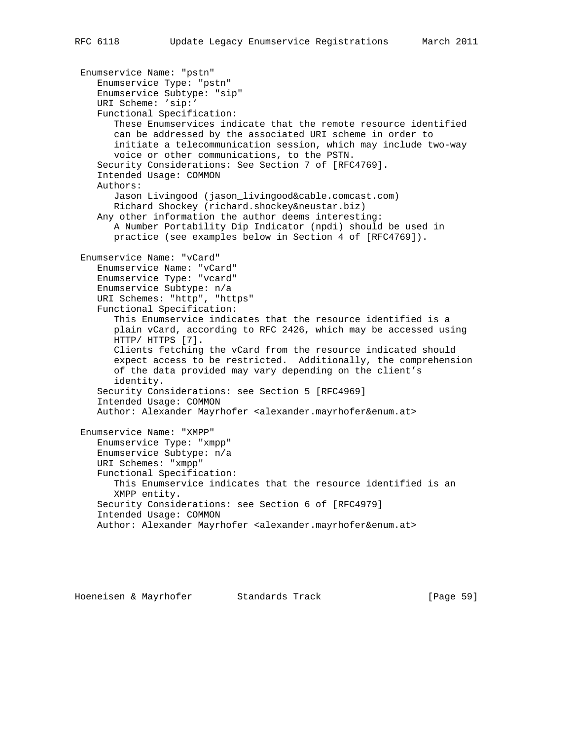Enumservice Name: "pstn"
   Enumservice Type: "pstn"
   Enumservice Subtype: "sip"
   URI Scheme: 'sip:'
   Functional Specification:
      These Enumservices indicate that the remote resource identified
      can be addressed by the associated URI scheme in order to
      initiate a telecommunication session, which may include two-way
      voice or other communications, to the PSTN.
   Security Considerations: See Section 7 of [RFC4769].
   Intended Usage: COMMON
   Authors:
      Jason Livingood (jason_livingood&cable.comcast.com)
      Richard Shockey (richard.shockey&neustar.biz)
   Any other information the author deems interesting:
      A Number Portability Dip Indicator (npdi) should be used in
      practice (see examples below in Section 4 of [RFC4769]).

Enumservice Name: "vCard"
   Enumservice Name: "vCard"
   Enumservice Type: "vcard"
   Enumservice Subtype: n/a
   URI Schemes: "http", "https"
   Functional Specification:
      This Enumservice indicates that the resource identified is a
      plain vCard, according to RFC 2426, which may be accessed using
      HTTP/ HTTPS [7].
      Clients fetching the vCard from the resource indicated should
      expect access to be restricted.  Additionally, the comprehension
      of the data provided may vary depending on the client's
      identity.
   Security Considerations: see Section 5 [RFC4969]
   Intended Usage: COMMON
   Author: Alexander Mayrhofer <alexander.mayrhofer&enum.at>

Enumservice Name: "XMPP"
   Enumservice Type: "xmpp"
   Enumservice Subtype: n/a
   URI Schemes: "xmpp"
   Functional Specification:
      This Enumservice indicates that the resource identified is an
      XMPP entity.
   Security Considerations: see Section 6 of [RFC4979]
   Intended Usage: COMMON
   Author: Alexander Mayrhofer <alexander.mayrhofer&enum.at>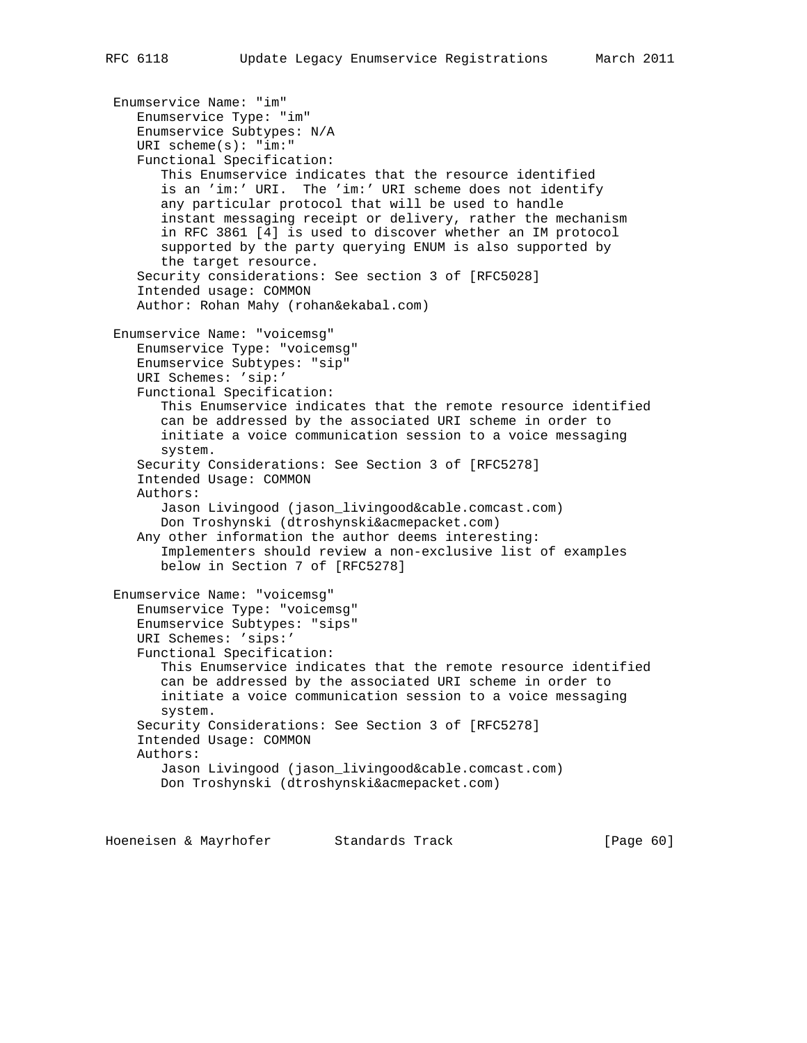```
 Enumservice Name: "im"
    Enumservice Type: "im"
    Enumservice Subtypes: N/A
    URI scheme(s): "im:"
    Functional Specification:
       This Enumservice indicates that the resource identified
       is an 'im:' URI.  The 'im:' URI scheme does not identify
       any particular protocol that will be used to handle
       instant messaging receipt or delivery, rather the mechanism
       in RFC 3861 [4] is used to discover whether an IM protocol
       supported by the party querying ENUM is also supported by
       the target resource.
    Security considerations: See section 3 of [RFC5028]
    Intended usage: COMMON
    Author: Rohan Mahy (rohan&ekabal.com)

 Enumservice Name: "voicemsg"
    Enumservice Type: "voicemsg"
    Enumservice Subtypes: "sip"
    URI Schemes: 'sip:'
    Functional Specification:
       This Enumservice indicates that the remote resource identified
       can be addressed by the associated URI scheme in order to
       initiate a voice communication session to a voice messaging
       system.
    Security Considerations: See Section 3 of [RFC5278]
    Intended Usage: COMMON
    Authors:
       Jason Livingood (jason_livingood&cable.comcast.com)
       Don Troshynski (dtroshynski&acmepacket.com)
    Any other information the author deems interesting:
       Implementers should review a non-exclusive list of examples
       below in Section 7 of [RFC5278]

 Enumservice Name: "voicemsg"
    Enumservice Type: "voicemsg"
    Enumservice Subtypes: "sips"
    URI Schemes: 'sips:'
    Functional Specification:
       This Enumservice indicates that the remote resource identified
       can be addressed by the associated URI scheme in order to
       initiate a voice communication session to a voice messaging
       system.
    Security Considerations: See Section 3 of [RFC5278]
    Intended Usage: COMMON
    Authors:
       Jason Livingood (jason_livingood&cable.comcast.com)
       Don Troshynski (dtroshynski&acmepacket.com)
```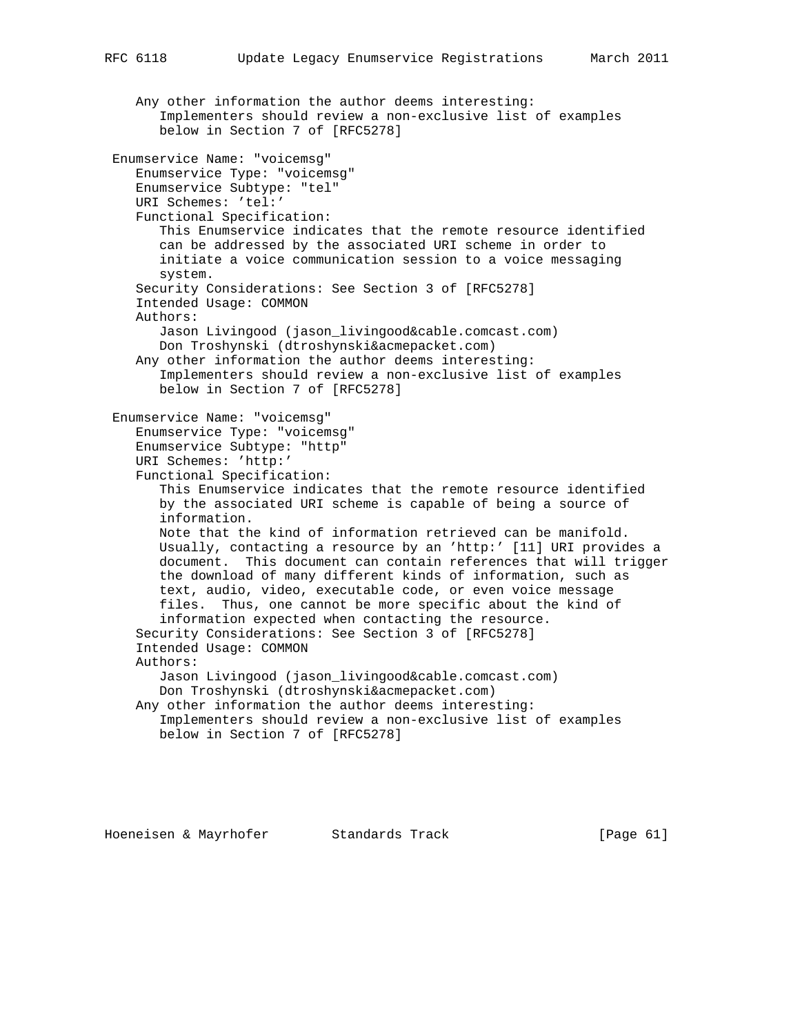Any other information the author deems interesting:
   Implementers should review a non-exclusive list of examples
   below in Section 7 of [RFC5278]

Enumservice Name: "voicemsg"
   Enumservice Type: "voicemsg"
   Enumservice Subtype: "tel"
   URI Schemes: 'tel:'
   Functional Specification:
      This Enumservice indicates that the remote resource identified
      can be addressed by the associated URI scheme in order to
      initiate a voice communication session to a voice messaging
      system.
   Security Considerations: See Section 3 of [RFC5278]
   Intended Usage: COMMON
   Authors:
      Jason Livingood (jason_livingood&cable.comcast.com)
      Don Troshynski (dtroshynski&acmepacket.com)
   Any other information the author deems interesting:
      Implementers should review a non-exclusive list of examples
      below in Section 7 of [RFC5278]

Enumservice Name: "voicemsg"
   Enumservice Type: "voicemsg"
   Enumservice Subtype: "http"
   URI Schemes: 'http:'
   Functional Specification:
      This Enumservice indicates that the remote resource identified
      by the associated URI scheme is capable of being a source of
      information.
      Note that the kind of information retrieved can be manifold.
      Usually, contacting a resource by an 'http:' [11] URI provides a
      document. This document can contain references that will trigger
      the download of many different kinds of information, such as
      text, audio, video, executable code, or even voice message
      files. Thus, one cannot be more specific about the kind of
      information expected when contacting the resource.
   Security Considerations: See Section 3 of [RFC5278]
   Intended Usage: COMMON
   Authors:
      Jason Livingood (jason_livingood&cable.comcast.com)
      Don Troshynski (dtroshynski&acmepacket.com)
   Any other information the author deems interesting:
      Implementers should review a non-exclusive list of examples
      below in Section 7 of [RFC5278]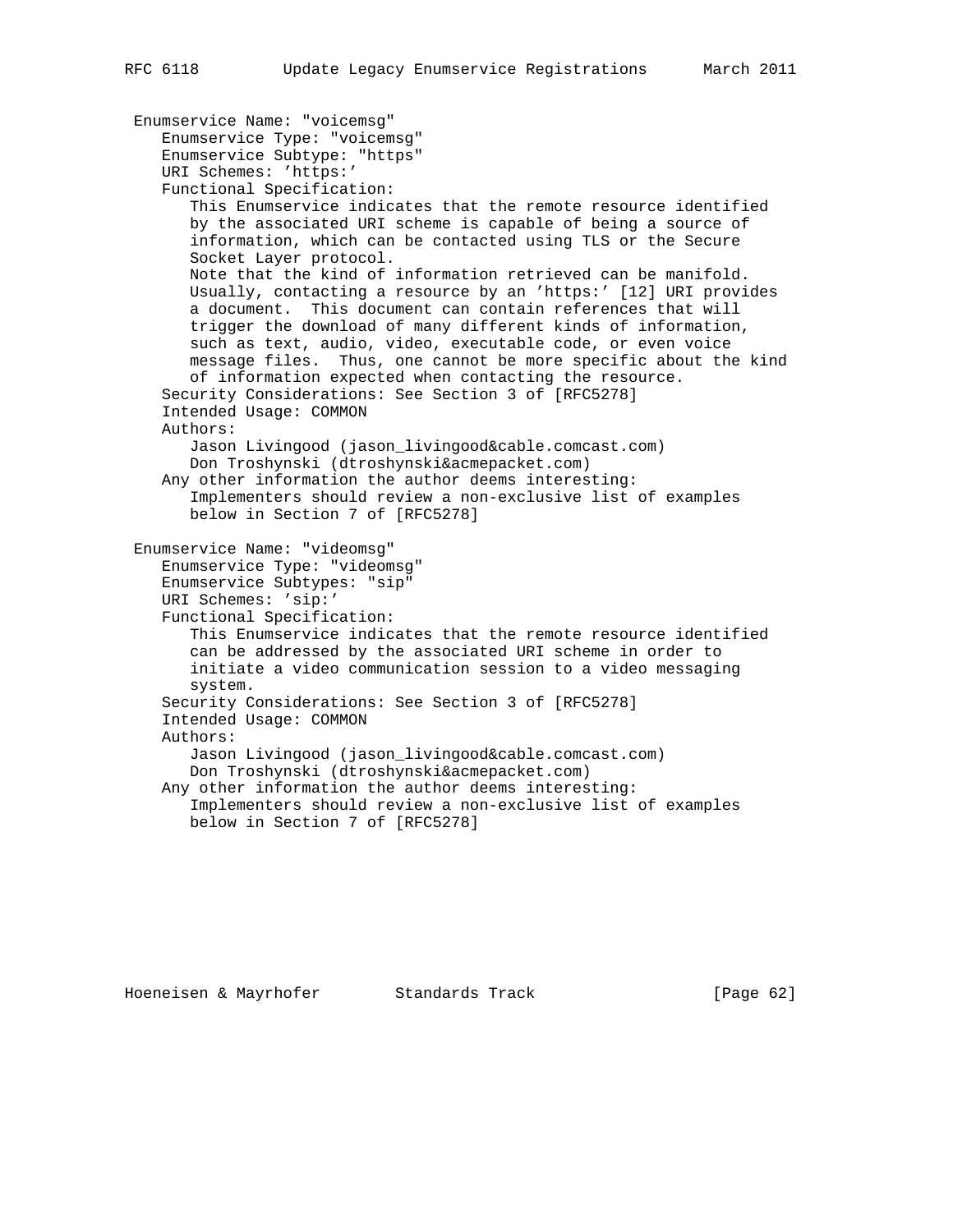Enumservice Name: "voicemsg"

Enumservice Type: "voicemsg"

Enumservice Subtype: "https"

URI Schemes: 'https:'

Functional Specification:

This Enumservice indicates that the remote resource identified by the associated URI scheme is capable of being a source of information, which can be contacted using TLS or the Secure Socket Layer protocol.

Note that the kind of information retrieved can be manifold. Usually, contacting a resource by an 'https:' [12] URI provides a document. This document can contain references that will trigger the download of many different kinds of information, such as text, audio, video, executable code, or even voice message files. Thus, one cannot be more specific about the kind of information expected when contacting the resource.

Security Considerations: See Section 3 of [RFC5278]

Intended Usage: COMMON

Authors:

Jason Livingood (jason_livingood&cable.comcast.com)
Don Troshynski (dtroshynski&acmepacket.com)

Any other information the author deems interesting:

Implementers should review a non-exclusive list of examples below in Section 7 of [RFC5278]

Enumservice Name: "videomsg"

Enumservice Type: "videomsg"

Enumservice Subtypes: "sip"

URI Schemes: 'sip:'

Functional Specification:

This Enumservice indicates that the remote resource identified can be addressed by the associated URI scheme in order to initiate a video communication session to a video messaging system.

Security Considerations: See Section 3 of [RFC5278]

Intended Usage: COMMON

Authors:

Jason Livingood (jason_livingood&cable.comcast.com)
Don Troshynski (dtroshynski&acmepacket.com)

Any other information the author deems interesting:

Implementers should review a non-exclusive list of examples below in Section 7 of [RFC5278]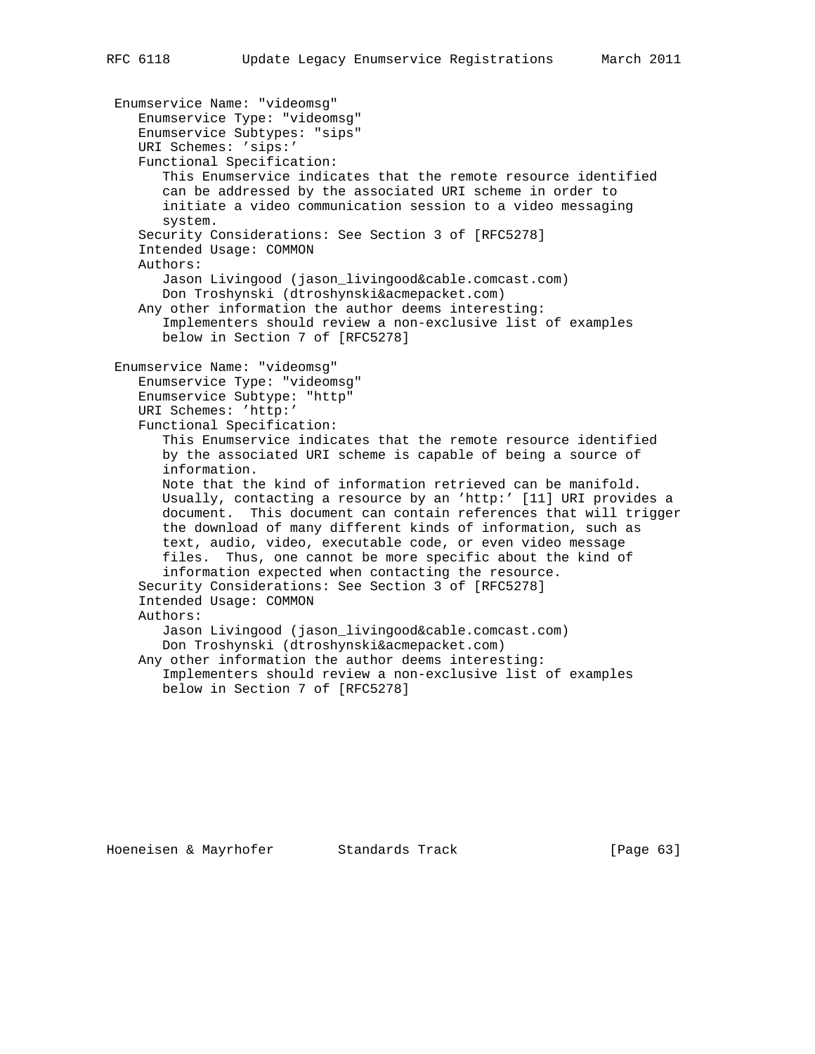Enumservice Name: "videomsg"
   Enumservice Type: "videomsg"
   Enumservice Subtypes: "sips"
   URI Schemes: 'sips:'
   Functional Specification:
      This Enumservice indicates that the remote resource identified
      can be addressed by the associated URI scheme in order to
      initiate a video communication session to a video messaging
      system.
   Security Considerations: See Section 3 of [RFC5278]
   Intended Usage: COMMON
   Authors:
      Jason Livingood (jason_livingood&cable.comcast.com)
      Don Troshynski (dtroshynski&acmepacket.com)
   Any other information the author deems interesting:
      Implementers should review a non-exclusive list of examples
      below in Section 7 of [RFC5278]

Enumservice Name: "videomsg"
   Enumservice Type: "videomsg"
   Enumservice Subtype: "http"
   URI Schemes: 'http:'
   Functional Specification:
      This Enumservice indicates that the remote resource identified
      by the associated URI scheme is capable of being a source of
      information.
      Note that the kind of information retrieved can be manifold.
      Usually, contacting a resource by an 'http:' [11] URI provides a
      document.  This document can contain references that will trigger
      the download of many different kinds of information, such as
      text, audio, video, executable code, or even video message
      files.  Thus, one cannot be more specific about the kind of
      information expected when contacting the resource.
   Security Considerations: See Section 3 of [RFC5278]
   Intended Usage: COMMON
   Authors:
      Jason Livingood (jason_livingood&cable.comcast.com)
      Don Troshynski (dtroshynski&acmepacket.com)
   Any other information the author deems interesting:
      Implementers should review a non-exclusive list of examples
      below in Section 7 of [RFC5278]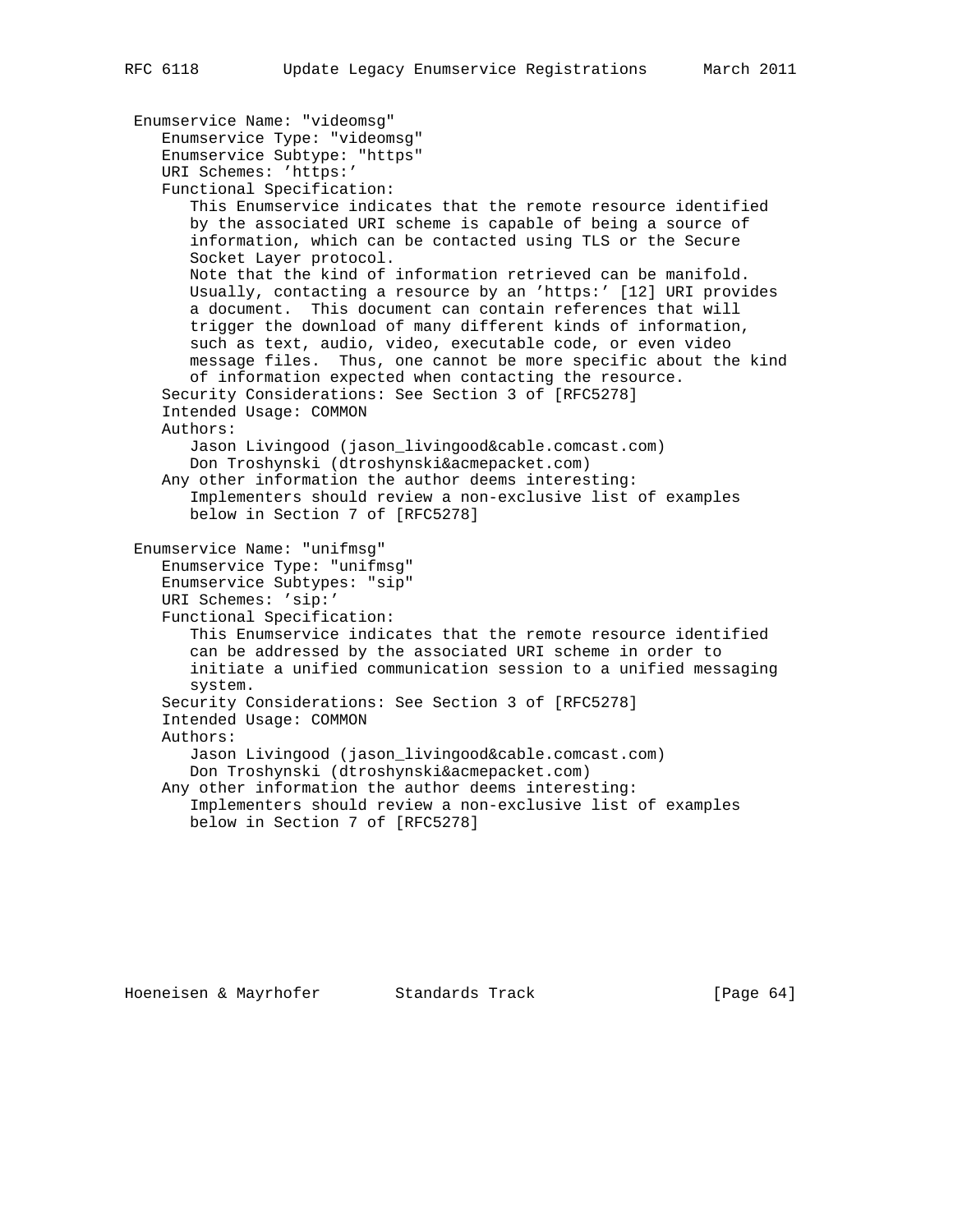Enumservice Name: "videomsg"

Enumservice Type: "videomsg"

Enumservice Subtype: "https"

URI Schemes: 'https:'

Functional Specification:

This Enumservice indicates that the remote resource identified by the associated URI scheme is capable of being a source of information, which can be contacted using TLS or the Secure Socket Layer protocol.

Note that the kind of information retrieved can be manifold. Usually, contacting a resource by an 'https:' [12] URI provides a document. This document can contain references that will trigger the download of many different kinds of information, such as text, audio, video, executable code, or even video message files. Thus, one cannot be more specific about the kind of information expected when contacting the resource.

Security Considerations: See Section 3 of [RFC5278]

Intended Usage: COMMON

Authors:

Jason Livingood (jason_livingood&cable.comcast.com)
Don Troshynski (dtroshynski&acmepacket.com)

Any other information the author deems interesting:

Implementers should review a non-exclusive list of examples below in Section 7 of [RFC5278]

Enumservice Name: "unifmsg"

Enumservice Type: "unifmsg"

Enumservice Subtypes: "sip"

URI Schemes: 'sip:'

Functional Specification:

This Enumservice indicates that the remote resource identified can be addressed by the associated URI scheme in order to initiate a unified communication session to a unified messaging system.

Security Considerations: See Section 3 of [RFC5278]

Intended Usage: COMMON

Authors:

Jason Livingood (jason_livingood&cable.comcast.com)
Don Troshynski (dtroshynski&acmepacket.com)

Any other information the author deems interesting:

Implementers should review a non-exclusive list of examples below in Section 7 of [RFC5278]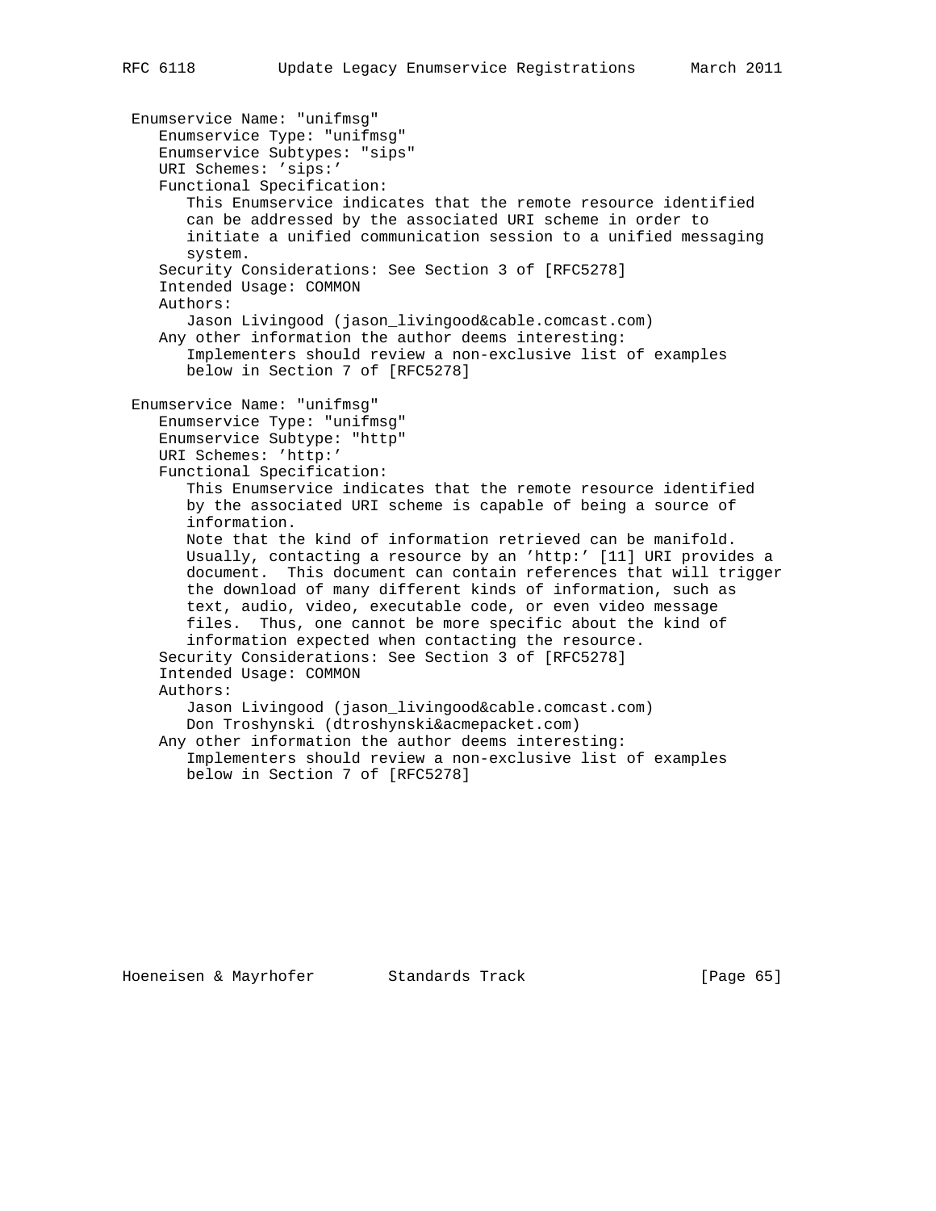Enumservice Name: "unifmsg"
   Enumservice Type: "unifmsg"
   Enumservice Subtypes: "sips"
   URI Schemes: 'sips:'
   Functional Specification:
      This Enumservice indicates that the remote resource identified can be addressed by the associated URI scheme in order to initiate a unified communication session to a unified messaging system.
   Security Considerations: See Section 3 of [RFC5278]
   Intended Usage: COMMON
   Authors:
      Jason Livingood (jason_livingood&cable.comcast.com)
   Any other information the author deems interesting:
      Implementers should review a non-exclusive list of examples below in Section 7 of [RFC5278]

Enumservice Name: "unifmsg"
   Enumservice Type: "unifmsg"
   Enumservice Subtype: "http"
   URI Schemes: 'http:'
   Functional Specification:
      This Enumservice indicates that the remote resource identified by the associated URI scheme is capable of being a source of information.
      Note that the kind of information retrieved can be manifold. Usually, contacting a resource by an 'http:' [11] URI provides a document. This document can contain references that will trigger the download of many different kinds of information, such as text, audio, video, executable code, or even video message files. Thus, one cannot be more specific about the kind of information expected when contacting the resource.
   Security Considerations: See Section 3 of [RFC5278]
   Intended Usage: COMMON
   Authors:
      Jason Livingood (jason_livingood&cable.comcast.com)
      Don Troshynski (dtroshynski&acmepacket.com)
   Any other information the author deems interesting:
      Implementers should review a non-exclusive list of examples below in Section 7 of [RFC5278]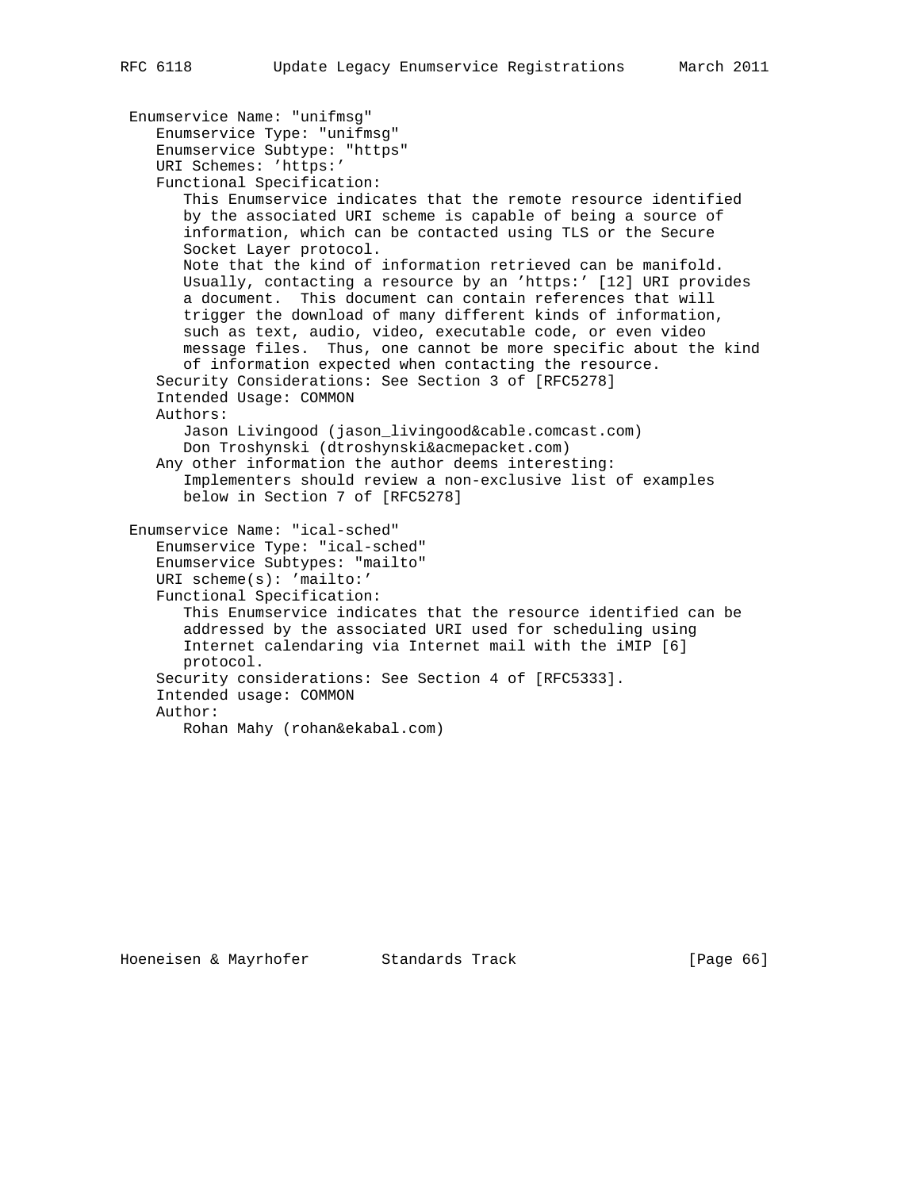Enumservice Name: "unifmsg"
   Enumservice Type: "unifmsg"
   Enumservice Subtype: "https"
   URI Schemes: 'https:'
   Functional Specification:
      This Enumservice indicates that the remote resource identified
      by the associated URI scheme is capable of being a source of
      information, which can be contacted using TLS or the Secure
      Socket Layer protocol.
      Note that the kind of information retrieved can be manifold.
      Usually, contacting a resource by an 'https:' [12] URI provides
      a document.  This document can contain references that will
      trigger the download of many different kinds of information,
      such as text, audio, video, executable code, or even video
      message files.  Thus, one cannot be more specific about the kind
      of information expected when contacting the resource.
   Security Considerations: See Section 3 of [RFC5278]
   Intended Usage: COMMON
   Authors:
      Jason Livingood (jason_livingood&cable.comcast.com)
      Don Troshynski (dtroshynski&acmepacket.com)
   Any other information the author deems interesting:
      Implementers should review a non-exclusive list of examples
      below in Section 7 of [RFC5278]

Enumservice Name: "ical-sched"
   Enumservice Type: "ical-sched"
   Enumservice Subtypes: "mailto"
   URI scheme(s): 'mailto:'
   Functional Specification:
      This Enumservice indicates that the resource identified can be
      addressed by the associated URI used for scheduling using
      Internet calendaring via Internet mail with the iMIP [6]
      protocol.
   Security considerations: See Section 4 of [RFC5333].
   Intended usage: COMMON
   Author:
      Rohan Mahy (rohan&ekabal.com)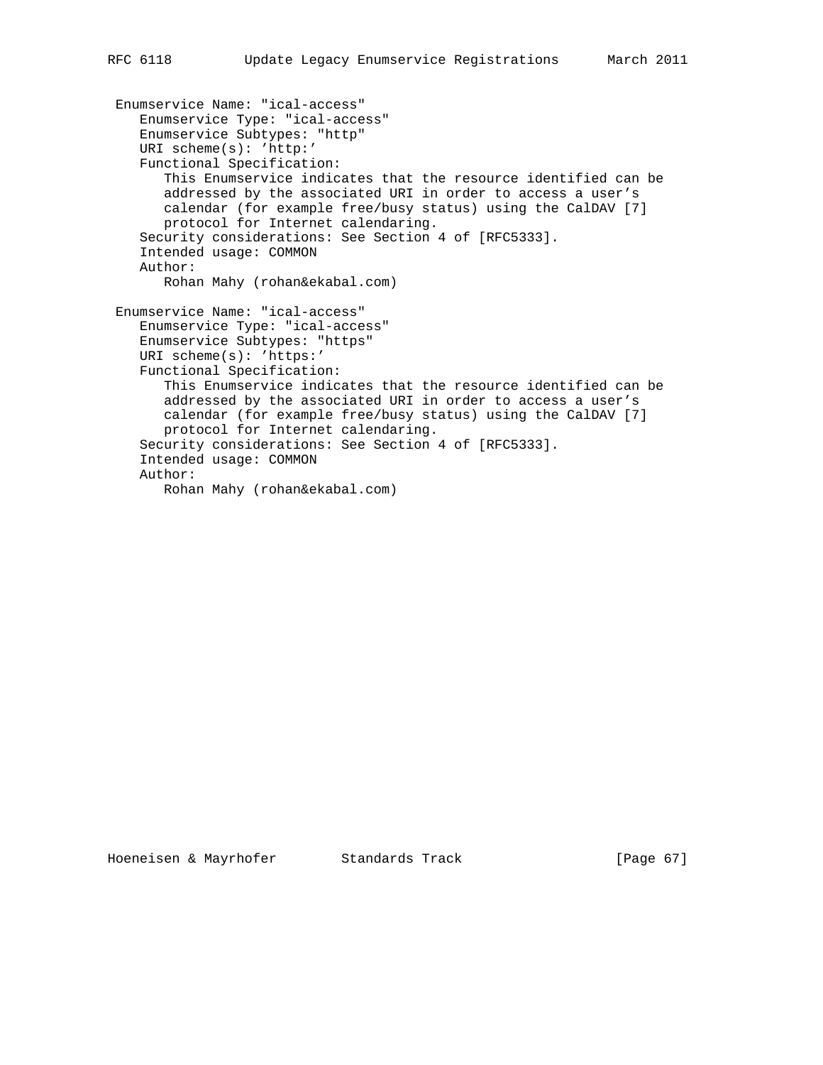Enumservice Name: "ical-access"
Enumservice Type: "ical-access"
Enumservice Subtypes: "http"
URI scheme(s): 'http:'
Functional Specification:
This Enumservice indicates that the resource identified can be addressed by the associated URI in order to access a user's calendar (for example free/busy status) using the CalDAV [7] protocol for Internet calendaring.
Security considerations: See Section 4 of [RFC5333].
Intended usage: COMMON
Author:
Rohan Mahy (rohan&ekabal.com)

Enumservice Name: "ical-access"
Enumservice Type: "ical-access"
Enumservice Subtypes: "https"
URI scheme(s): 'https:'
Functional Specification:
This Enumservice indicates that the resource identified can be addressed by the associated URI in order to access a user's calendar (for example free/busy status) using the CalDAV [7] protocol for Internet calendaring.
Security considerations: See Section 4 of [RFC5333].
Intended usage: COMMON
Author:
Rohan Mahy (rohan&ekabal.com)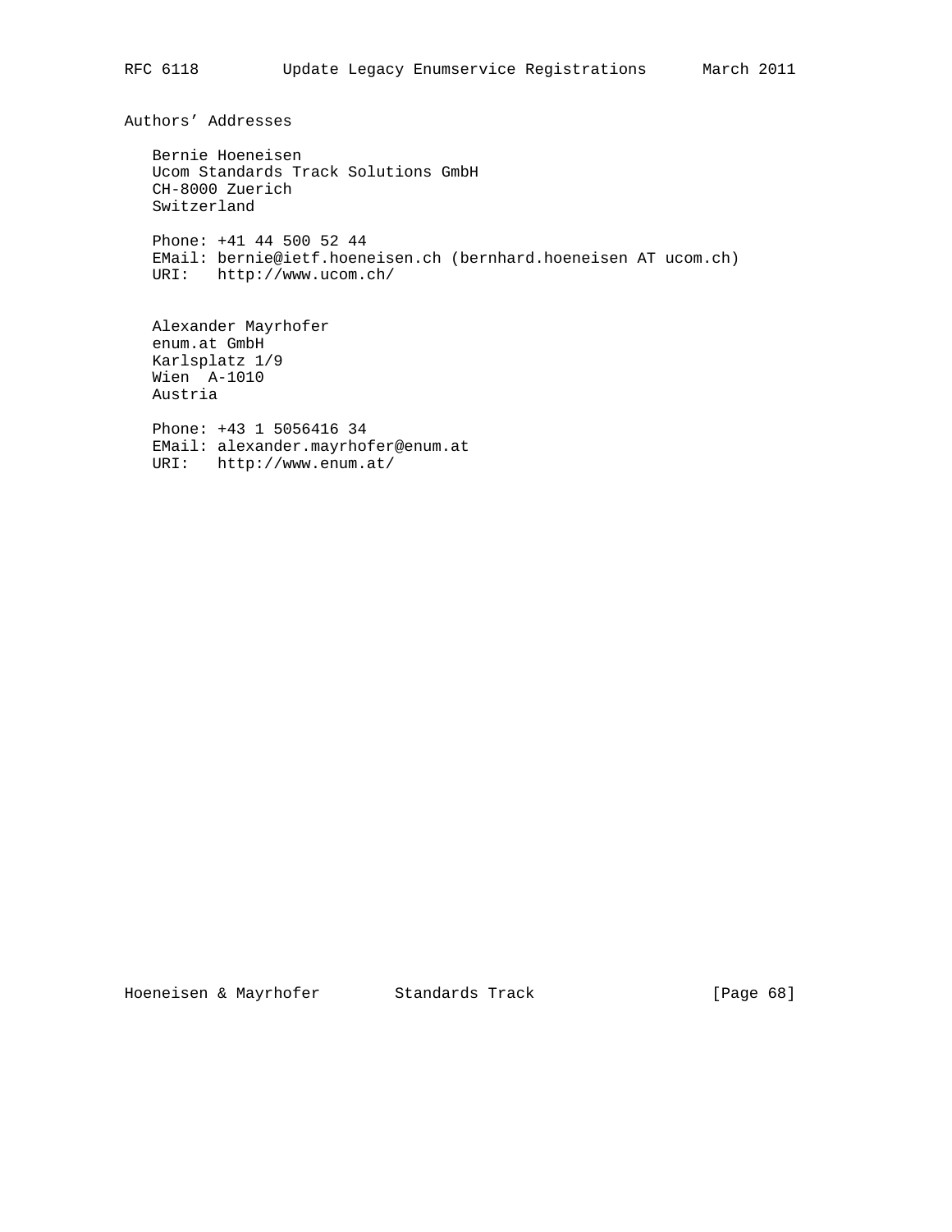## Authors' Addresses

Bernie Hoeneisen
Ucom Standards Track Solutions GmbH
CH-8000 Zuerich
Switzerland

Phone: +41 44 500 52 44
EMail: bernie@ietf.hoeneisen.ch (bernhard.hoeneisen AT ucom.ch)
URI: http://www.ucom.ch/

Alexander Mayrhofer
enum.at GmbH
Karlsplatz 1/9
Wien A-1010
Austria

Phone: +43 1 5056416 34
EMail: alexander.mayrhofer@enum.at
URI: http://www.enum.at/